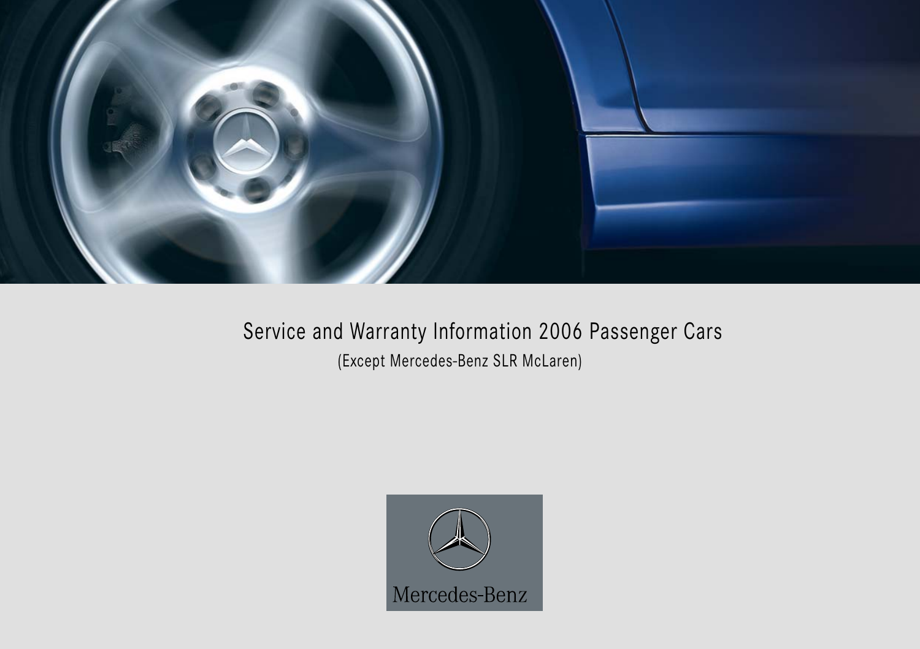# Service and Warranty Information 2006 Passenger Cars

(Except Mercedes-Benz SLR McLaren)

Mercedes-Benz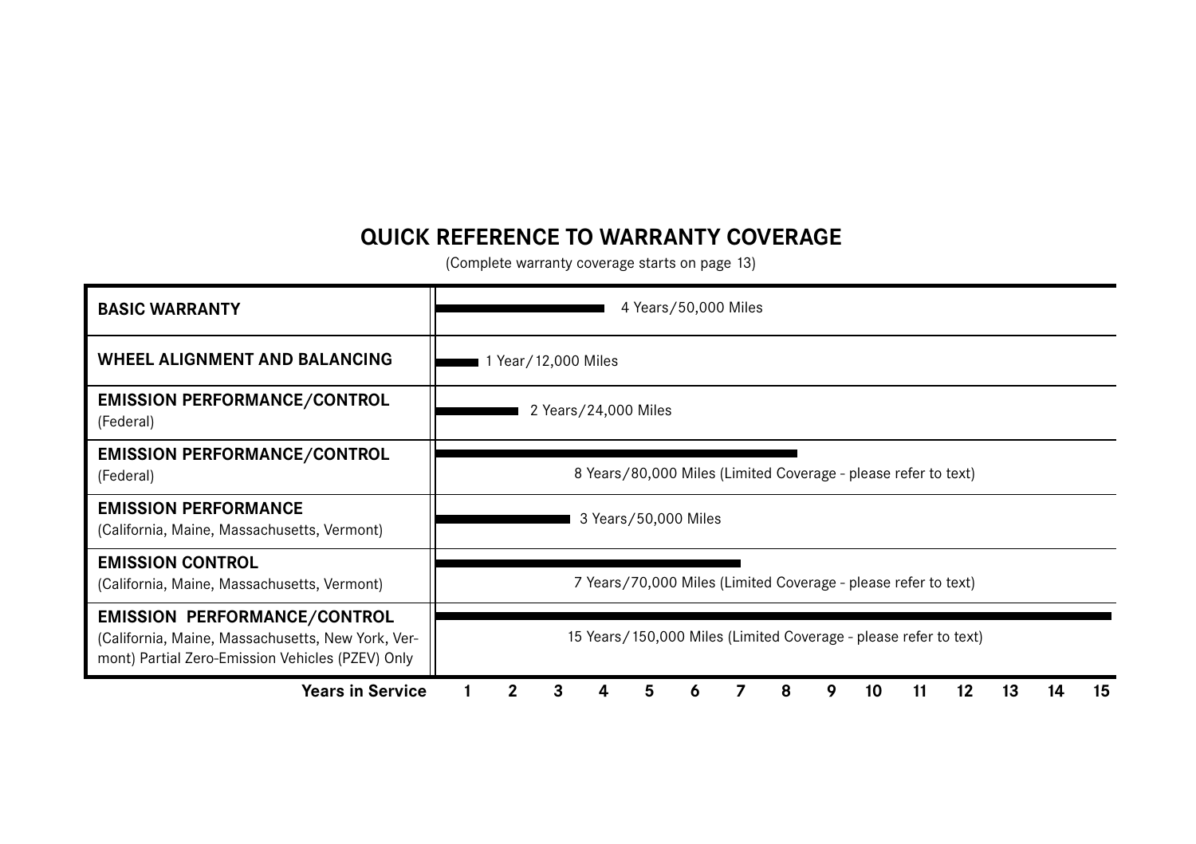## QUICK REFERENCE TO WARRANTY COVERAGE

(Complete warranty coverage starts on page 13)

**BASIC WARRANTY**

4 Years/50,000 Miles

**WHEEL ALIGNMENT AND BALANCING**

1 Year/12,000 Miles

**EMISSION PERFORMANCE/CONTROL**
(Federal)

2 Years/24,000 Miles

**EMISSION PERFORMANCE/CONTROL**
(Federal)

8 Years/80,000 Miles (Limited Coverage - please refer to text)

**EMISSION PERFORMANCE**
(California, Maine, Massachusetts, Vermont)

3 Years/50,000 Miles

**EMISSION CONTROL**
(California, Maine, Massachusetts, Vermont)

7 Years/70,000 Miles (Limited Coverage - please refer to text)

**EMISSION PERFORMANCE/CONTROL**
(California, Maine, Massachusetts, New York, Vermont) Partial Zero-Emission Vehicles (PZEV) Only

15 Years/150,000 Miles (Limited Coverage - please refer to text)

**Years in Service** 1 2 3 4 5 6 7 8 9 10 11 12 13 14 15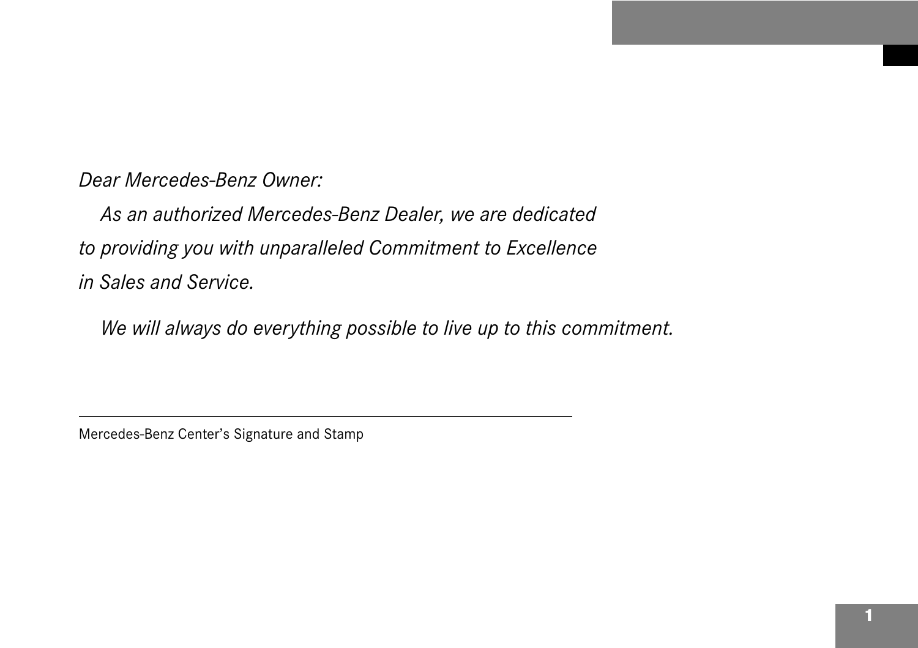*Dear Mercedes-Benz Owner:*

*As an authorized Mercedes-Benz Dealer, we are dedicated to providing you with unparalleled Commitment to Excellence in Sales and Service.*

*We will always do everything possible to live up to this commitment.*

---

Mercedes-Benz Center's Signature and Stamp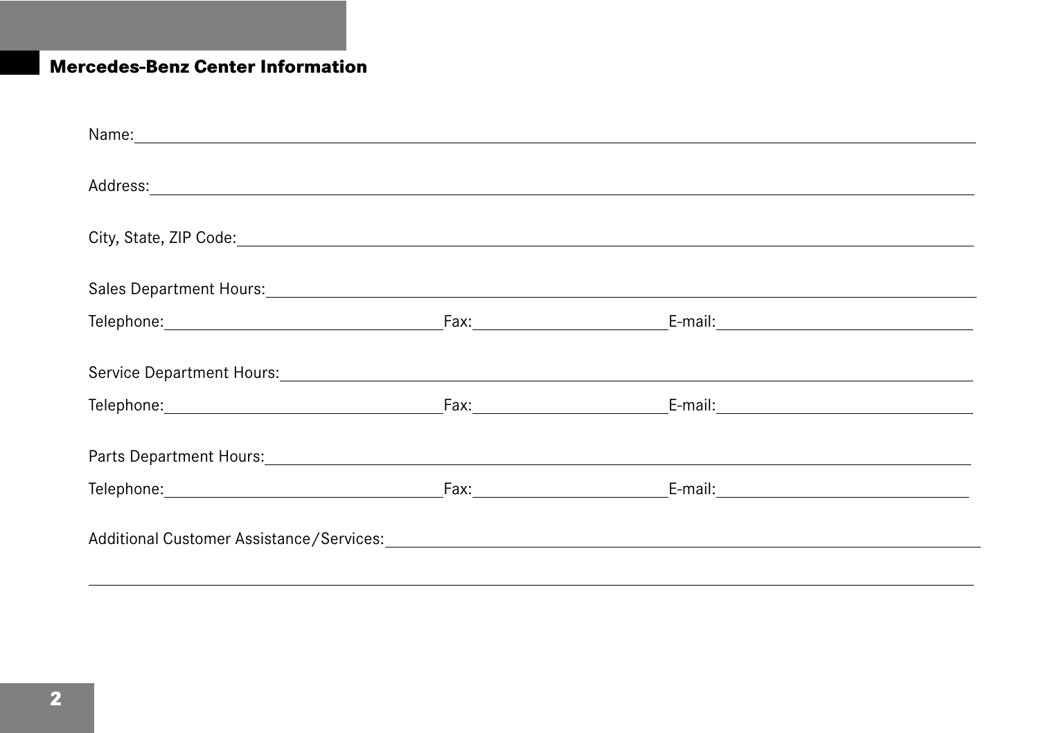## Mercedes-Benz Center Information

Name: ______________________________________________

Address: ______________________________________________

City, State, ZIP Code: ______________________________________________

Sales Department Hours: ______________________________________________

Telephone: ____________________ Fax: ____________________ E-mail: ____________________

Service Department Hours: ______________________________________________

Telephone: ____________________ Fax: ____________________ E-mail: ____________________

Parts Department Hours: ______________________________________________

Telephone: ____________________ Fax: ____________________ E-mail: ____________________

Additional Customer Assistance/Services: ______________________________________________

______________________________________________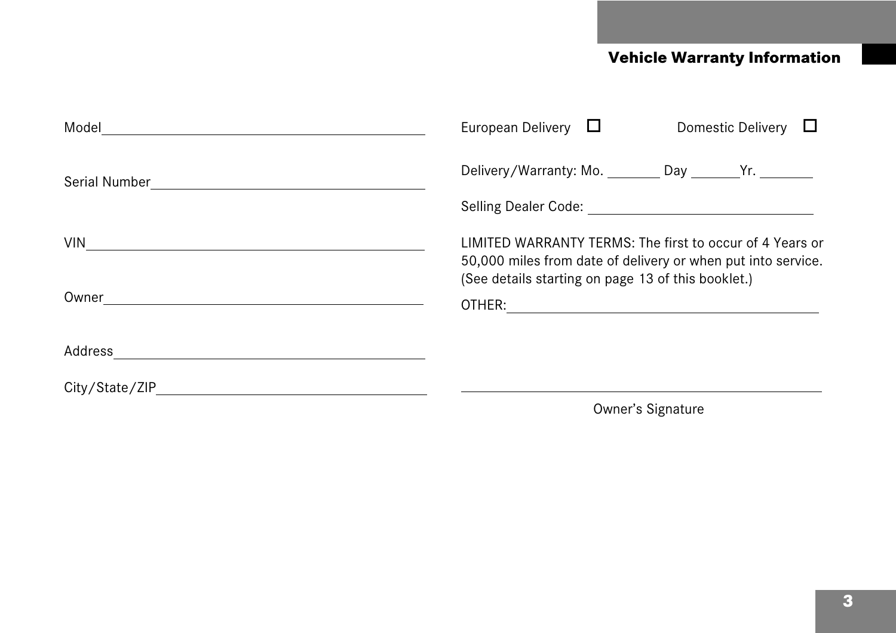# Vehicle Warranty Information

Model\_\_\_\_\_\_\_\_\_\_\_\_\_\_\_\_\_\_\_\_\_\_\_\_\_\_\_\_\_\_\_\_\_\_\_\_\_\_\_\_

Serial Number\_\_\_\_\_\_\_\_\_\_\_\_\_\_\_\_\_\_\_\_\_\_\_\_\_\_\_\_\_\_\_\_\_\_

VIN\_\_\_\_\_\_\_\_\_\_\_\_\_\_\_\_\_\_\_\_\_\_\_\_\_\_\_\_\_\_\_\_\_\_\_\_\_\_\_\_\_\_

Owner\_\_\_\_\_\_\_\_\_\_\_\_\_\_\_\_\_\_\_\_\_\_\_\_\_\_\_\_\_\_\_\_\_\_\_\_\_\_\_\_

Address\_\_\_\_\_\_\_\_\_\_\_\_\_\_\_\_\_\_\_\_\_\_\_\_\_\_\_\_\_\_\_\_\_\_\_\_\_\_

City/State/ZIP\_\_\_\_\_\_\_\_\_\_\_\_\_\_\_\_\_\_\_\_\_\_\_\_\_\_\_\_\_\_\_\_\_\_

European Delivery ☐ Domestic Delivery ☐

Delivery/Warranty: Mo. \_\_\_\_\_\_\_ Day \_\_\_\_\_\_\_ Yr. \_\_\_\_\_\_\_

Selling Dealer Code: \_\_\_\_\_\_\_\_\_\_\_\_\_\_\_\_\_\_\_\_\_\_\_\_\_\_\_\_\_\_

LIMITED WARRANTY TERMS: The first to occur of 4 Years or 50,000 miles from date of delivery or when put into service. (See details starting on page 13 of this booklet.)

OTHER:\_\_\_\_\_\_\_\_\_\_\_\_\_\_\_\_\_\_\_\_\_\_\_\_\_\_\_\_\_\_\_\_\_\_\_\_\_\_\_\_

\_\_\_\_\_\_\_\_\_\_\_\_\_\_\_\_\_\_\_\_\_\_\_\_\_\_\_\_\_\_\_\_\_\_\_\_\_\_\_\_\_\_\_\_

Owner's Signature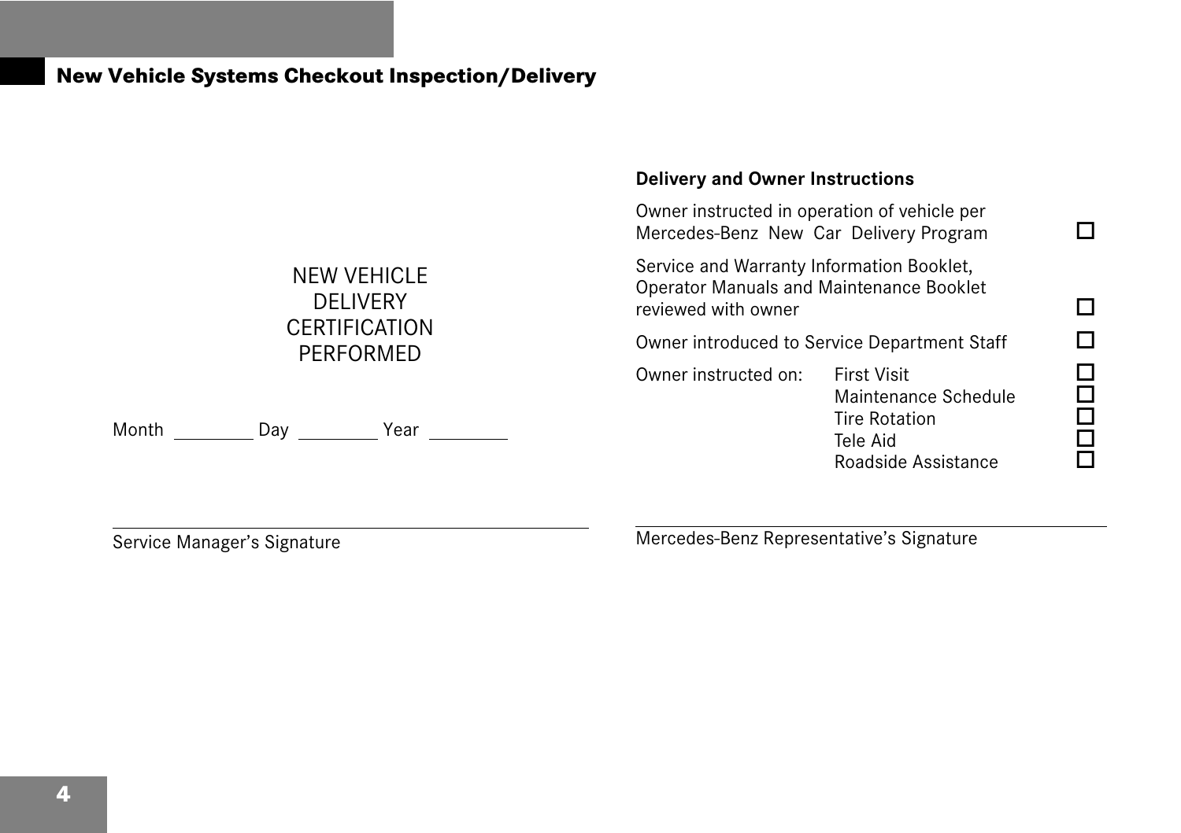## New Vehicle Systems Checkout Inspection/Delivery

NEW VEHICLE
DELIVERY
CERTIFICATION
PERFORMED

Month ________ Day ________ Year ________

______________________________
Service Manager's Signature

**Delivery and Owner Instructions**

Owner instructed in operation of vehicle per Mercedes-Benz New Car Delivery Program ☐

Service and Warranty Information Booklet, Operator Manuals and Maintenance Booklet reviewed with owner ☐

Owner introduced to Service Department Staff ☐

Owner instructed on:
- First Visit ☐
- Maintenance Schedule ☐
- Tire Rotation ☐
- Tele Aid ☐
- Roadside Assistance ☐

______________________________
Mercedes-Benz Representative's Signature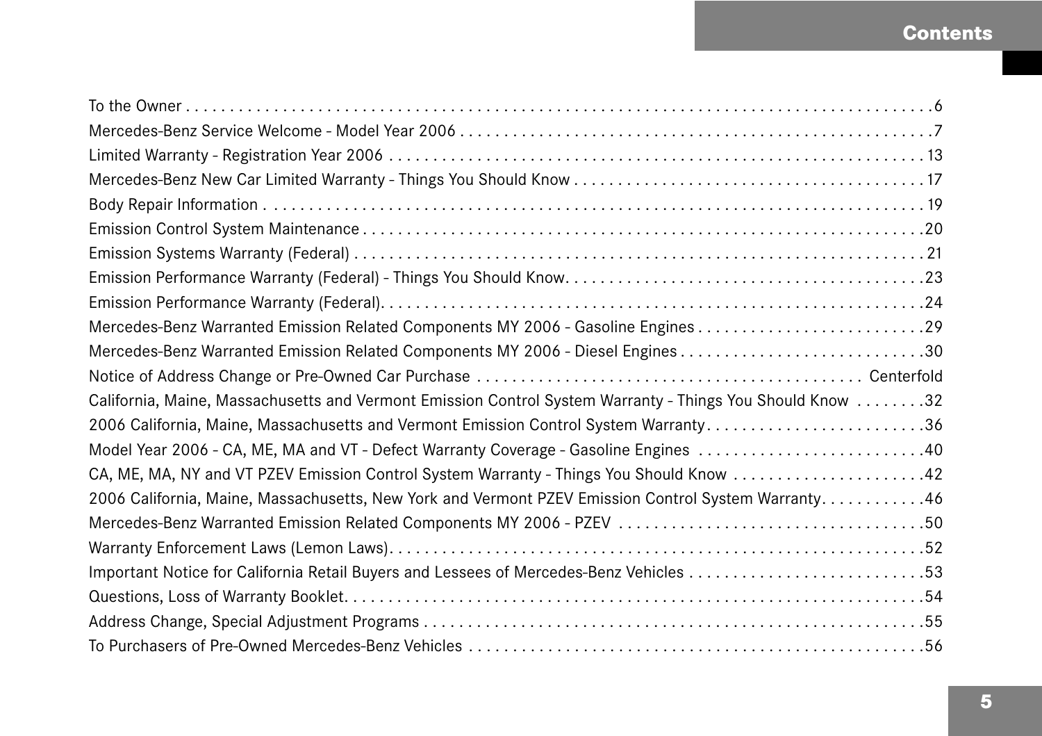# Contents

| | |
|---|---|
| To the Owner | 6 |
| Mercedes-Benz Service Welcome - Model Year 2006 | 7 |
| Limited Warranty - Registration Year 2006 | 13 |
| Mercedes-Benz New Car Limited Warranty - Things You Should Know | 17 |
| Body Repair Information | 19 |
| Emission Control System Maintenance | 20 |
| Emission Systems Warranty (Federal) | 21 |
| Emission Performance Warranty (Federal) - Things You Should Know | 23 |
| Emission Performance Warranty (Federal) | 24 |
| Mercedes-Benz Warranted Emission Related Components MY 2006 - Gasoline Engines | 29 |
| Mercedes-Benz Warranted Emission Related Components MY 2006 - Diesel Engines | 30 |
| Notice of Address Change or Pre-Owned Car Purchase | Centerfold |
| California, Maine, Massachusetts and Vermont Emission Control System Warranty - Things You Should Know | 32 |
| 2006 California, Maine, Massachusetts and Vermont Emission Control System Warranty | 36 |
| Model Year 2006 - CA, ME, MA and VT - Defect Warranty Coverage - Gasoline Engines | 40 |
| CA, ME, MA, NY and VT PZEV Emission Control System Warranty - Things You Should Know | 42 |
| 2006 California, Maine, Massachusetts, New York and Vermont PZEV Emission Control System Warranty | 46 |
| Mercedes-Benz Warranted Emission Related Components MY 2006 - PZEV | 50 |
| Warranty Enforcement Laws (Lemon Laws) | 52 |
| Important Notice for California Retail Buyers and Lessees of Mercedes-Benz Vehicles | 53 |
| Questions, Loss of Warranty Booklet | 54 |
| Address Change, Special Adjustment Programs | 55 |
| To Purchasers of Pre-Owned Mercedes-Benz Vehicles | 56 |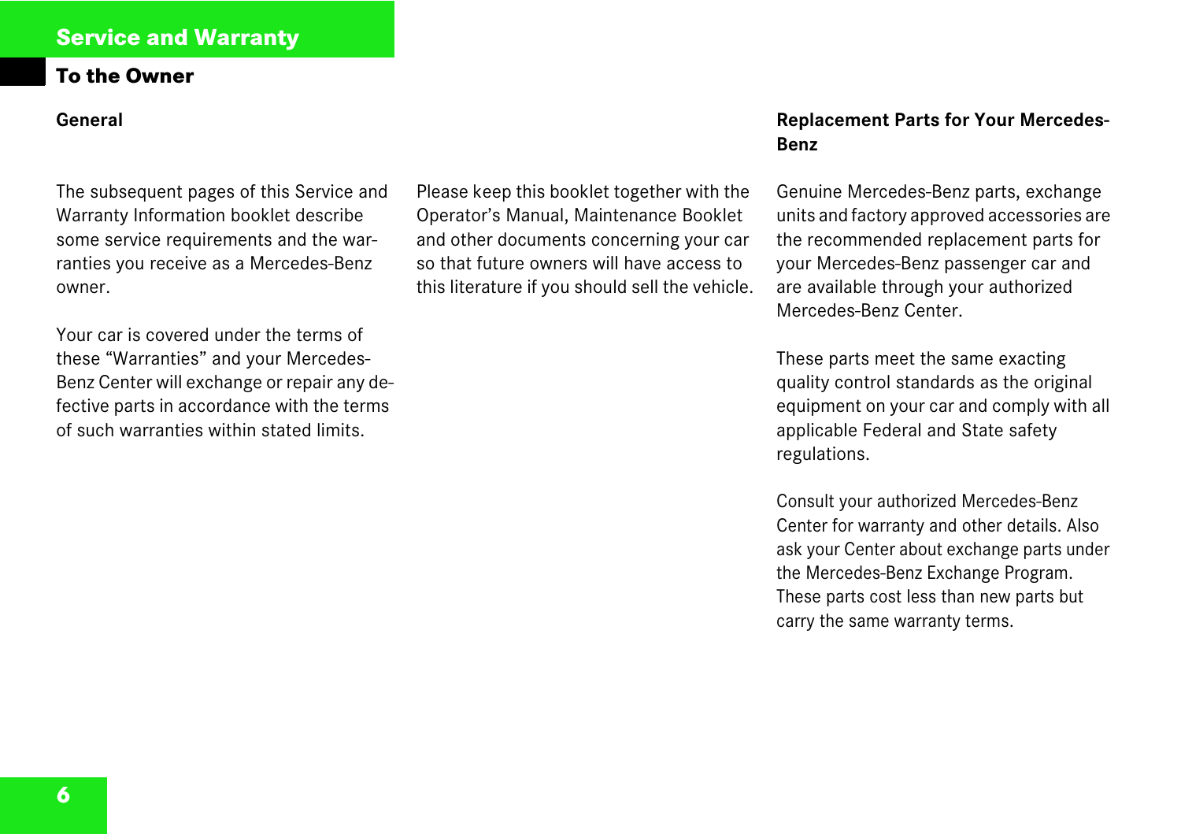# Service and Warranty

## To the Owner

### General

The subsequent pages of this Service and Warranty Information booklet describe some service requirements and the warranties you receive as a Mercedes-Benz owner.

Your car is covered under the terms of these “Warranties” and your Mercedes-Benz Center will exchange or repair any defective parts in accordance with the terms of such warranties within stated limits.

Please keep this booklet together with the Operator’s Manual, Maintenance Booklet and other documents concerning your car so that future owners will have access to this literature if you should sell the vehicle.

### Replacement Parts for Your Mercedes-Benz

Genuine Mercedes-Benz parts, exchange units and factory approved accessories are the recommended replacement parts for your Mercedes-Benz passenger car and are available through your authorized Mercedes-Benz Center.

These parts meet the same exacting quality control standards as the original equipment on your car and comply with all applicable Federal and State safety regulations.

Consult your authorized Mercedes-Benz Center for warranty and other details. Also ask your Center about exchange parts under the Mercedes-Benz Exchange Program. These parts cost less than new parts but carry the same warranty terms.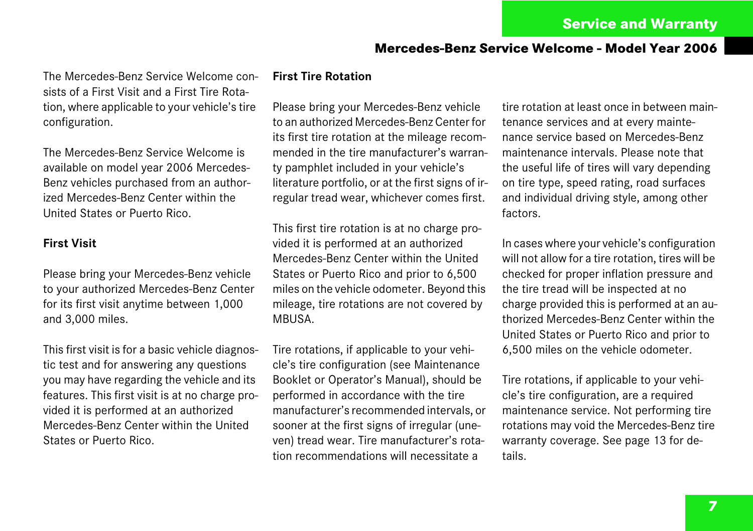The Mercedes-Benz Service Welcome consists of a First Visit and a First Tire Rotation, where applicable to your vehicle's tire configuration.

The Mercedes-Benz Service Welcome is available on model year 2006 Mercedes-Benz vehicles purchased from an authorized Mercedes-Benz Center within the United States or Puerto Rico.

**First Visit**

Please bring your Mercedes-Benz vehicle to your authorized Mercedes-Benz Center for its first visit anytime between 1,000 and 3,000 miles.

This first visit is for a basic vehicle diagnostic test and for answering any questions you may have regarding the vehicle and its features. This first visit is at no charge provided it is performed at an authorized Mercedes-Benz Center within the United States or Puerto Rico.

**First Tire Rotation**

Please bring your Mercedes-Benz vehicle to an authorized Mercedes-Benz Center for its first tire rotation at the mileage recommended in the tire manufacturer's warranty pamphlet included in your vehicle's literature portfolio, or at the first signs of irregular tread wear, whichever comes first.

This first tire rotation is at no charge provided it is performed at an authorized Mercedes-Benz Center within the United States or Puerto Rico and prior to 6,500 miles on the vehicle odometer. Beyond this mileage, tire rotations are not covered by MBUSA.

Tire rotations, if applicable to your vehicle's tire configuration (see Maintenance Booklet or Operator's Manual), should be performed in accordance with the tire manufacturer's recommended intervals, or sooner at the first signs of irregular (uneven) tread wear. Tire manufacturer's rotation recommendations will necessitate a tire rotation at least once in between maintenance services and at every maintenance service based on Mercedes-Benz maintenance intervals. Please note that the useful life of tires will vary depending on tire type, speed rating, road surfaces and individual driving style, among other factors.

In cases where your vehicle's configuration will not allow for a tire rotation, tires will be checked for proper inflation pressure and the tire tread will be inspected at no charge provided this is performed at an authorized Mercedes-Benz Center within the United States or Puerto Rico and prior to 6,500 miles on the vehicle odometer.

Tire rotations, if applicable to your vehicle's tire configuration, are a required maintenance service. Not performing tire rotations may void the Mercedes-Benz tire warranty coverage. See page 13 for details.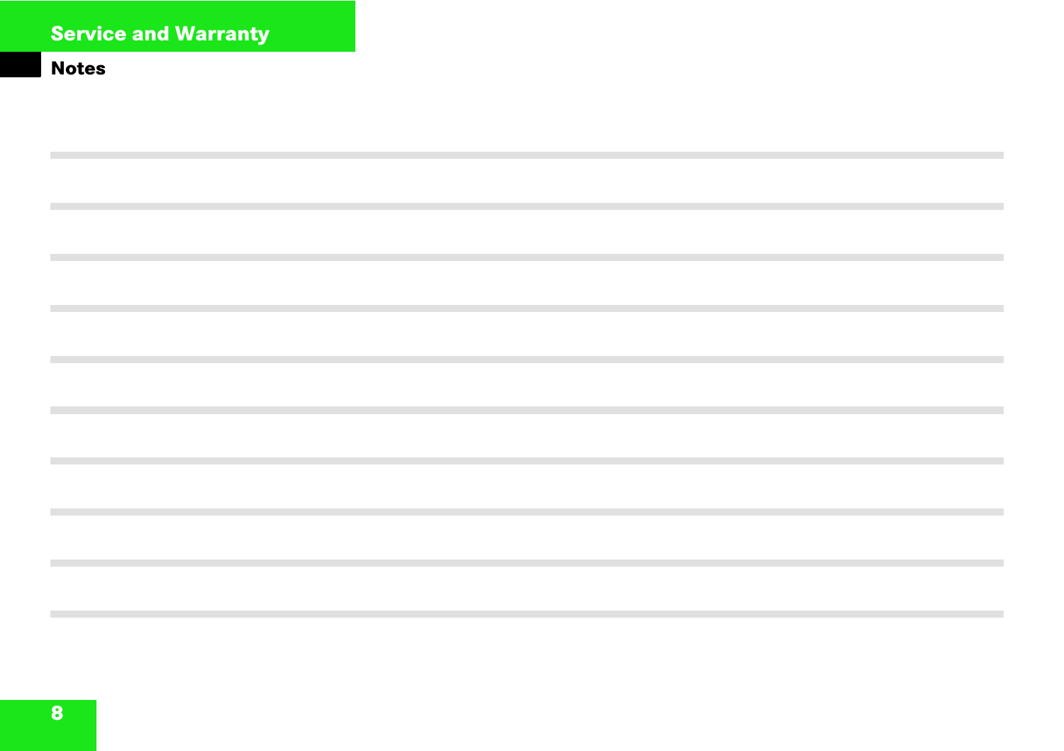## Notes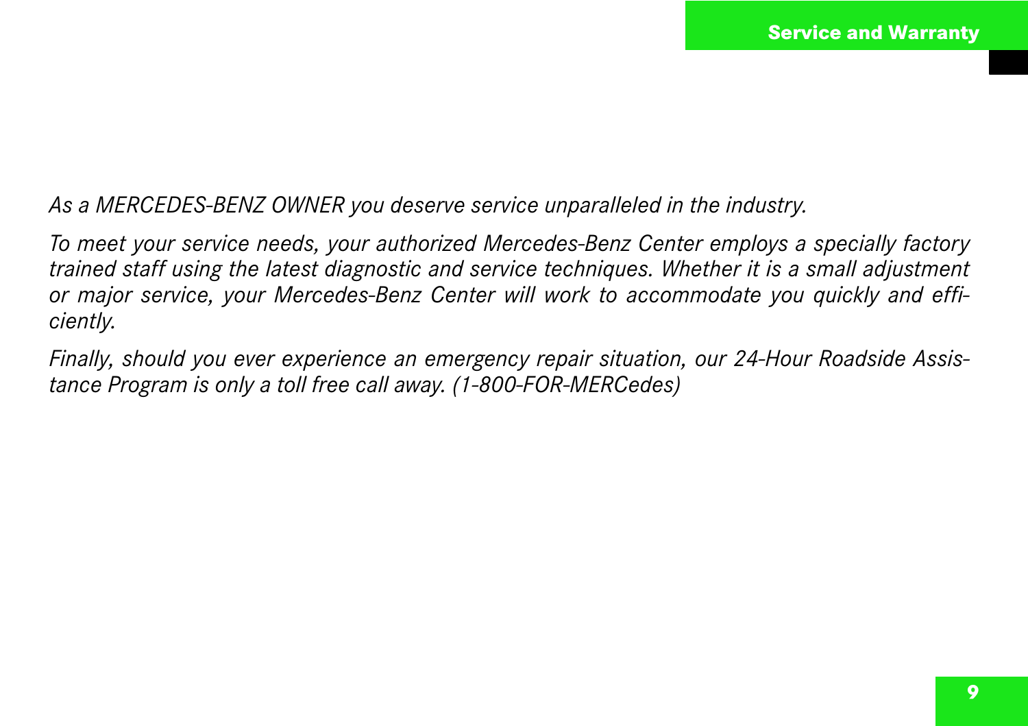*As a MERCEDES-BENZ OWNER you deserve service unparalleled in the industry.*

*To meet your service needs, your authorized Mercedes-Benz Center employs a specially factory trained staff using the latest diagnostic and service techniques. Whether it is a small adjustment or major service, your Mercedes-Benz Center will work to accommodate you quickly and efficiently.*

*Finally, should you ever experience an emergency repair situation, our 24-Hour Roadside Assistance Program is only a toll free call away. (1-800-FOR-MERCedes)*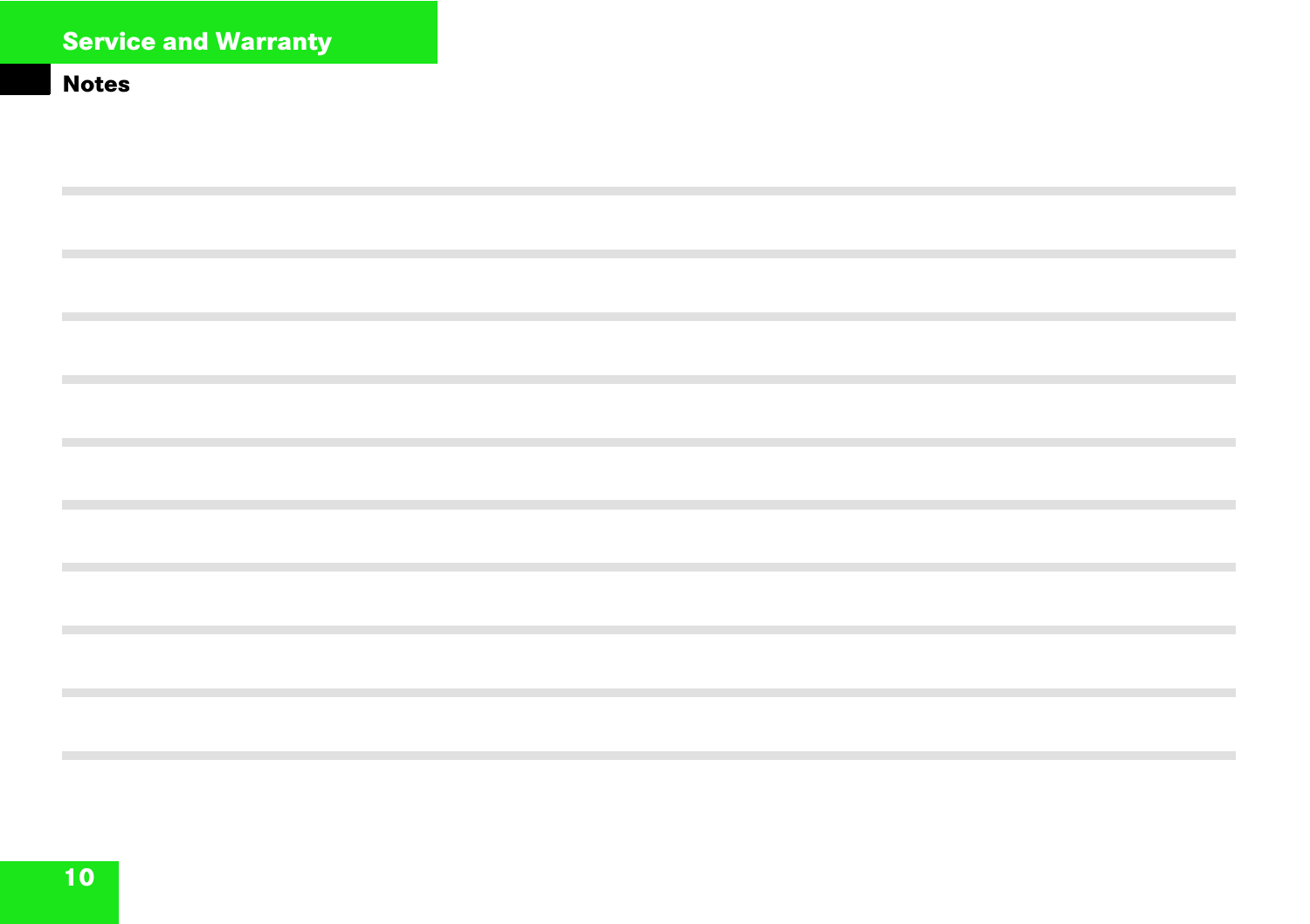## Notes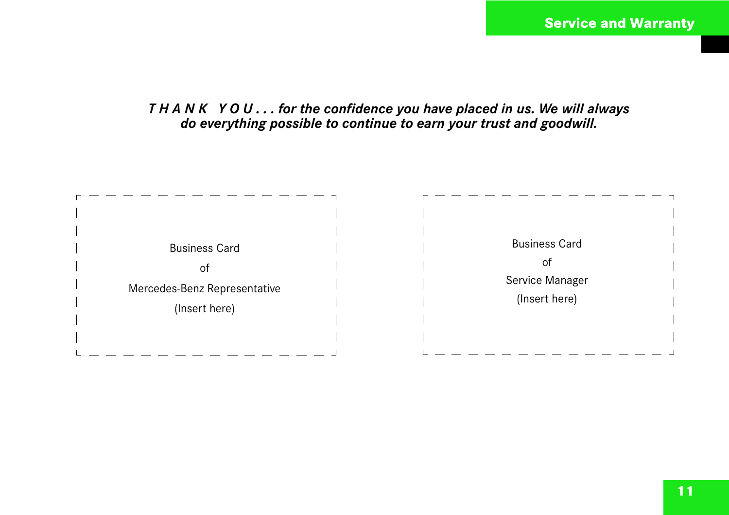***T H A N K   Y O U . . . for the confidence you have placed in us. We will always do everything possible to continue to earn your trust and goodwill.***

Business Card

of

Mercedes-Benz Representative

(Insert here)

Business Card

of

Service Manager

(Insert here)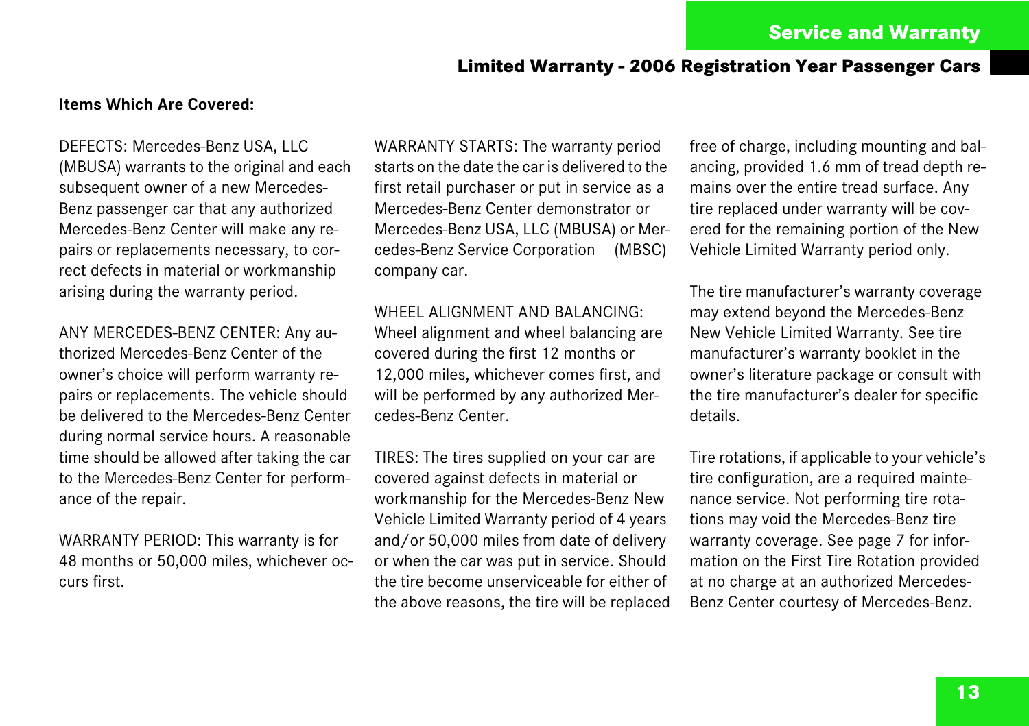**Items Which Are Covered:**

DEFECTS: Mercedes-Benz USA, LLC (MBUSA) warrants to the original and each subsequent owner of a new Mercedes-Benz passenger car that any authorized Mercedes-Benz Center will make any repairs or replacements necessary, to correct defects in material or workmanship arising during the warranty period.

ANY MERCEDES-BENZ CENTER: Any authorized Mercedes-Benz Center of the owner's choice will perform warranty repairs or replacements. The vehicle should be delivered to the Mercedes-Benz Center during normal service hours. A reasonable time should be allowed after taking the car to the Mercedes-Benz Center for performance of the repair.

WARRANTY PERIOD: This warranty is for 48 months or 50,000 miles, whichever occurs first.

WARRANTY STARTS: The warranty period starts on the date the car is delivered to the first retail purchaser or put in service as a Mercedes-Benz Center demonstrator or Mercedes-Benz USA, LLC (MBUSA) or Mercedes-Benz Service Corporation (MBSC) company car.

WHEEL ALIGNMENT AND BALANCING: Wheel alignment and wheel balancing are covered during the first 12 months or 12,000 miles, whichever comes first, and will be performed by any authorized Mercedes-Benz Center.

TIRES: The tires supplied on your car are covered against defects in material or workmanship for the Mercedes-Benz New Vehicle Limited Warranty period of 4 years and/or 50,000 miles from date of delivery or when the car was put in service. Should the tire become unserviceable for either of the above reasons, the tire will be replaced free of charge, including mounting and balancing, provided 1.6 mm of tread depth remains over the entire tread surface. Any tire replaced under warranty will be covered for the remaining portion of the New Vehicle Limited Warranty period only.

The tire manufacturer's warranty coverage may extend beyond the Mercedes-Benz New Vehicle Limited Warranty. See tire manufacturer's warranty booklet in the owner's literature package or consult with the tire manufacturer's dealer for specific details.

Tire rotations, if applicable to your vehicle's tire configuration, are a required maintenance service. Not performing tire rotations may void the Mercedes-Benz tire warranty coverage. See page 7 for information on the First Tire Rotation provided at no charge at an authorized Mercedes-Benz Center courtesy of Mercedes-Benz.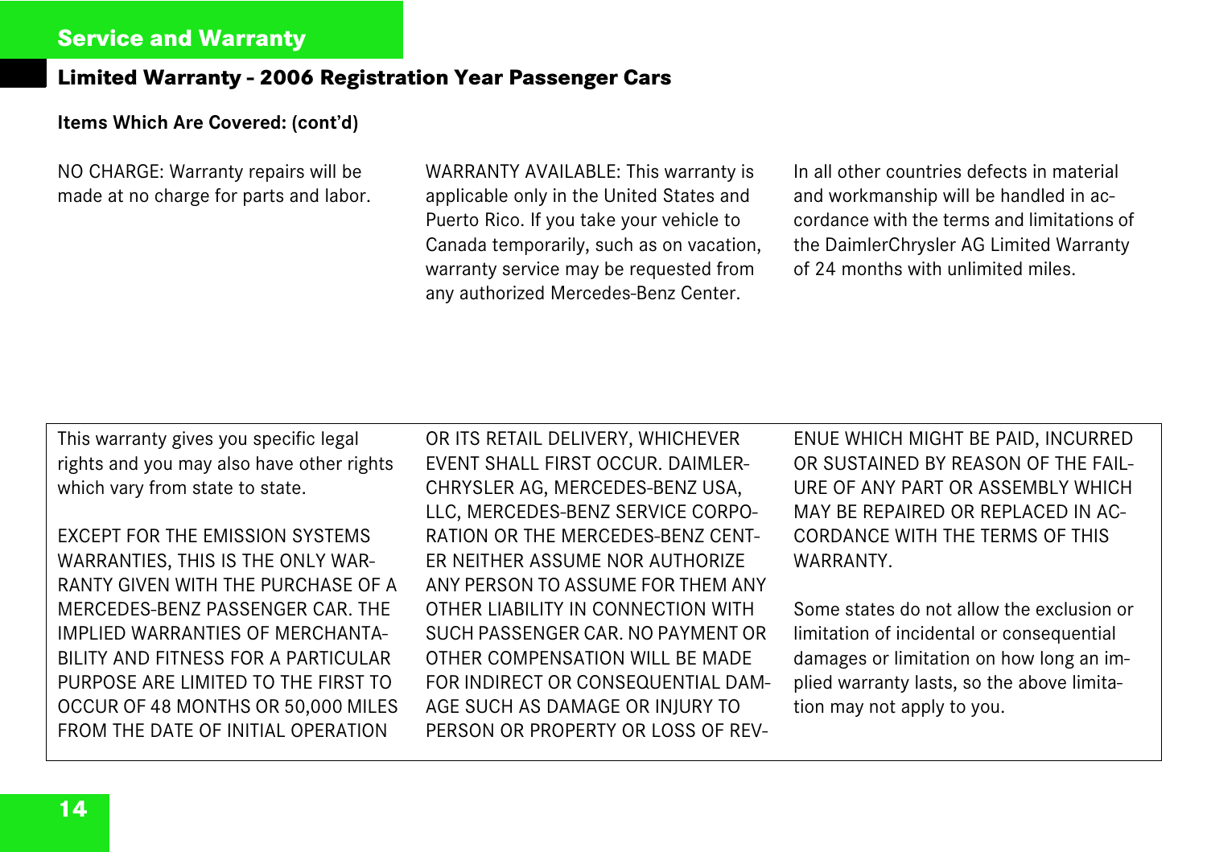## Limited Warranty - 2006 Registration Year Passenger Cars

**Items Which Are Covered: (cont'd)**

NO CHARGE: Warranty repairs will be made at no charge for parts and labor.

WARRANTY AVAILABLE: This warranty is applicable only in the United States and Puerto Rico. If you take your vehicle to Canada temporarily, such as on vacation, warranty service may be requested from any authorized Mercedes-Benz Center.

In all other countries defects in material and workmanship will be handled in accordance with the terms and limitations of the DaimlerChrysler AG Limited Warranty of 24 months with unlimited miles.

This warranty gives you specific legal rights and you may also have other rights which vary from state to state.

EXCEPT FOR THE EMISSION SYSTEMS WARRANTIES, THIS IS THE ONLY WARRANTY GIVEN WITH THE PURCHASE OF A MERCEDES-BENZ PASSENGER CAR. THE IMPLIED WARRANTIES OF MERCHANTABILITY AND FITNESS FOR A PARTICULAR PURPOSE ARE LIMITED TO THE FIRST TO OCCUR OF 48 MONTHS OR 50,000 MILES FROM THE DATE OF INITIAL OPERATION OR ITS RETAIL DELIVERY, WHICHEVER EVENT SHALL FIRST OCCUR. DAIMLERCHRYSLER AG, MERCEDES-BENZ USA, LLC, MERCEDES-BENZ SERVICE CORPORATION OR THE MERCEDES-BENZ CENTER NEITHER ASSUME NOR AUTHORIZE ANY PERSON TO ASSUME FOR THEM ANY OTHER LIABILITY IN CONNECTION WITH SUCH PASSENGER CAR. NO PAYMENT OR OTHER COMPENSATION WILL BE MADE FOR INDIRECT OR CONSEQUENTIAL DAMAGE SUCH AS DAMAGE OR INJURY TO PERSON OR PROPERTY OR LOSS OF REVENUE WHICH MIGHT BE PAID, INCURRED OR SUSTAINED BY REASON OF THE FAILURE OF ANY PART OR ASSEMBLY WHICH MAY BE REPAIRED OR REPLACED IN ACCORDANCE WITH THE TERMS OF THIS WARRANTY.

Some states do not allow the exclusion or limitation of incidental or consequential damages or limitation on how long an implied warranty lasts, so the above limitation may not apply to you.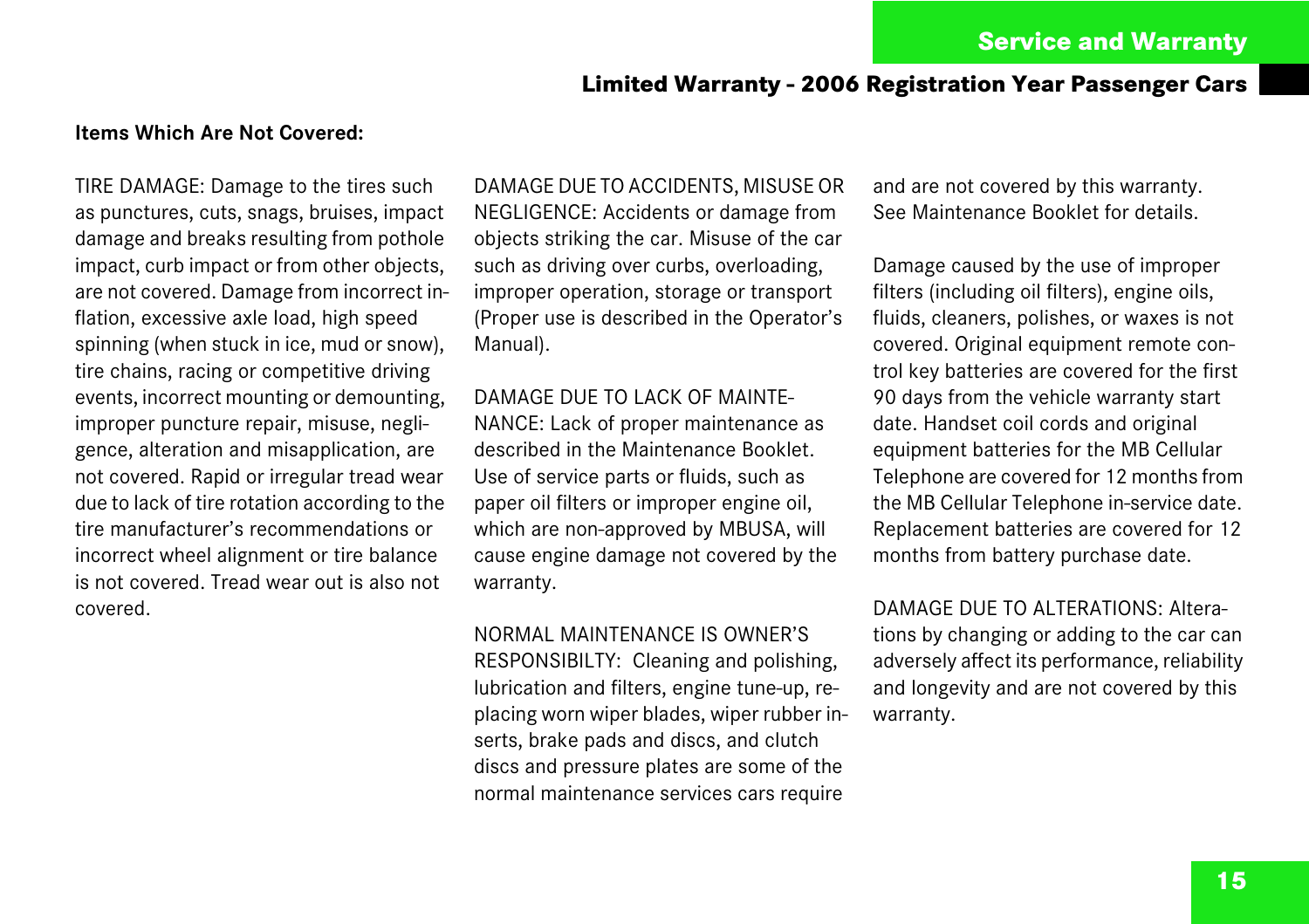**Items Which Are Not Covered:**

TIRE DAMAGE: Damage to the tires such as punctures, cuts, snags, bruises, impact damage and breaks resulting from pothole impact, curb impact or from other objects, are not covered. Damage from incorrect inflation, excessive axle load, high speed spinning (when stuck in ice, mud or snow), tire chains, racing or competitive driving events, incorrect mounting or demounting, improper puncture repair, misuse, negligence, alteration and misapplication, are not covered. Rapid or irregular tread wear due to lack of tire rotation according to the tire manufacturer's recommendations or incorrect wheel alignment or tire balance is not covered. Tread wear out is also not covered.

DAMAGE DUE TO ACCIDENTS, MISUSE OR NEGLIGENCE: Accidents or damage from objects striking the car. Misuse of the car such as driving over curbs, overloading, improper operation, storage or transport (Proper use is described in the Operator's Manual).

DAMAGE DUE TO LACK OF MAINTENANCE: Lack of proper maintenance as described in the Maintenance Booklet. Use of service parts or fluids, such as paper oil filters or improper engine oil, which are non-approved by MBUSA, will cause engine damage not covered by the warranty.

NORMAL MAINTENANCE IS OWNER'S RESPONSIBILTY: Cleaning and polishing, lubrication and filters, engine tune-up, replacing worn wiper blades, wiper rubber inserts, brake pads and discs, and clutch discs and pressure plates are some of the normal maintenance services cars require and are not covered by this warranty. See Maintenance Booklet for details.

Damage caused by the use of improper filters (including oil filters), engine oils, fluids, cleaners, polishes, or waxes is not covered. Original equipment remote control key batteries are covered for the first 90 days from the vehicle warranty start date. Handset coil cords and original equipment batteries for the MB Cellular Telephone are covered for 12 months from the MB Cellular Telephone in-service date. Replacement batteries are covered for 12 months from battery purchase date.

DAMAGE DUE TO ALTERATIONS: Alterations by changing or adding to the car can adversely affect its performance, reliability and longevity and are not covered by this warranty.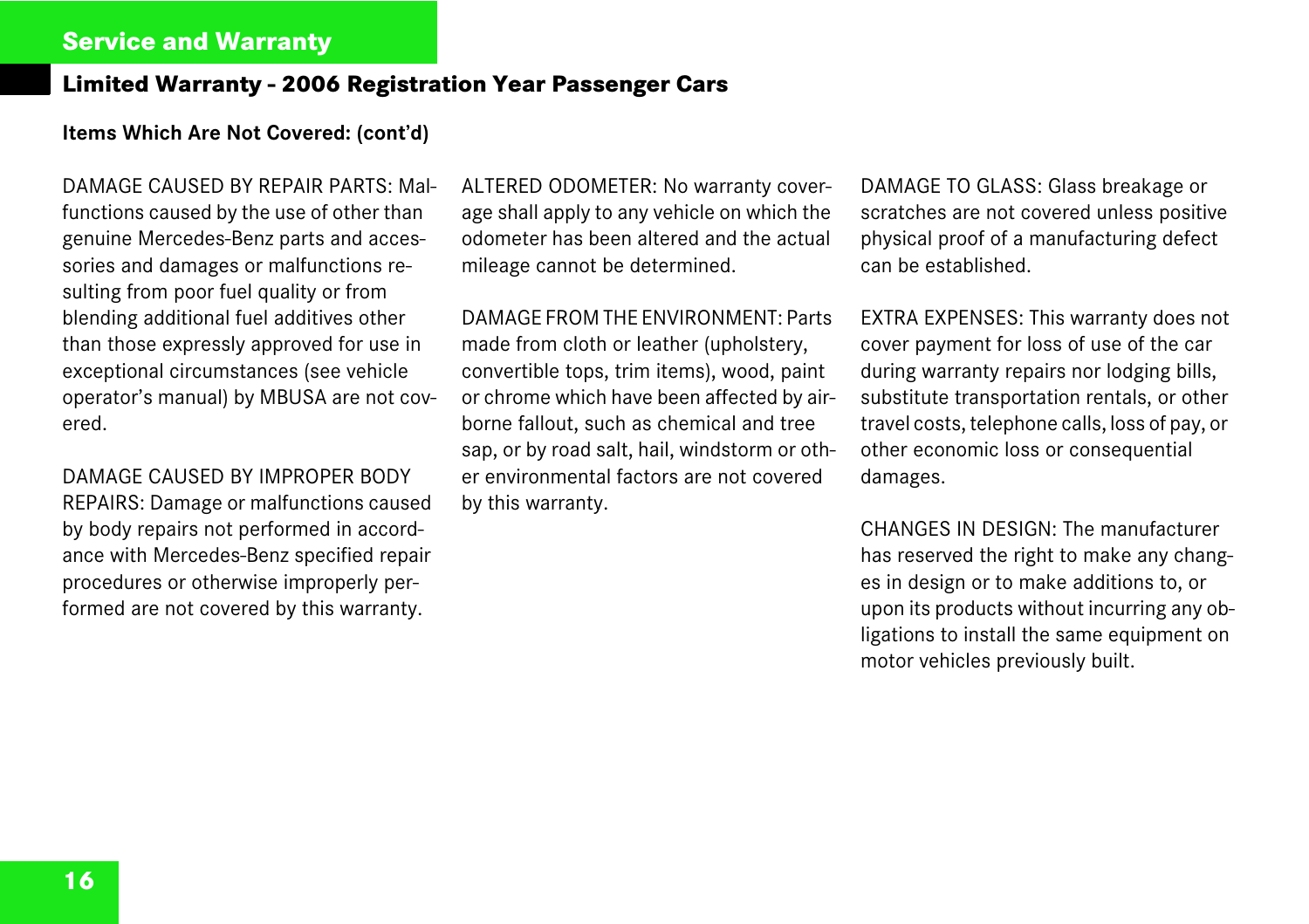## Limited Warranty - 2006 Registration Year Passenger Cars

**Items Which Are Not Covered: (cont'd)**

DAMAGE CAUSED BY REPAIR PARTS: Malfunctions caused by the use of other than genuine Mercedes-Benz parts and accessories and damages or malfunctions resulting from poor fuel quality or from blending additional fuel additives other than those expressly approved for use in exceptional circumstances (see vehicle operator's manual) by MBUSA are not covered.

DAMAGE CAUSED BY IMPROPER BODY REPAIRS: Damage or malfunctions caused by body repairs not performed in accordance with Mercedes-Benz specified repair procedures or otherwise improperly performed are not covered by this warranty.

ALTERED ODOMETER: No warranty coverage shall apply to any vehicle on which the odometer has been altered and the actual mileage cannot be determined.

DAMAGE FROM THE ENVIRONMENT: Parts made from cloth or leather (upholstery, convertible tops, trim items), wood, paint or chrome which have been affected by airborne fallout, such as chemical and tree sap, or by road salt, hail, windstorm or other environmental factors are not covered by this warranty.

DAMAGE TO GLASS: Glass breakage or scratches are not covered unless positive physical proof of a manufacturing defect can be established.

EXTRA EXPENSES: This warranty does not cover payment for loss of use of the car during warranty repairs nor lodging bills, substitute transportation rentals, or other travel costs, telephone calls, loss of pay, or other economic loss or consequential damages.

CHANGES IN DESIGN: The manufacturer has reserved the right to make any changes in design or to make additions to, or upon its products without incurring any obligations to install the same equipment on motor vehicles previously built.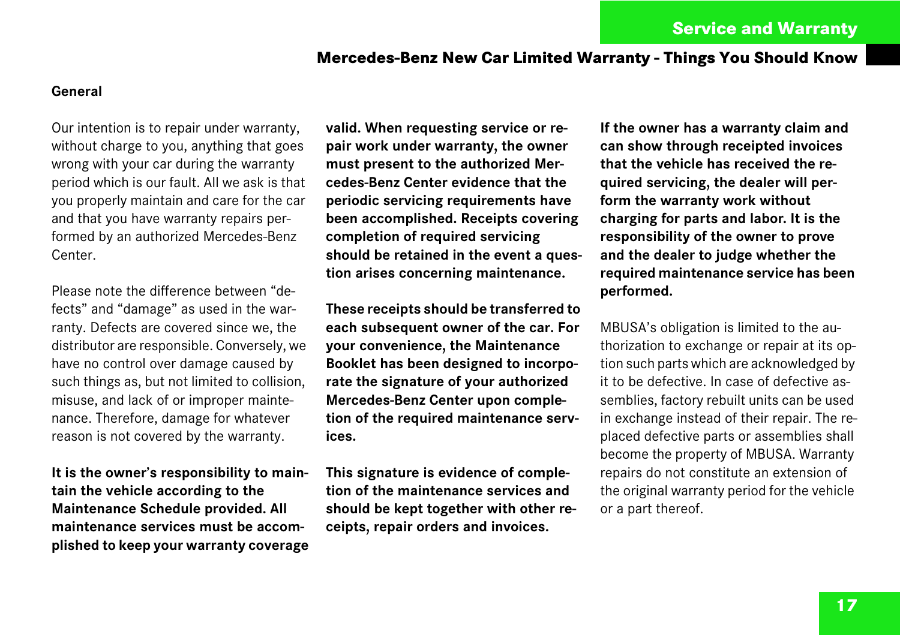## Mercedes-Benz New Car Limited Warranty - Things You Should Know

### General

Our intention is to repair under warranty, without charge to you, anything that goes wrong with your car during the warranty period which is our fault. All we ask is that you properly maintain and care for the car and that you have warranty repairs performed by an authorized Mercedes-Benz Center.

Please note the difference between “defects” and “damage” as used in the warranty. Defects are covered since we, the distributor are responsible. Conversely, we have no control over damage caused by such things as, but not limited to collision, misuse, and lack of or improper maintenance. Therefore, damage for whatever reason is not covered by the warranty.

**It is the owner’s responsibility to maintain the vehicle according to the Maintenance Schedule provided. All maintenance services must be accomplished to keep your warranty coverage valid. When requesting service or repair work under warranty, the owner must present to the authorized Mercedes-Benz Center evidence that the periodic servicing requirements have been accomplished. Receipts covering completion of required servicing should be retained in the event a question arises concerning maintenance.**

**These receipts should be transferred to each subsequent owner of the car. For your convenience, the Maintenance Booklet has been designed to incorporate the signature of your authorized Mercedes-Benz Center upon completion of the required maintenance services.**

**This signature is evidence of completion of the maintenance services and should be kept together with other receipts, repair orders and invoices.**

**If the owner has a warranty claim and can show through receipted invoices that the vehicle has received the required servicing, the dealer will perform the warranty work without charging for parts and labor. It is the responsibility of the owner to prove and the dealer to judge whether the required maintenance service has been performed.**

MBUSA’s obligation is limited to the authorization to exchange or repair at its option such parts which are acknowledged by it to be defective. In case of defective assemblies, factory rebuilt units can be used in exchange instead of their repair. The replaced defective parts or assemblies shall become the property of MBUSA. Warranty repairs do not constitute an extension of the original warranty period for the vehicle or a part thereof.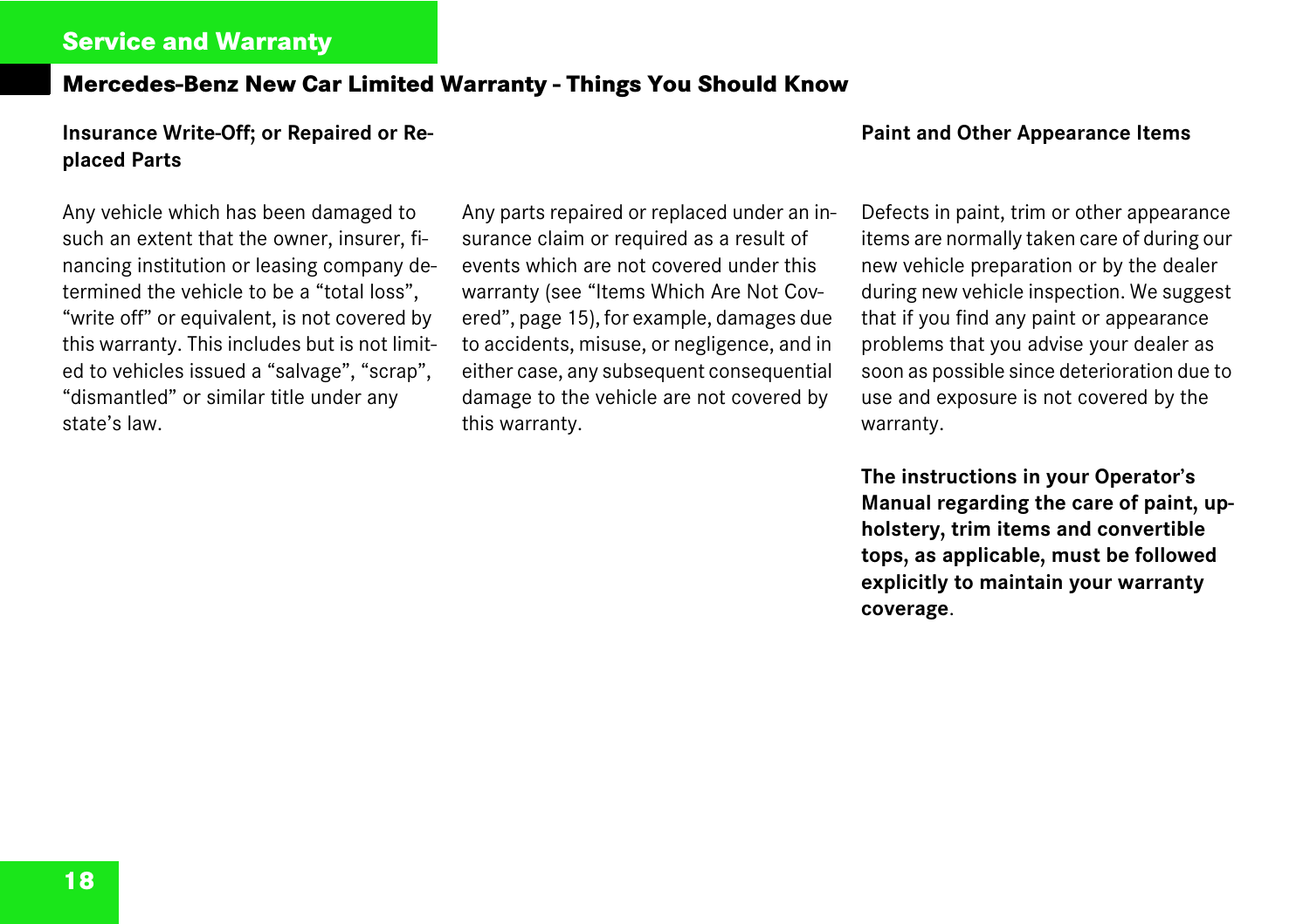## Mercedes-Benz New Car Limited Warranty - Things You Should Know

### Insurance Write-Off; or Repaired or Replaced Parts

Any vehicle which has been damaged to such an extent that the owner, insurer, financing institution or leasing company determined the vehicle to be a “total loss”, “write off” or equivalent, is not covered by this warranty. This includes but is not limited to vehicles issued a “salvage”, “scrap”, “dismantled” or similar title under any state’s law.

Any parts repaired or replaced under an insurance claim or required as a result of events which are not covered under this warranty (see “Items Which Are Not Covered”, page 15), for example, damages due to accidents, misuse, or negligence, and in either case, any subsequent consequential damage to the vehicle are not covered by this warranty.

### Paint and Other Appearance Items

Defects in paint, trim or other appearance items are normally taken care of during our new vehicle preparation or by the dealer during new vehicle inspection. We suggest that if you find any paint or appearance problems that you advise your dealer as soon as possible since deterioration due to use and exposure is not covered by the warranty.

**The instructions in your Operator’s Manual regarding the care of paint, upholstery, trim items and convertible tops, as applicable, must be followed explicitly to maintain your warranty coverage**.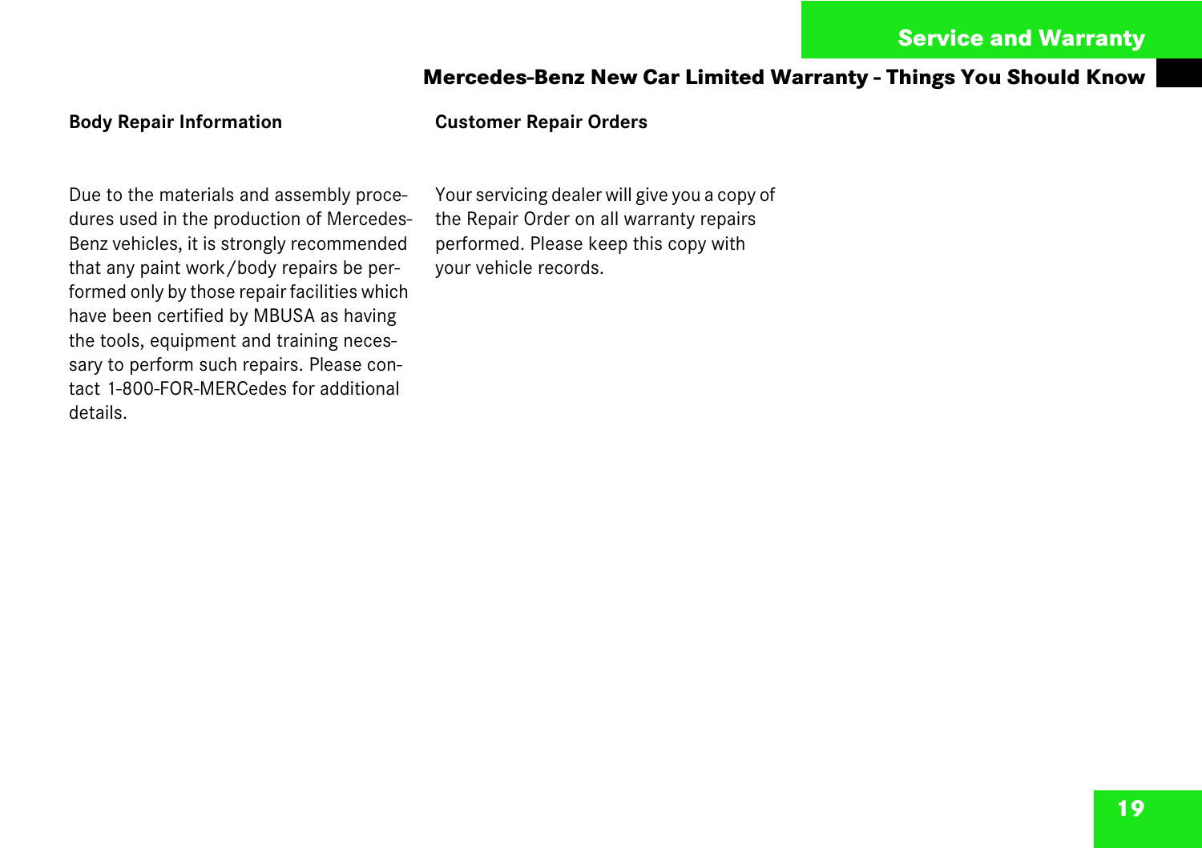### Body Repair Information

Due to the materials and assembly procedures used in the production of Mercedes-Benz vehicles, it is strongly recommended that any paint work/body repairs be performed only by those repair facilities which have been certified by MBUSA as having the tools, equipment and training necessary to perform such repairs. Please contact 1-800-FOR-MERCedes for additional details.

### Customer Repair Orders

Your servicing dealer will give you a copy of the Repair Order on all warranty repairs performed. Please keep this copy with your vehicle records.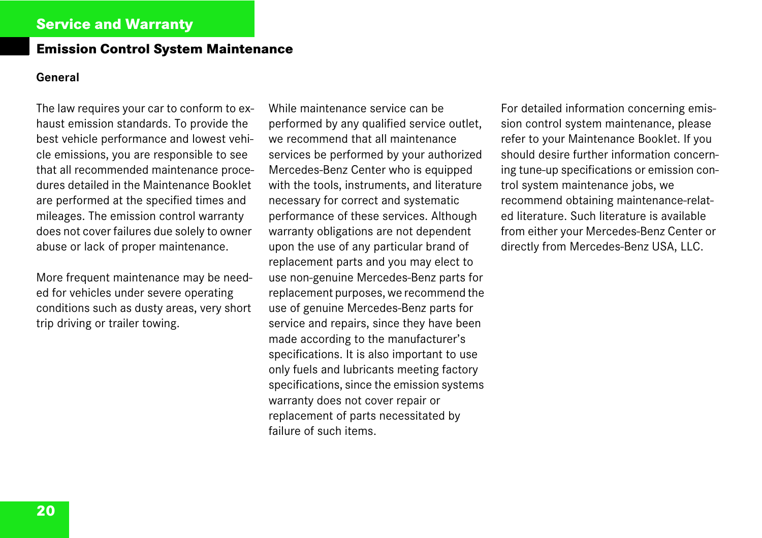## Emission Control System Maintenance

### General

The law requires your car to conform to exhaust emission standards. To provide the best vehicle performance and lowest vehicle emissions, you are responsible to see that all recommended maintenance procedures detailed in the Maintenance Booklet are performed at the specified times and mileages. The emission control warranty does not cover failures due solely to owner abuse or lack of proper maintenance.

More frequent maintenance may be needed for vehicles under severe operating conditions such as dusty areas, very short trip driving or trailer towing.

While maintenance service can be performed by any qualified service outlet, we recommend that all maintenance services be performed by your authorized Mercedes-Benz Center who is equipped with the tools, instruments, and literature necessary for correct and systematic performance of these services. Although warranty obligations are not dependent upon the use of any particular brand of replacement parts and you may elect to use non-genuine Mercedes-Benz parts for replacement purposes, we recommend the use of genuine Mercedes-Benz parts for service and repairs, since they have been made according to the manufacturer's specifications. It is also important to use only fuels and lubricants meeting factory specifications, since the emission systems warranty does not cover repair or replacement of parts necessitated by failure of such items.

For detailed information concerning emission control system maintenance, please refer to your Maintenance Booklet. If you should desire further information concerning tune-up specifications or emission control system maintenance jobs, we recommend obtaining maintenance-related literature. Such literature is available from either your Mercedes-Benz Center or directly from Mercedes-Benz USA, LLC.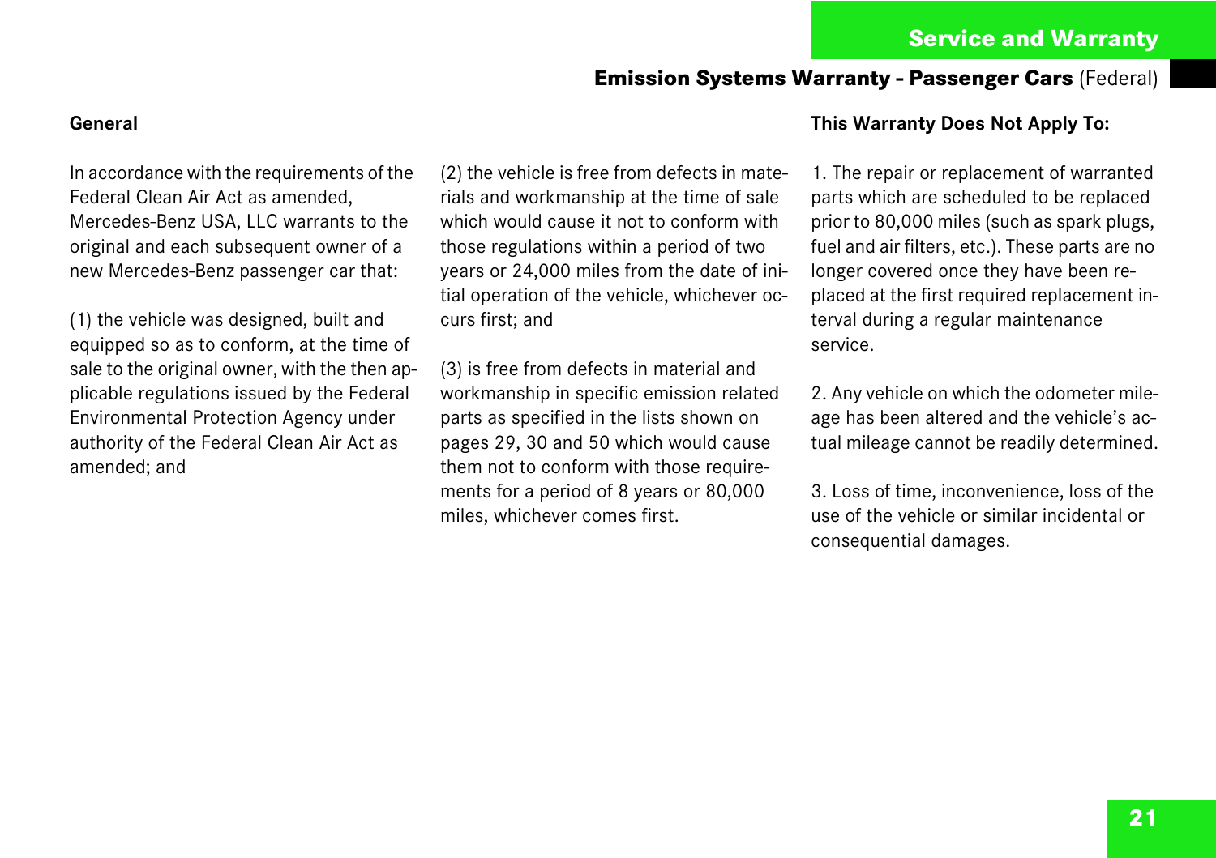## Emission Systems Warranty - Passenger Cars (Federal)

### General

In accordance with the requirements of the Federal Clean Air Act as amended, Mercedes-Benz USA, LLC warrants to the original and each subsequent owner of a new Mercedes-Benz passenger car that:

(1) the vehicle was designed, built and equipped so as to conform, at the time of sale to the original owner, with the then applicable regulations issued by the Federal Environmental Protection Agency under authority of the Federal Clean Air Act as amended; and

(2) the vehicle is free from defects in materials and workmanship at the time of sale which would cause it not to conform with those regulations within a period of two years or 24,000 miles from the date of initial operation of the vehicle, whichever occurs first; and

(3) is free from defects in material and workmanship in specific emission related parts as specified in the lists shown on pages 29, 30 and 50 which would cause them not to conform with those requirements for a period of 8 years or 80,000 miles, whichever comes first.

### This Warranty Does Not Apply To:

1. The repair or replacement of warranted parts which are scheduled to be replaced prior to 80,000 miles (such as spark plugs, fuel and air filters, etc.). These parts are no longer covered once they have been replaced at the first required replacement interval during a regular maintenance service.

2. Any vehicle on which the odometer mileage has been altered and the vehicle's actual mileage cannot be readily determined.

3. Loss of time, inconvenience, loss of the use of the vehicle or similar incidental or consequential damages.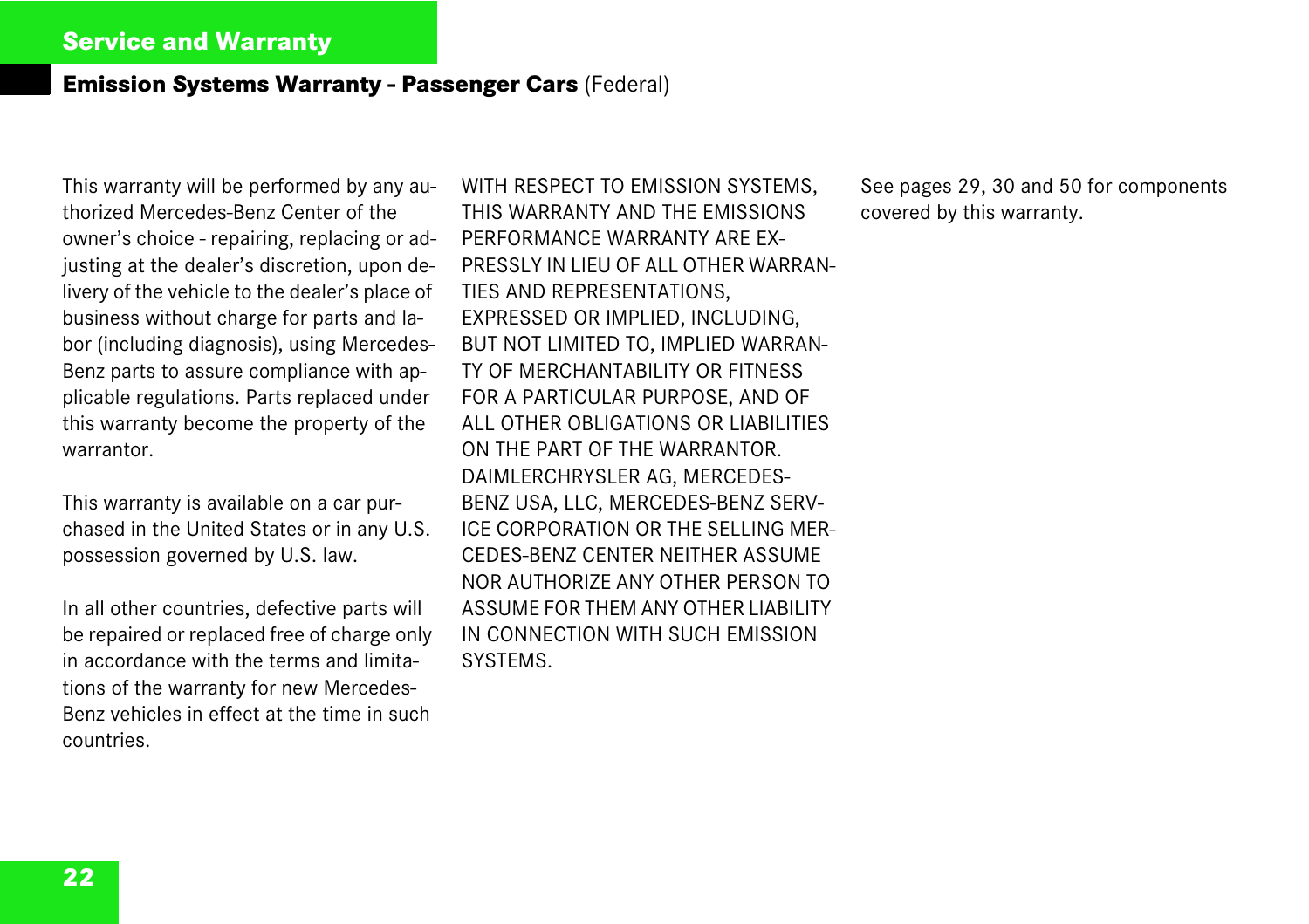## Emission Systems Warranty - Passenger Cars (Federal)

This warranty will be performed by any authorized Mercedes-Benz Center of the owner's choice - repairing, replacing or adjusting at the dealer's discretion, upon delivery of the vehicle to the dealer's place of business without charge for parts and labor (including diagnosis), using Mercedes-Benz parts to assure compliance with applicable regulations. Parts replaced under this warranty become the property of the warrantor.

This warranty is available on a car purchased in the United States or in any U.S. possession governed by U.S. law.

In all other countries, defective parts will be repaired or replaced free of charge only in accordance with the terms and limitations of the warranty for new Mercedes-Benz vehicles in effect at the time in such countries.

WITH RESPECT TO EMISSION SYSTEMS, THIS WARRANTY AND THE EMISSIONS PERFORMANCE WARRANTY ARE EXPRESSLY IN LIEU OF ALL OTHER WARRANTIES AND REPRESENTATIONS, EXPRESSED OR IMPLIED, INCLUDING, BUT NOT LIMITED TO, IMPLIED WARRANTY OF MERCHANTABILITY OR FITNESS FOR A PARTICULAR PURPOSE, AND OF ALL OTHER OBLIGATIONS OR LIABILITIES ON THE PART OF THE WARRANTOR. DAIMLERCHRYSLER AG, MERCEDES-BENZ USA, LLC, MERCEDES-BENZ SERVICE CORPORATION OR THE SELLING MERCEDES-BENZ CENTER NEITHER ASSUME NOR AUTHORIZE ANY OTHER PERSON TO ASSUME FOR THEM ANY OTHER LIABILITY IN CONNECTION WITH SUCH EMISSION SYSTEMS.

See pages 29, 30 and 50 for components covered by this warranty.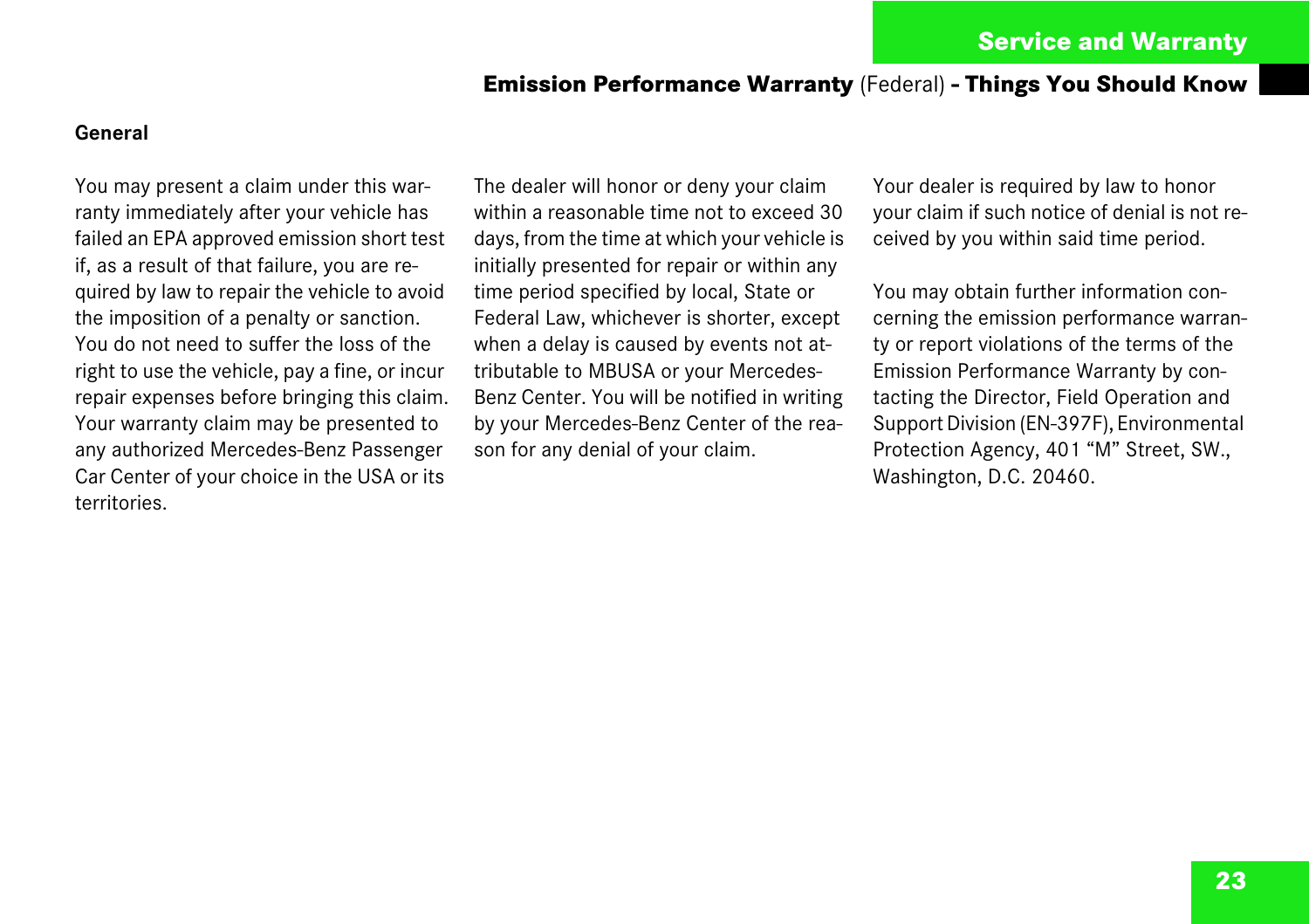## General

You may present a claim under this warranty immediately after your vehicle has failed an EPA approved emission short test if, as a result of that failure, you are required by law to repair the vehicle to avoid the imposition of a penalty or sanction. You do not need to suffer the loss of the right to use the vehicle, pay a fine, or incur repair expenses before bringing this claim. Your warranty claim may be presented to any authorized Mercedes-Benz Passenger Car Center of your choice in the USA or its territories.

The dealer will honor or deny your claim within a reasonable time not to exceed 30 days, from the time at which your vehicle is initially presented for repair or within any time period specified by local, State or Federal Law, whichever is shorter, except when a delay is caused by events not attributable to MBUSA or your Mercedes-Benz Center. You will be notified in writing by your Mercedes-Benz Center of the reason for any denial of your claim.

Your dealer is required by law to honor your claim if such notice of denial is not received by you within said time period.

You may obtain further information concerning the emission performance warranty or report violations of the terms of the Emission Performance Warranty by contacting the Director, Field Operation and Support Division (EN-397F), Environmental Protection Agency, 401 “M” Street, SW., Washington, D.C. 20460.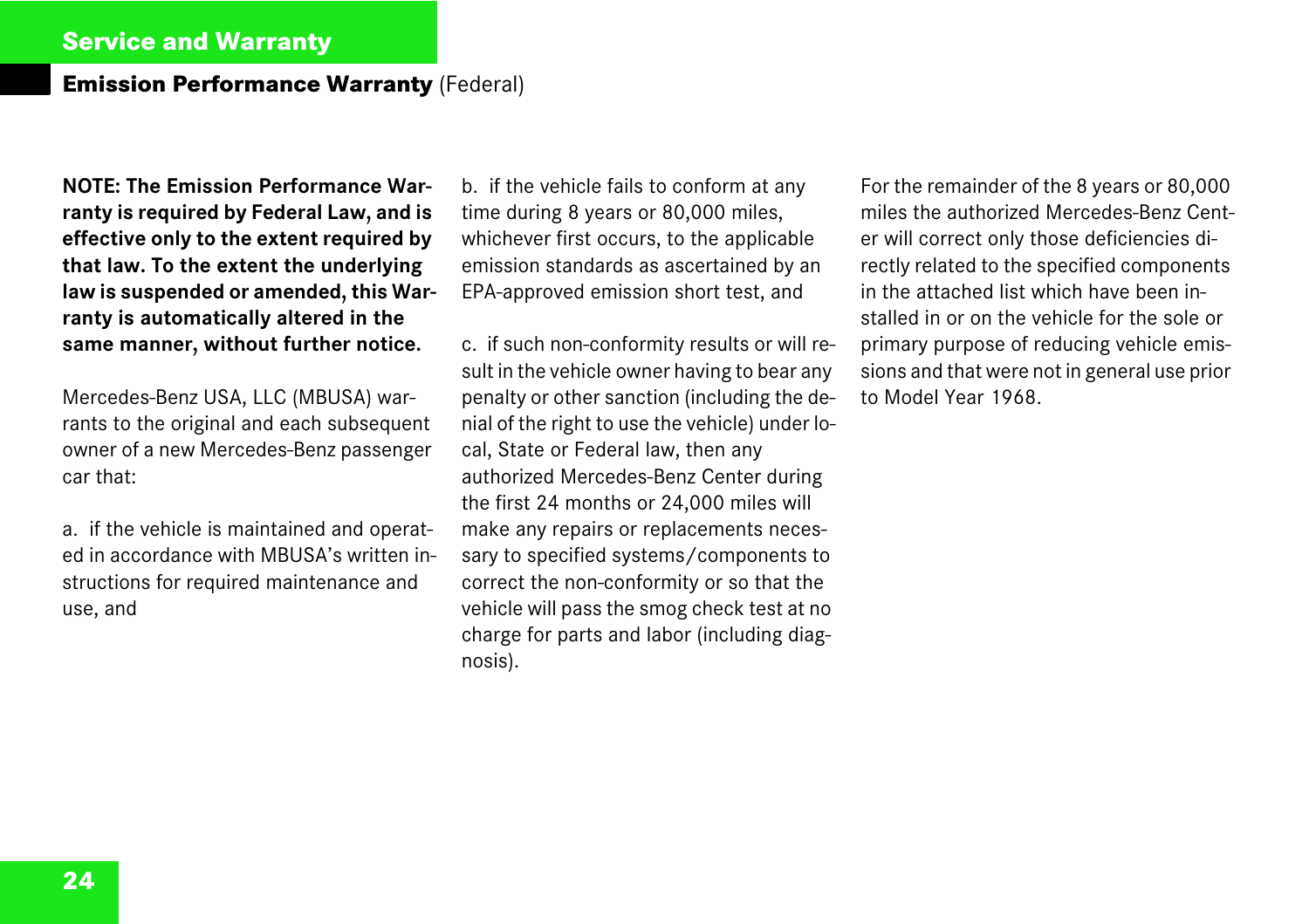## Emission Performance Warranty (Federal)

**NOTE: The Emission Performance Warranty is required by Federal Law, and is effective only to the extent required by that law. To the extent the underlying law is suspended or amended, this Warranty is automatically altered in the same manner, without further notice.**

Mercedes-Benz USA, LLC (MBUSA) warrants to the original and each subsequent owner of a new Mercedes-Benz passenger car that:

a. if the vehicle is maintained and operated in accordance with MBUSA's written instructions for required maintenance and use, and

b. if the vehicle fails to conform at any time during 8 years or 80,000 miles, whichever first occurs, to the applicable emission standards as ascertained by an EPA-approved emission short test, and

c. if such non-conformity results or will result in the vehicle owner having to bear any penalty or other sanction (including the denial of the right to use the vehicle) under local, State or Federal law, then any authorized Mercedes-Benz Center during the first 24 months or 24,000 miles will make any repairs or replacements necessary to specified systems/components to correct the non-conformity or so that the vehicle will pass the smog check test at no charge for parts and labor (including diagnosis).

For the remainder of the 8 years or 80,000 miles the authorized Mercedes-Benz Center will correct only those deficiencies directly related to the specified components in the attached list which have been installed in or on the vehicle for the sole or primary purpose of reducing vehicle emissions and that were not in general use prior to Model Year 1968.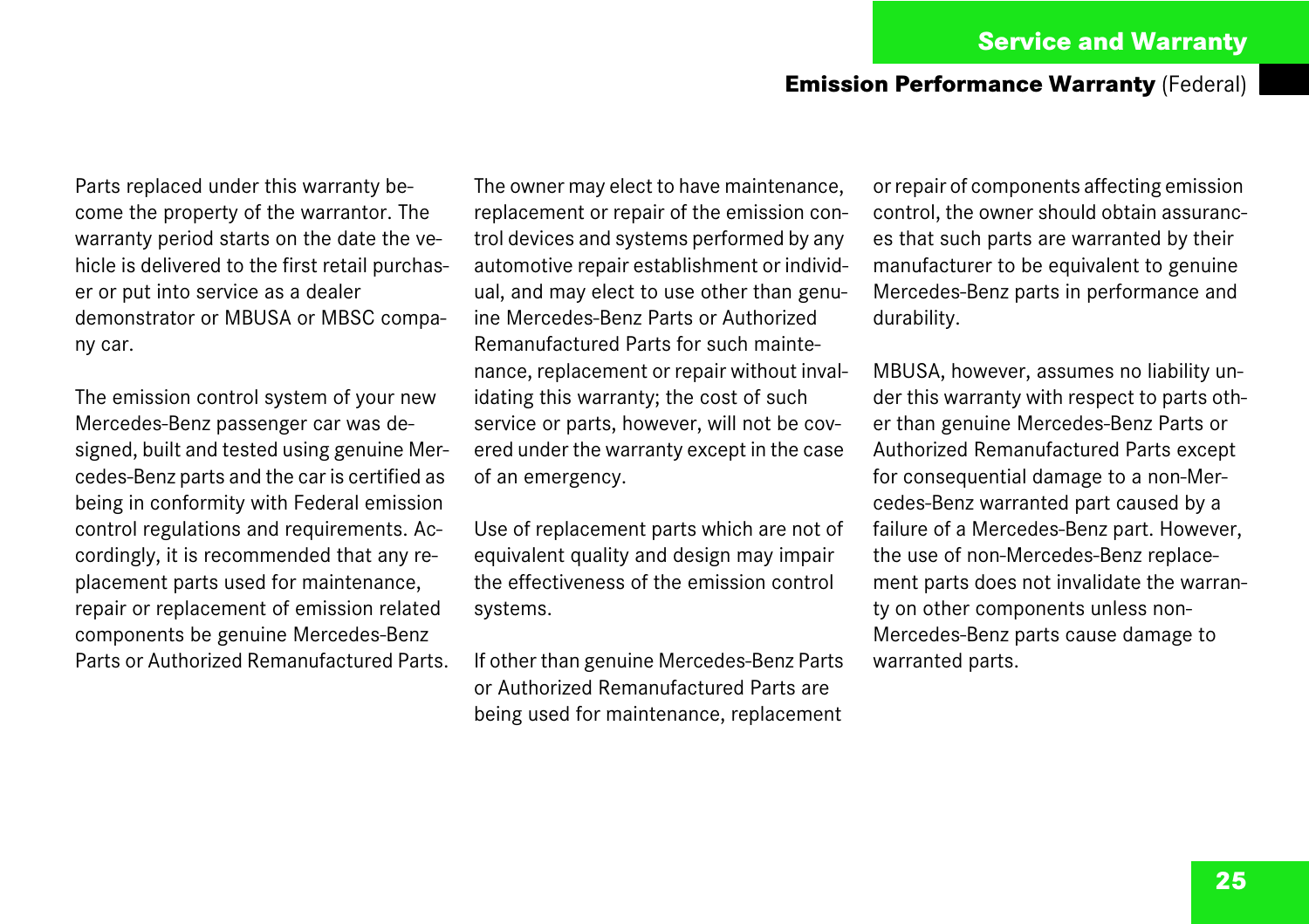Parts replaced under this warranty become the property of the warrantor. The warranty period starts on the date the vehicle is delivered to the first retail purchaser or put into service as a dealer demonstrator or MBUSA or MBSC company car.

The emission control system of your new Mercedes-Benz passenger car was designed, built and tested using genuine Mercedes-Benz parts and the car is certified as being in conformity with Federal emission control regulations and requirements. Accordingly, it is recommended that any replacement parts used for maintenance, repair or replacement of emission related components be genuine Mercedes-Benz Parts or Authorized Remanufactured Parts.

The owner may elect to have maintenance, replacement or repair of the emission control devices and systems performed by any automotive repair establishment or individual, and may elect to use other than genuine Mercedes-Benz Parts or Authorized Remanufactured Parts for such maintenance, replacement or repair without invalidating this warranty; the cost of such service or parts, however, will not be covered under the warranty except in the case of an emergency.

Use of replacement parts which are not of equivalent quality and design may impair the effectiveness of the emission control systems.

If other than genuine Mercedes-Benz Parts or Authorized Remanufactured Parts are being used for maintenance, replacement or repair of components affecting emission control, the owner should obtain assurances that such parts are warranted by their manufacturer to be equivalent to genuine Mercedes-Benz parts in performance and durability.

MBUSA, however, assumes no liability under this warranty with respect to parts other than genuine Mercedes-Benz Parts or Authorized Remanufactured Parts except for consequential damage to a non-Mercedes-Benz warranted part caused by a failure of a Mercedes-Benz part. However, the use of non-Mercedes-Benz replacement parts does not invalidate the warranty on other components unless non-Mercedes-Benz parts cause damage to warranted parts.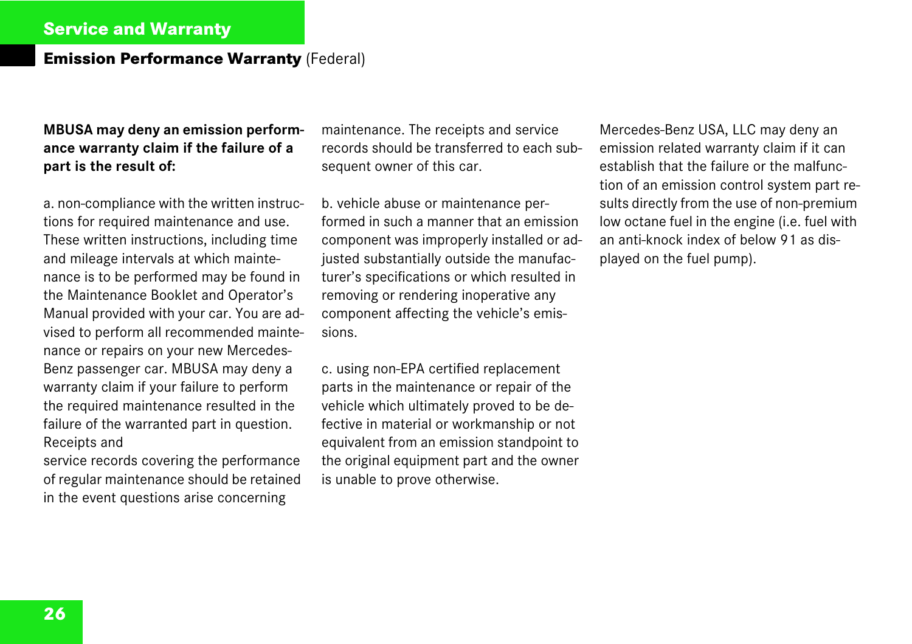**MBUSA may deny an emission performance warranty claim if the failure of a part is the result of:**

a. non-compliance with the written instructions for required maintenance and use. These written instructions, including time and mileage intervals at which maintenance is to be performed may be found in the Maintenance Booklet and Operator's Manual provided with your car. You are advised to perform all recommended maintenance or repairs on your new Mercedes-Benz passenger car. MBUSA may deny a warranty claim if your failure to perform the required maintenance resulted in the failure of the warranted part in question. Receipts and service records covering the performance of regular maintenance should be retained in the event questions arise concerning maintenance. The receipts and service records should be transferred to each subsequent owner of this car.

b. vehicle abuse or maintenance performed in such a manner that an emission component was improperly installed or adjusted substantially outside the manufacturer's specifications or which resulted in removing or rendering inoperative any component affecting the vehicle's emissions.

c. using non-EPA certified replacement parts in the maintenance or repair of the vehicle which ultimately proved to be defective in material or workmanship or not equivalent from an emission standpoint to the original equipment part and the owner is unable to prove otherwise.

Mercedes-Benz USA, LLC may deny an emission related warranty claim if it can establish that the failure or the malfunction of an emission control system part results directly from the use of non-premium low octane fuel in the engine (i.e. fuel with an anti-knock index of below 91 as displayed on the fuel pump).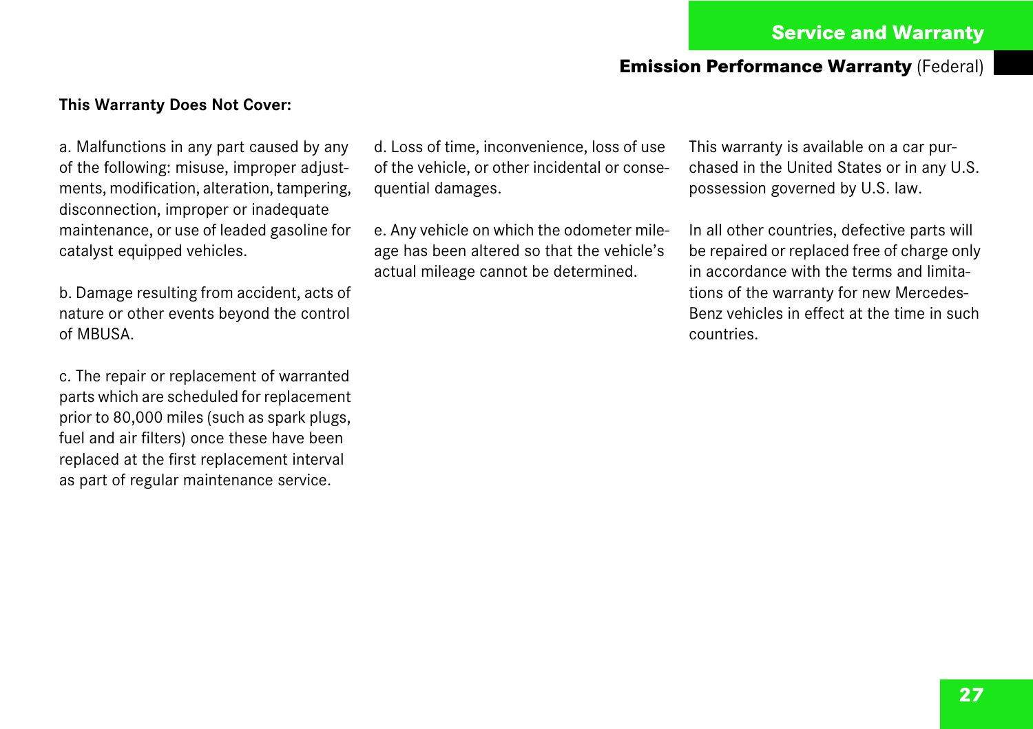#### This Warranty Does Not Cover:

a. Malfunctions in any part caused by any of the following: misuse, improper adjustments, modification, alteration, tampering, disconnection, improper or inadequate maintenance, or use of leaded gasoline for catalyst equipped vehicles.

b. Damage resulting from accident, acts of nature or other events beyond the control of MBUSA.

c. The repair or replacement of warranted parts which are scheduled for replacement prior to 80,000 miles (such as spark plugs, fuel and air filters) once these have been replaced at the first replacement interval as part of regular maintenance service.

d. Loss of time, inconvenience, loss of use of the vehicle, or other incidental or consequential damages.

e. Any vehicle on which the odometer mileage has been altered so that the vehicle's actual mileage cannot be determined.

This warranty is available on a car purchased in the United States or in any U.S. possession governed by U.S. law.

In all other countries, defective parts will be repaired or replaced free of charge only in accordance with the terms and limitations of the warranty for new Mercedes-Benz vehicles in effect at the time in such countries.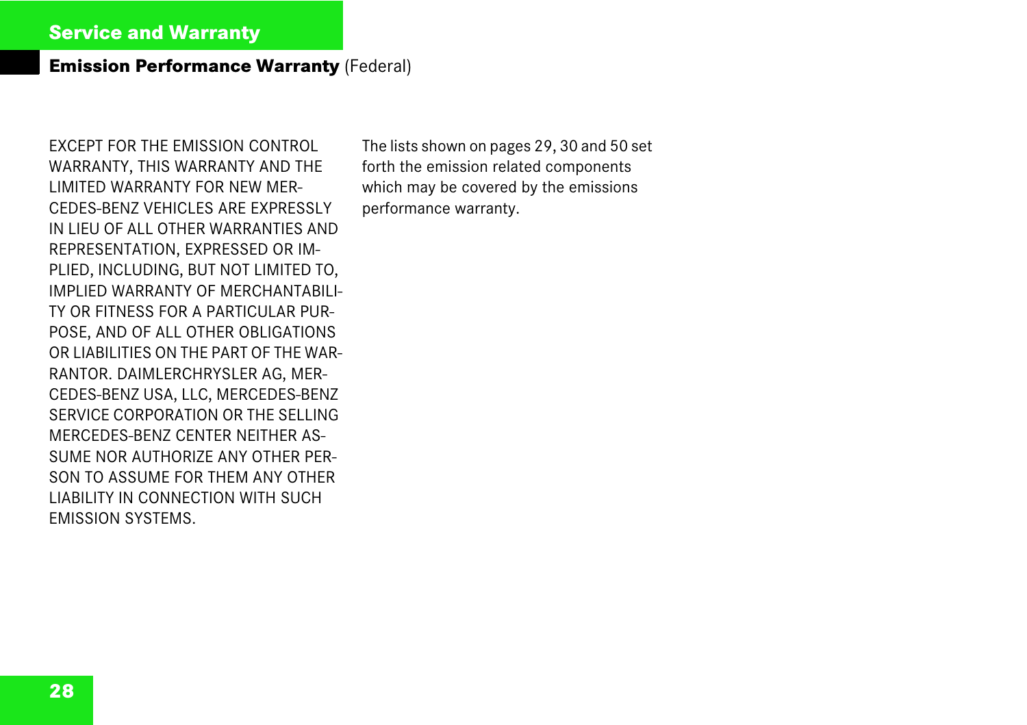## Emission Performance Warranty (Federal)

EXCEPT FOR THE EMISSION CONTROL WARRANTY, THIS WARRANTY AND THE LIMITED WARRANTY FOR NEW MERCEDES-BENZ VEHICLES ARE EXPRESSLY IN LIEU OF ALL OTHER WARRANTIES AND REPRESENTATION, EXPRESSED OR IMPLIED, INCLUDING, BUT NOT LIMITED TO, IMPLIED WARRANTY OF MERCHANTABILITY OR FITNESS FOR A PARTICULAR PURPOSE, AND OF ALL OTHER OBLIGATIONS OR LIABILITIES ON THE PART OF THE WARRANTOR. DAIMLERCHRYSLER AG, MERCEDES-BENZ USA, LLC, MERCEDES-BENZ SERVICE CORPORATION OR THE SELLING MERCEDES-BENZ CENTER NEITHER ASSUME NOR AUTHORIZE ANY OTHER PERSON TO ASSUME FOR THEM ANY OTHER LIABILITY IN CONNECTION WITH SUCH EMISSION SYSTEMS.

The lists shown on pages 29, 30 and 50 set forth the emission related components which may be covered by the emissions performance warranty.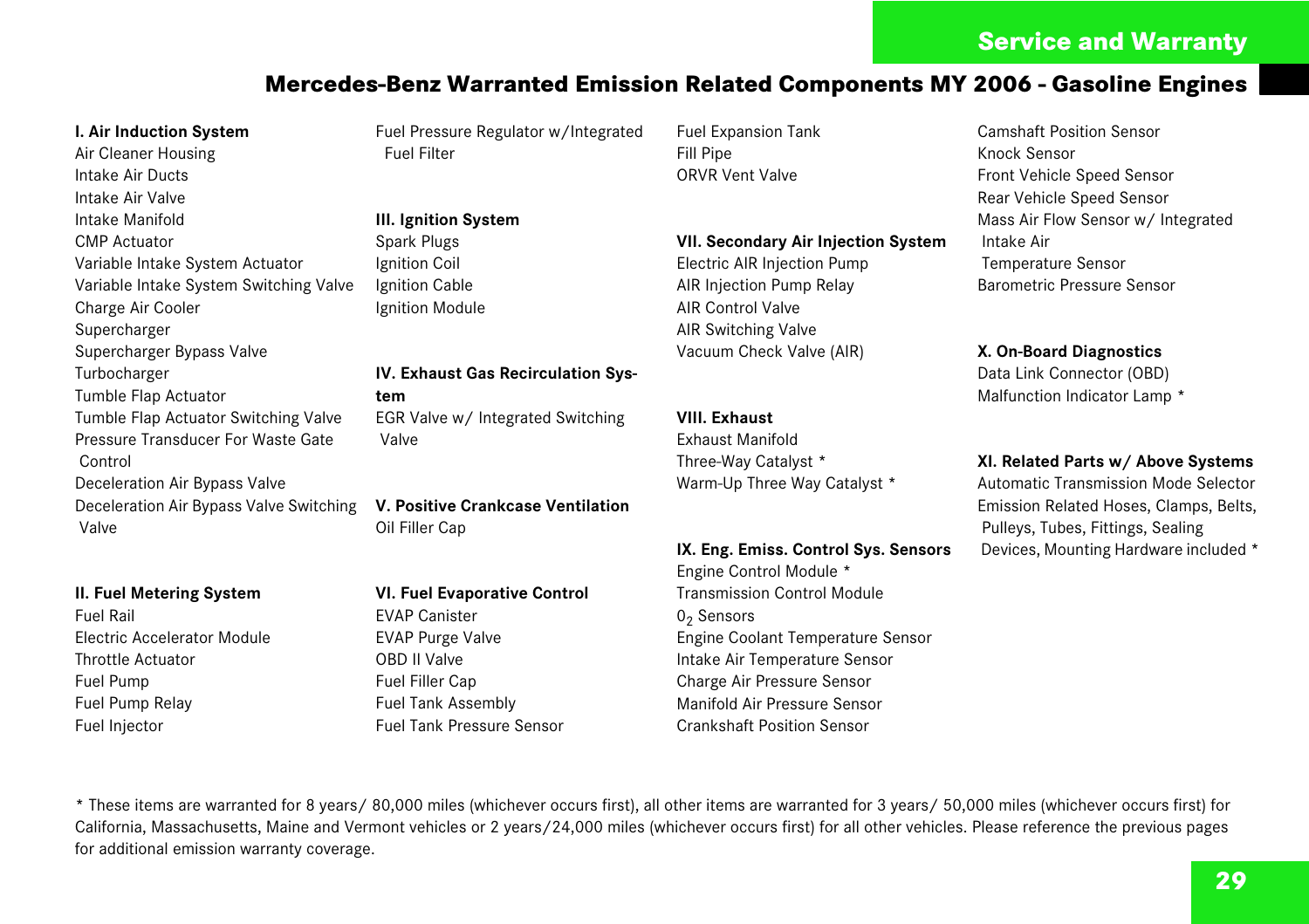## Mercedes-Benz Warranted Emission Related Components MY 2006 - Gasoline Engines

**I. Air Induction System**

Air Cleaner Housing
Intake Air Ducts
Intake Air Valve
Intake Manifold
CMP Actuator
Variable Intake System Actuator
Variable Intake System Switching Valve
Charge Air Cooler
Supercharger
Supercharger Bypass Valve
Turbocharger
Tumble Flap Actuator
Tumble Flap Actuator Switching Valve
Pressure Transducer For Waste Gate Control
Deceleration Air Bypass Valve
Deceleration Air Bypass Valve Switching Valve

**II. Fuel Metering System**

Fuel Rail
Electric Accelerator Module
Throttle Actuator
Fuel Pump
Fuel Pump Relay
Fuel Injector
Fuel Pressure Regulator w/Integrated Fuel Filter

**III. Ignition System**

Spark Plugs
Ignition Coil
Ignition Cable
Ignition Module

**IV. Exhaust Gas Recirculation System**

EGR Valve w/ Integrated Switching Valve

**V. Positive Crankcase Ventilation**

Oil Filler Cap

**VI. Fuel Evaporative Control**

EVAP Canister
EVAP Purge Valve
OBD II Valve
Fuel Filler Cap
Fuel Tank Assembly
Fuel Tank Pressure Sensor
Fuel Expansion Tank
Fill Pipe
ORVR Vent Valve

**VII. Secondary Air Injection System**

Electric AIR Injection Pump
AIR Injection Pump Relay
AIR Control Valve
AIR Switching Valve
Vacuum Check Valve (AIR)

**VIII. Exhaust**

Exhaust Manifold
Three-Way Catalyst *
Warm-Up Three Way Catalyst *

**IX. Eng. Emiss. Control Sys. Sensors**

Engine Control Module *
Transmission Control Module
$O_2$ Sensors
Engine Coolant Temperature Sensor
Intake Air Temperature Sensor
Charge Air Pressure Sensor
Manifold Air Pressure Sensor
Crankshaft Position Sensor
Camshaft Position Sensor
Knock Sensor
Front Vehicle Speed Sensor
Rear Vehicle Speed Sensor
Mass Air Flow Sensor w/ Integrated Intake Air Temperature Sensor
Barometric Pressure Sensor

**X. On-Board Diagnostics**

Data Link Connector (OBD)
Malfunction Indicator Lamp *

**XI. Related Parts w/ Above Systems**

Automatic Transmission Mode Selector
Emission Related Hoses, Clamps, Belts, Pulleys, Tubes, Fittings, Sealing Devices, Mounting Hardware included *

* These items are warranted for 8 years/ 80,000 miles (whichever occurs first), all other items are warranted for 3 years/ 50,000 miles (whichever occurs first) for California, Massachusetts, Maine and Vermont vehicles or 2 years/24,000 miles (whichever occurs first) for all other vehicles. Please reference the previous pages for additional emission warranty coverage.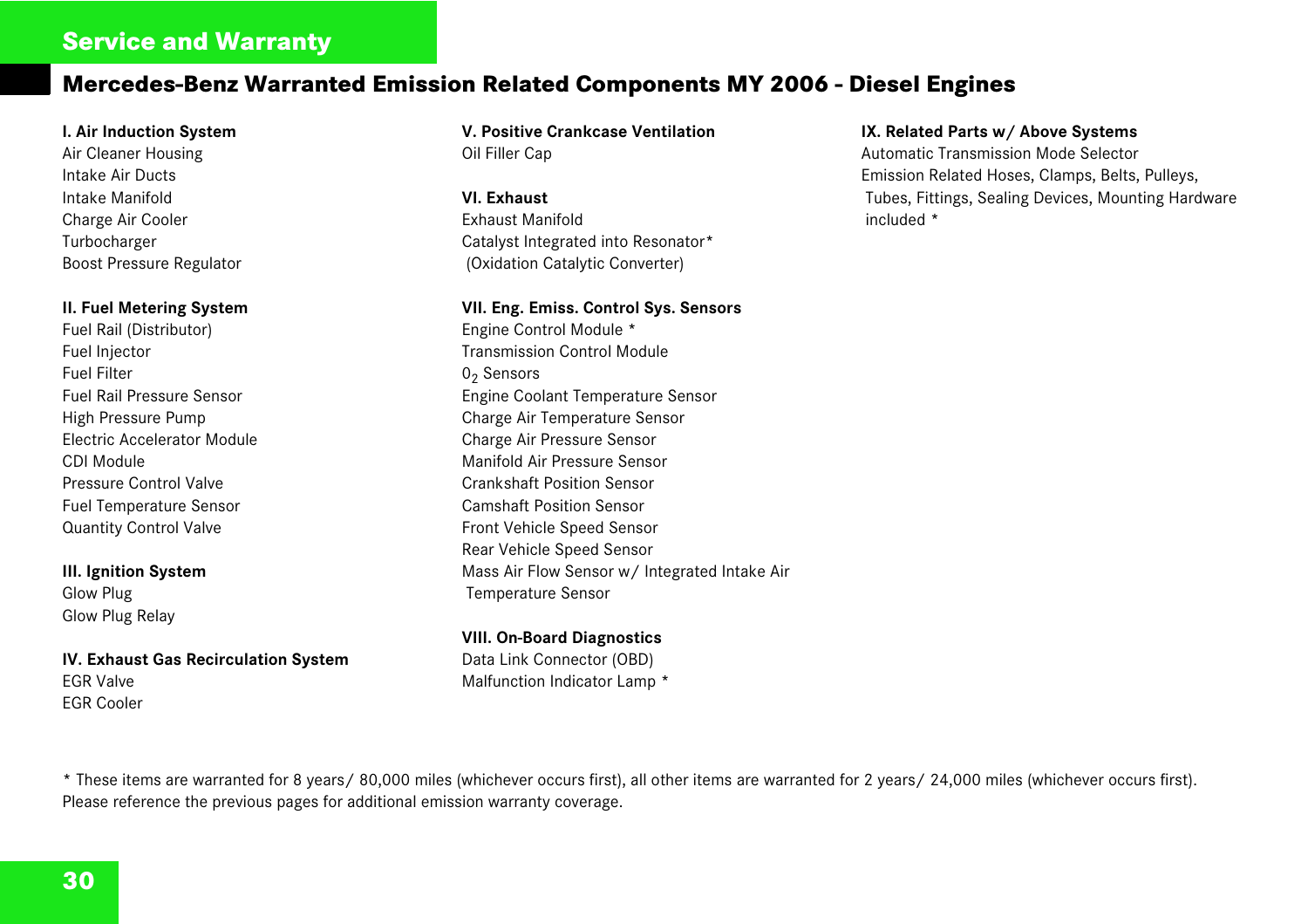## Service and Warranty

### Mercedes-Benz Warranted Emission Related Components MY 2006 - Diesel Engines

**I. Air Induction System**
Air Cleaner Housing
Intake Air Ducts
Intake Manifold
Charge Air Cooler
Turbocharger
Boost Pressure Regulator

**II. Fuel Metering System**
Fuel Rail (Distributor)
Fuel Injector
Fuel Filter
Fuel Rail Pressure Sensor
High Pressure Pump
Electric Accelerator Module
CDI Module
Pressure Control Valve
Fuel Temperature Sensor
Quantity Control Valve

**III. Ignition System**
Glow Plug
Glow Plug Relay

**IV. Exhaust Gas Recirculation System**
EGR Valve
EGR Cooler

**V. Positive Crankcase Ventilation**
Oil Filler Cap

**VI. Exhaust**
Exhaust Manifold
Catalyst Integrated into Resonator*
(Oxidation Catalytic Converter)

**VII. Eng. Emiss. Control Sys. Sensors**
Engine Control Module *
Transmission Control Module
$0_2$ Sensors
Engine Coolant Temperature Sensor
Charge Air Temperature Sensor
Charge Air Pressure Sensor
Manifold Air Pressure Sensor
Crankshaft Position Sensor
Camshaft Position Sensor
Front Vehicle Speed Sensor
Rear Vehicle Speed Sensor
Mass Air Flow Sensor w/ Integrated Intake Air
Temperature Sensor

**VIII. On-Board Diagnostics**
Data Link Connector (OBD)
Malfunction Indicator Lamp *

**IX. Related Parts w/ Above Systems**
Automatic Transmission Mode Selector
Emission Related Hoses, Clamps, Belts, Pulleys,
Tubes, Fittings, Sealing Devices, Mounting Hardware
included *

* These items are warranted for 8 years/ 80,000 miles (whichever occurs first), all other items are warranted for 2 years/ 24,000 miles (whichever occurs first). Please reference the previous pages for additional emission warranty coverage.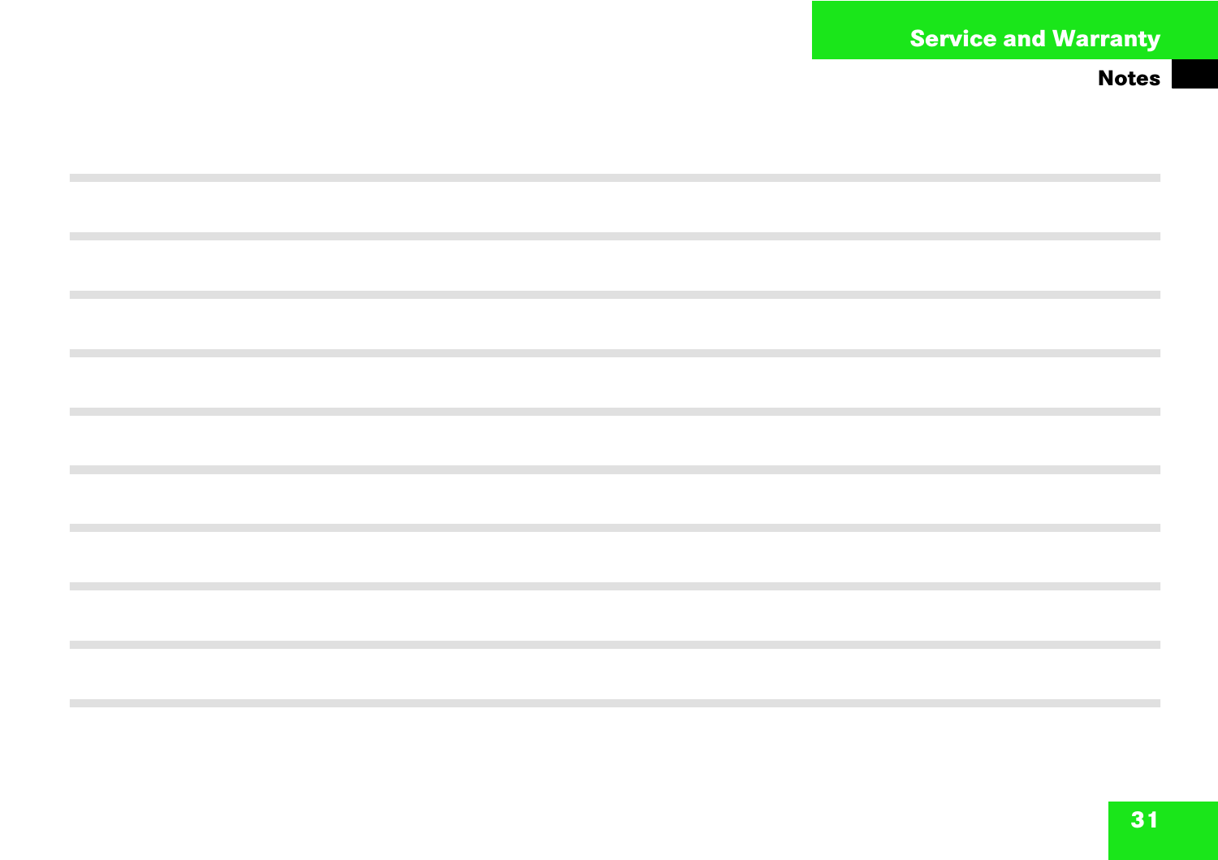## Notes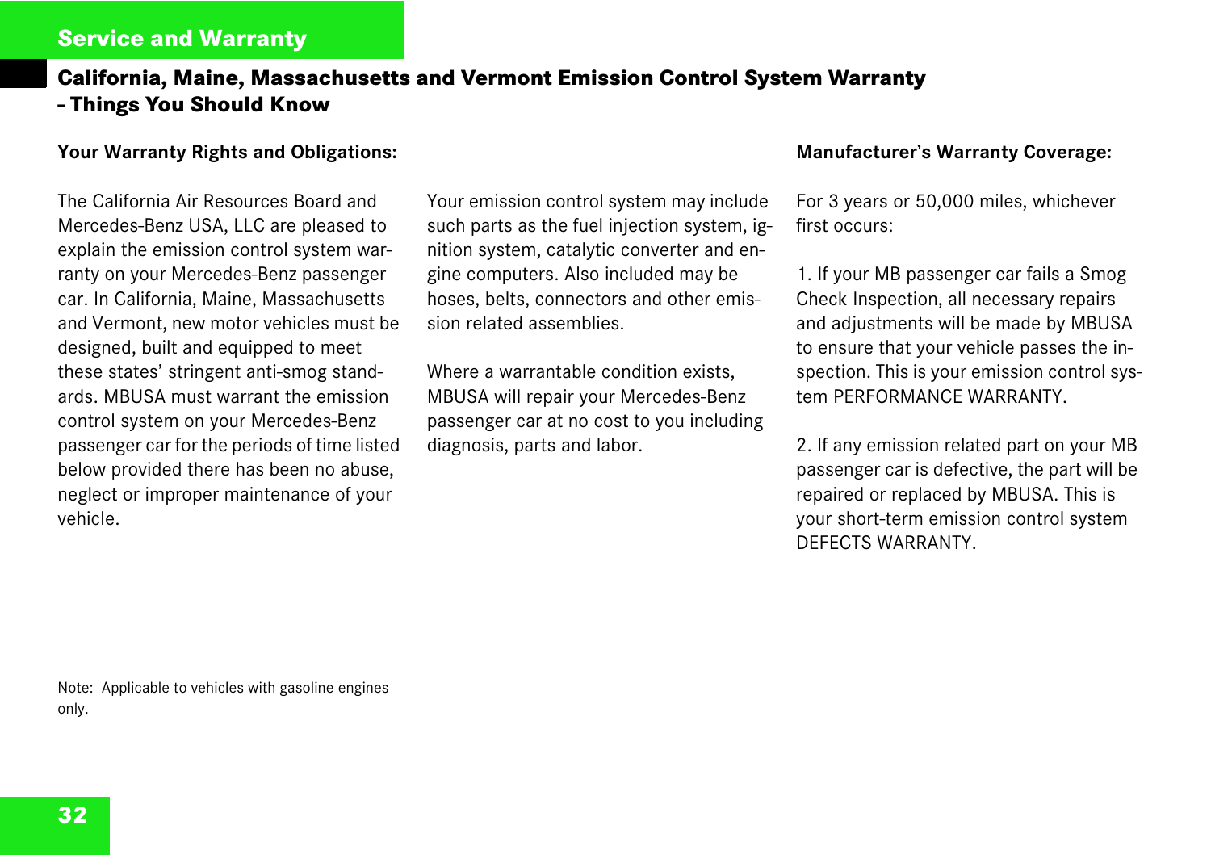## California, Maine, Massachusetts and Vermont Emission Control System Warranty - Things You Should Know

### Your Warranty Rights and Obligations:

The California Air Resources Board and Mercedes-Benz USA, LLC are pleased to explain the emission control system warranty on your Mercedes-Benz passenger car. In California, Maine, Massachusetts and Vermont, new motor vehicles must be designed, built and equipped to meet these states' stringent anti-smog standards. MBUSA must warrant the emission control system on your Mercedes-Benz passenger car for the periods of time listed below provided there has been no abuse, neglect or improper maintenance of your vehicle.

Your emission control system may include such parts as the fuel injection system, ignition system, catalytic converter and engine computers. Also included may be hoses, belts, connectors and other emission related assemblies.

Where a warrantable condition exists, MBUSA will repair your Mercedes-Benz passenger car at no cost to you including diagnosis, parts and labor.

### Manufacturer's Warranty Coverage:

For 3 years or 50,000 miles, whichever first occurs:

1. If your MB passenger car fails a Smog Check Inspection, all necessary repairs and adjustments will be made by MBUSA to ensure that your vehicle passes the inspection. This is your emission control system PERFORMANCE WARRANTY.

2. If any emission related part on your MB passenger car is defective, the part will be repaired or replaced by MBUSA. This is your short-term emission control system DEFECTS WARRANTY.

Note: Applicable to vehicles with gasoline engines only.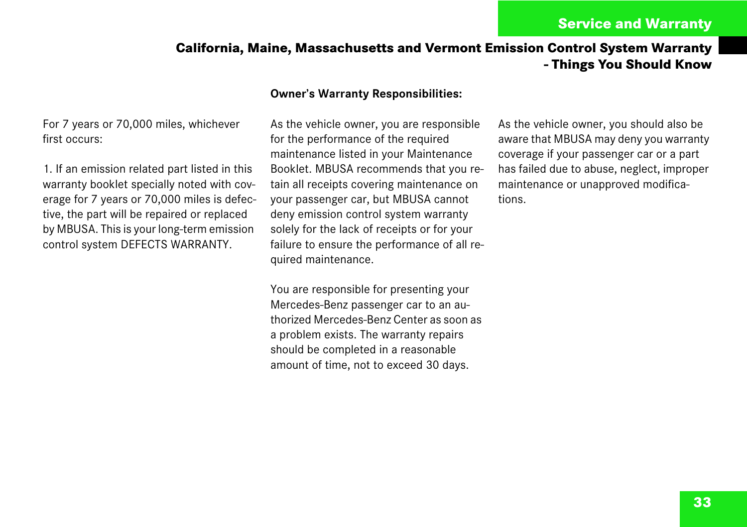## California, Maine, Massachusetts and Vermont Emission Control System Warranty - Things You Should Know

For 7 years or 70,000 miles, whichever first occurs:

1. If an emission related part listed in this warranty booklet specially noted with coverage for 7 years or 70,000 miles is defective, the part will be repaired or replaced by MBUSA. This is your long-term emission control system DEFECTS WARRANTY.

**Owner's Warranty Responsibilities:**

As the vehicle owner, you are responsible for the performance of the required maintenance listed in your Maintenance Booklet. MBUSA recommends that you retain all receipts covering maintenance on your passenger car, but MBUSA cannot deny emission control system warranty solely for the lack of receipts or for your failure to ensure the performance of all required maintenance.

You are responsible for presenting your Mercedes-Benz passenger car to an authorized Mercedes-Benz Center as soon as a problem exists. The warranty repairs should be completed in a reasonable amount of time, not to exceed 30 days.

As the vehicle owner, you should also be aware that MBUSA may deny you warranty coverage if your passenger car or a part has failed due to abuse, neglect, improper maintenance or unapproved modifications.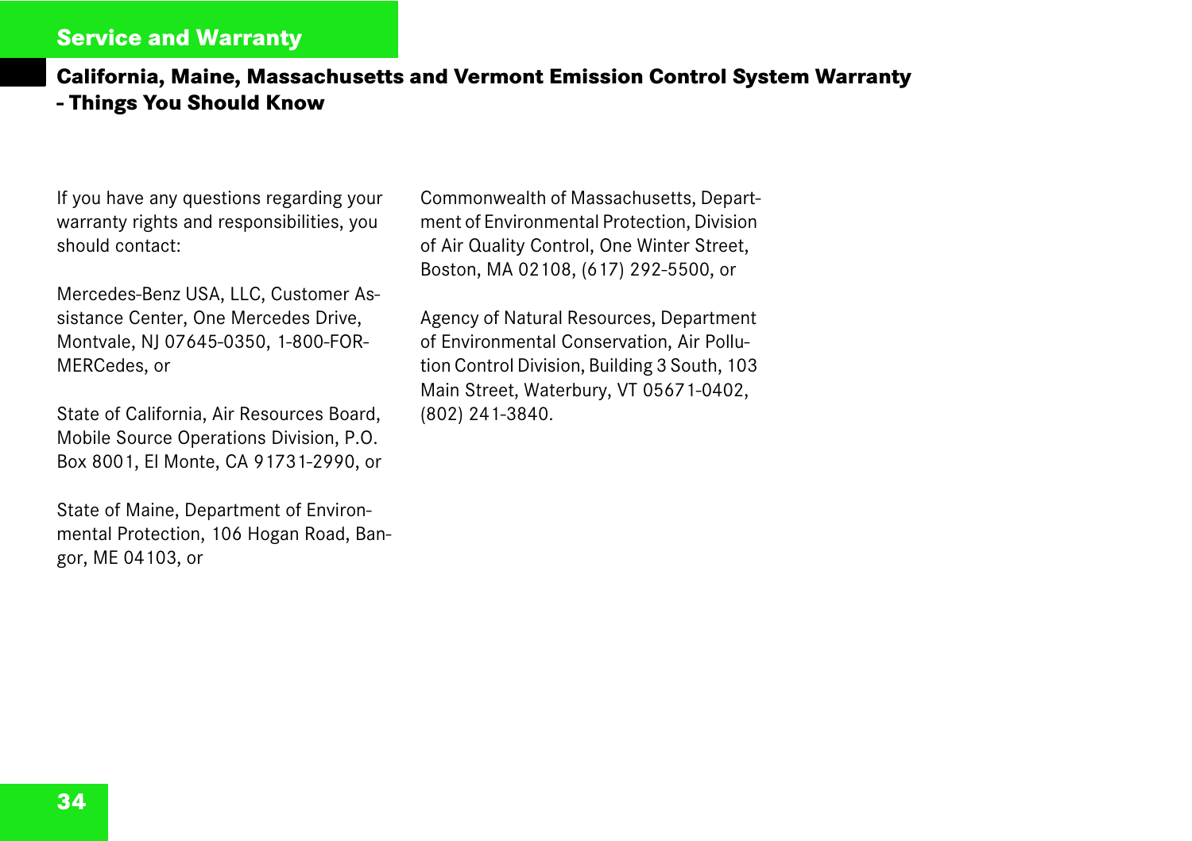## California, Maine, Massachusetts and Vermont Emission Control System Warranty - Things You Should Know

If you have any questions regarding your warranty rights and responsibilities, you should contact:

Mercedes-Benz USA, LLC, Customer Assistance Center, One Mercedes Drive, Montvale, NJ 07645-0350, 1-800-FOR-MERCedes, or

State of California, Air Resources Board, Mobile Source Operations Division, P.O. Box 8001, El Monte, CA 91731-2990, or

State of Maine, Department of Environmental Protection, 106 Hogan Road, Bangor, ME 04103, or

Commonwealth of Massachusetts, Department of Environmental Protection, Division of Air Quality Control, One Winter Street, Boston, MA 02108, (617) 292-5500, or

Agency of Natural Resources, Department of Environmental Conservation, Air Pollution Control Division, Building 3 South, 103 Main Street, Waterbury, VT 05671-0402, (802) 241-3840.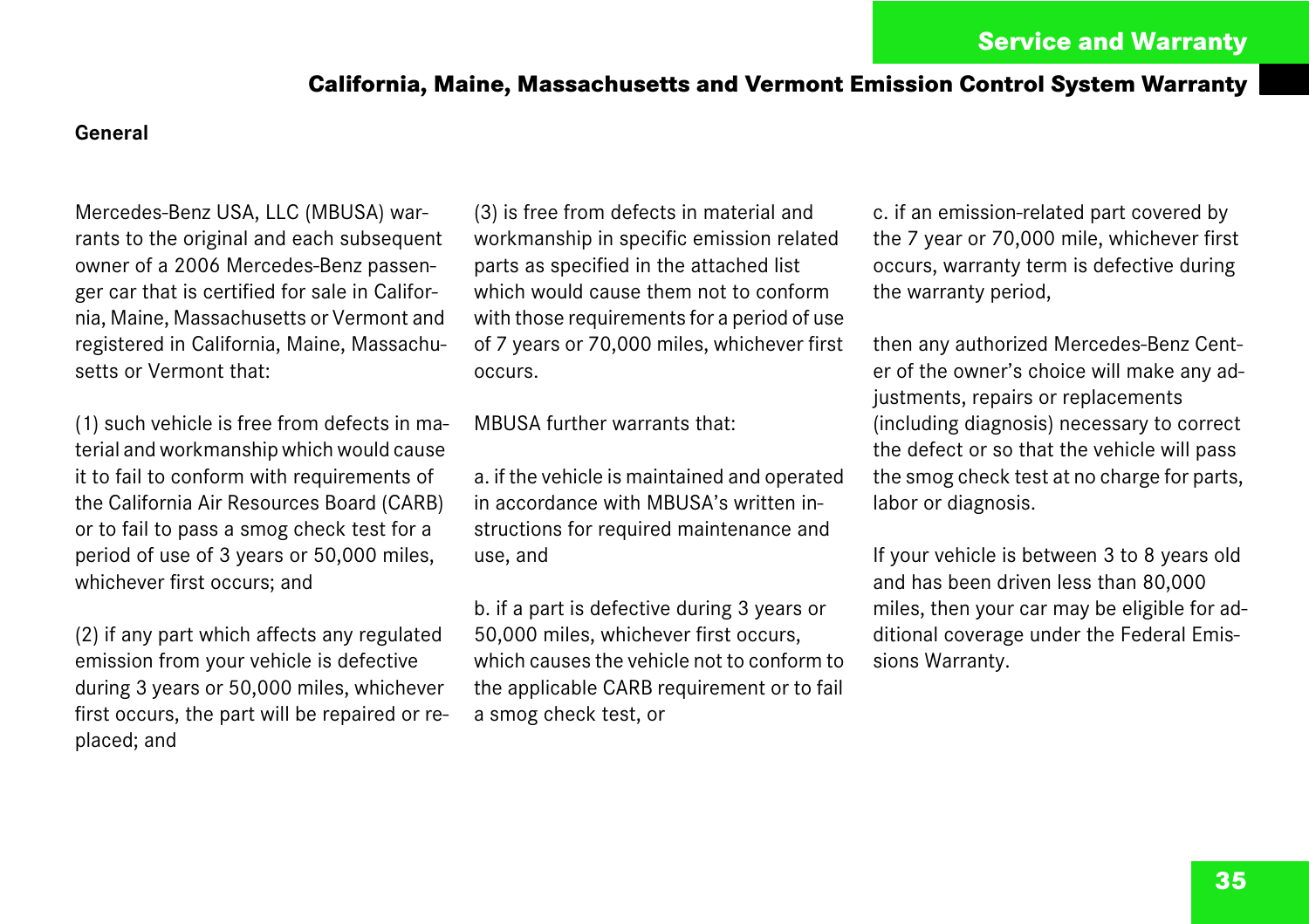## California, Maine, Massachusetts and Vermont Emission Control System Warranty

### General

Mercedes-Benz USA, LLC (MBUSA) warrants to the original and each subsequent owner of a 2006 Mercedes-Benz passenger car that is certified for sale in California, Maine, Massachusetts or Vermont and registered in California, Maine, Massachusetts or Vermont that:

(1) such vehicle is free from defects in material and workmanship which would cause it to fail to conform with requirements of the California Air Resources Board (CARB) or to fail to pass a smog check test for a period of use of 3 years or 50,000 miles, whichever first occurs; and

(2) if any part which affects any regulated emission from your vehicle is defective during 3 years or 50,000 miles, whichever first occurs, the part will be repaired or replaced; and

(3) is free from defects in material and workmanship in specific emission related parts as specified in the attached list which would cause them not to conform with those requirements for a period of use of 7 years or 70,000 miles, whichever first occurs.

MBUSA further warrants that:

a. if the vehicle is maintained and operated in accordance with MBUSA's written instructions for required maintenance and use, and

b. if a part is defective during 3 years or 50,000 miles, whichever first occurs, which causes the vehicle not to conform to the applicable CARB requirement or to fail a smog check test, or

c. if an emission-related part covered by the 7 year or 70,000 mile, whichever first occurs, warranty term is defective during the warranty period,

then any authorized Mercedes-Benz Center of the owner's choice will make any adjustments, repairs or replacements (including diagnosis) necessary to correct the defect or so that the vehicle will pass the smog check test at no charge for parts, labor or diagnosis.

If your vehicle is between 3 to 8 years old and has been driven less than 80,000 miles, then your car may be eligible for additional coverage under the Federal Emissions Warranty.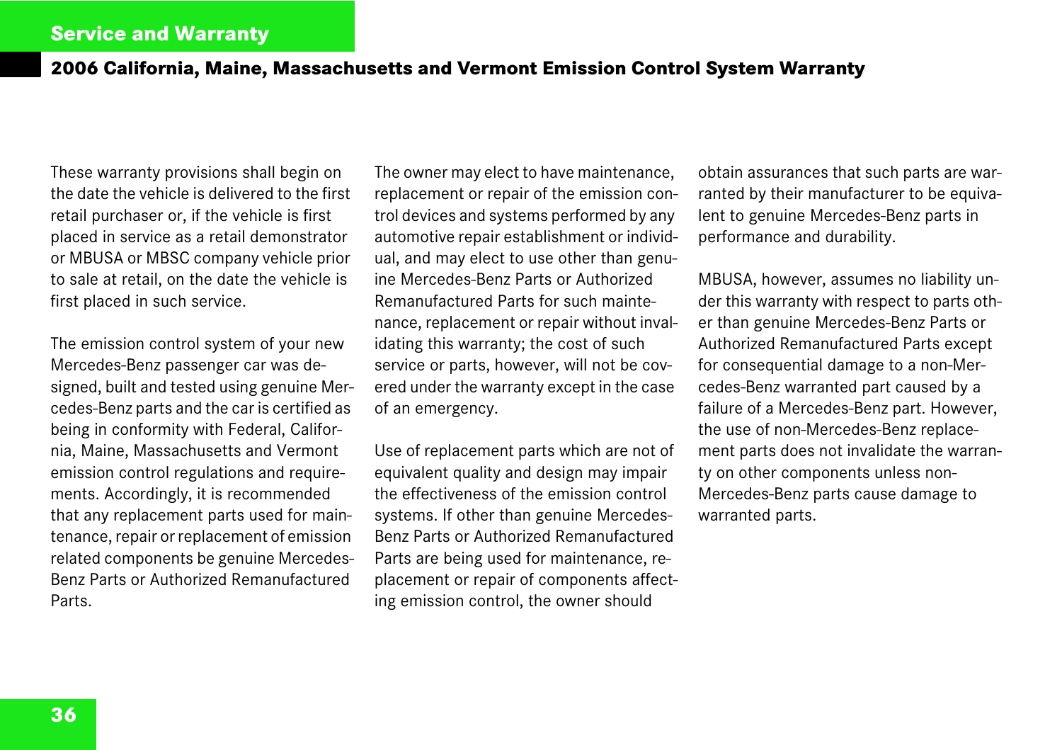## 2006 California, Maine, Massachusetts and Vermont Emission Control System Warranty

These warranty provisions shall begin on the date the vehicle is delivered to the first retail purchaser or, if the vehicle is first placed in service as a retail demonstrator or MBUSA or MBSC company vehicle prior to sale at retail, on the date the vehicle is first placed in such service.

The emission control system of your new Mercedes-Benz passenger car was designed, built and tested using genuine Mercedes-Benz parts and the car is certified as being in conformity with Federal, California, Maine, Massachusetts and Vermont emission control regulations and requirements. Accordingly, it is recommended that any replacement parts used for maintenance, repair or replacement of emission related components be genuine Mercedes-Benz Parts or Authorized Remanufactured Parts.

The owner may elect to have maintenance, replacement or repair of the emission control devices and systems performed by any automotive repair establishment or individual, and may elect to use other than genuine Mercedes-Benz Parts or Authorized Remanufactured Parts for such maintenance, replacement or repair without invalidating this warranty; the cost of such service or parts, however, will not be covered under the warranty except in the case of an emergency.

Use of replacement parts which are not of equivalent quality and design may impair the effectiveness of the emission control systems. If other than genuine Mercedes-Benz Parts or Authorized Remanufactured Parts are being used for maintenance, replacement or repair of components affecting emission control, the owner should obtain assurances that such parts are warranted by their manufacturer to be equivalent to genuine Mercedes-Benz parts in performance and durability.

MBUSA, however, assumes no liability under this warranty with respect to parts other than genuine Mercedes-Benz Parts or Authorized Remanufactured Parts except for consequential damage to a non-Mercedes-Benz warranted part caused by a failure of a Mercedes-Benz part. However, the use of non-Mercedes-Benz replacement parts does not invalidate the warranty on other components unless non-Mercedes-Benz parts cause damage to warranted parts.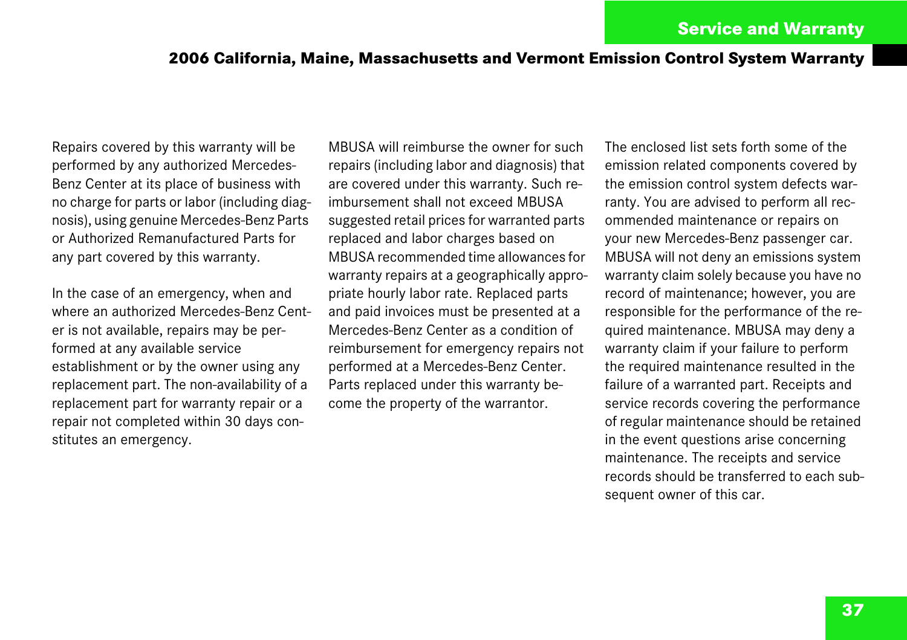Repairs covered by this warranty will be performed by any authorized Mercedes-Benz Center at its place of business with no charge for parts or labor (including diagnosis), using genuine Mercedes-Benz Parts or Authorized Remanufactured Parts for any part covered by this warranty.

In the case of an emergency, when and where an authorized Mercedes-Benz Center is not available, repairs may be performed at any available service establishment or by the owner using any replacement part. The non-availability of a replacement part for warranty repair or a repair not completed within 30 days constitutes an emergency.

MBUSA will reimburse the owner for such repairs (including labor and diagnosis) that are covered under this warranty. Such reimbursement shall not exceed MBUSA suggested retail prices for warranted parts replaced and labor charges based on MBUSA recommended time allowances for warranty repairs at a geographically appropriate hourly labor rate. Replaced parts and paid invoices must be presented at a Mercedes-Benz Center as a condition of reimbursement for emergency repairs not performed at a Mercedes-Benz Center. Parts replaced under this warranty become the property of the warrantor.

The enclosed list sets forth some of the emission related components covered by the emission control system defects warranty. You are advised to perform all recommended maintenance or repairs on your new Mercedes-Benz passenger car. MBUSA will not deny an emissions system warranty claim solely because you have no record of maintenance; however, you are responsible for the performance of the required maintenance. MBUSA may deny a warranty claim if your failure to perform the required maintenance resulted in the failure of a warranted part. Receipts and service records covering the performance of regular maintenance should be retained in the event questions arise concerning maintenance. The receipts and service records should be transferred to each subsequent owner of this car.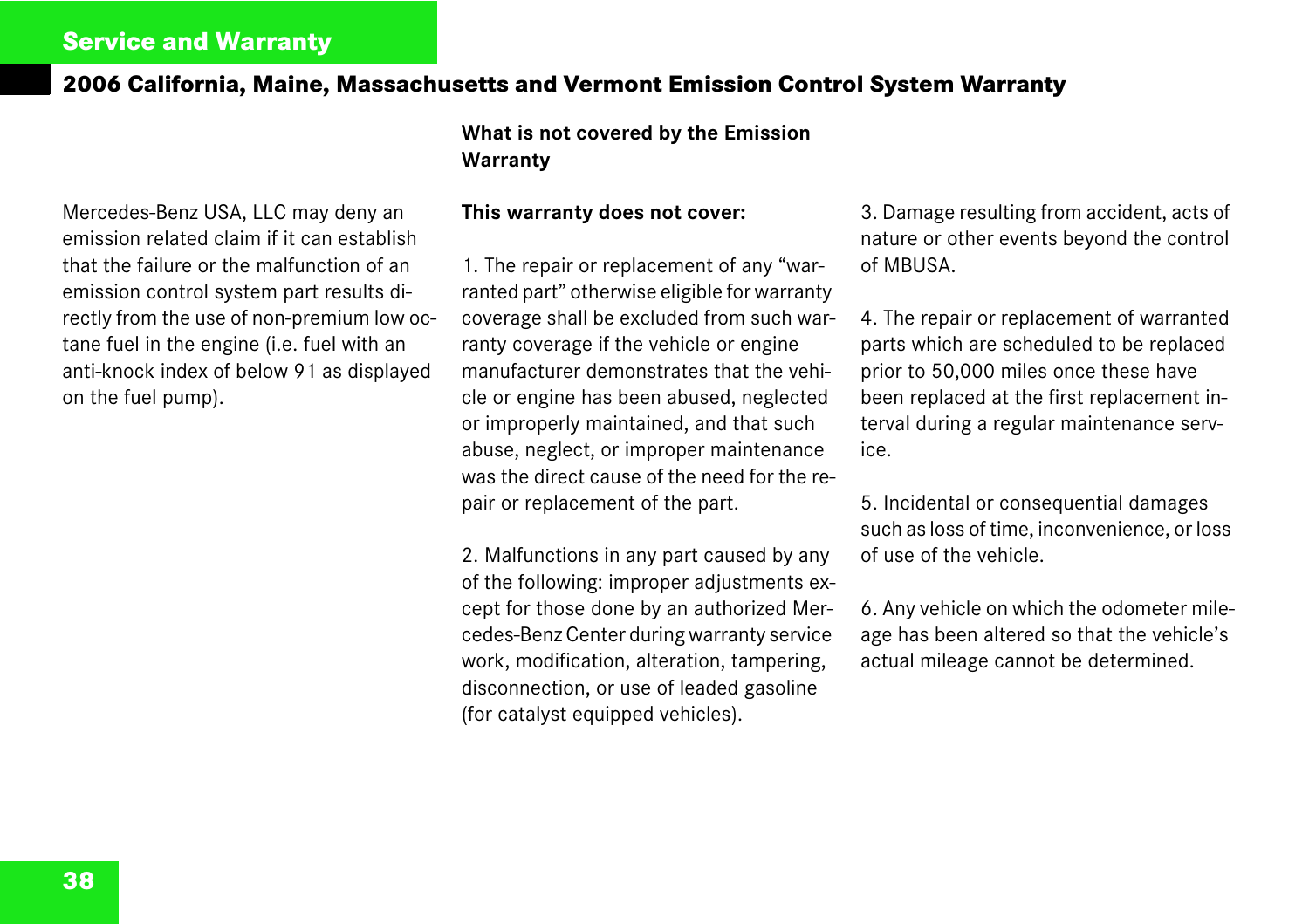## 2006 California, Maine, Massachusetts and Vermont Emission Control System Warranty

Mercedes-Benz USA, LLC may deny an emission related claim if it can establish that the failure or the malfunction of an emission control system part results directly from the use of non-premium low octane fuel in the engine (i.e. fuel with an anti-knock index of below 91 as displayed on the fuel pump).

### What is not covered by the Emission Warranty

**This warranty does not cover:**

1. The repair or replacement of any “warranted part” otherwise eligible for warranty coverage shall be excluded from such warranty coverage if the vehicle or engine manufacturer demonstrates that the vehicle or engine has been abused, neglected or improperly maintained, and that such abuse, neglect, or improper maintenance was the direct cause of the need for the repair or replacement of the part.

2. Malfunctions in any part caused by any of the following: improper adjustments except for those done by an authorized Mercedes-Benz Center during warranty service work, modification, alteration, tampering, disconnection, or use of leaded gasoline (for catalyst equipped vehicles).

3. Damage resulting from accident, acts of nature or other events beyond the control of MBUSA.

4. The repair or replacement of warranted parts which are scheduled to be replaced prior to 50,000 miles once these have been replaced at the first replacement interval during a regular maintenance service.

5. Incidental or consequential damages such as loss of time, inconvenience, or loss of use of the vehicle.

6. Any vehicle on which the odometer mileage has been altered so that the vehicle’s actual mileage cannot be determined.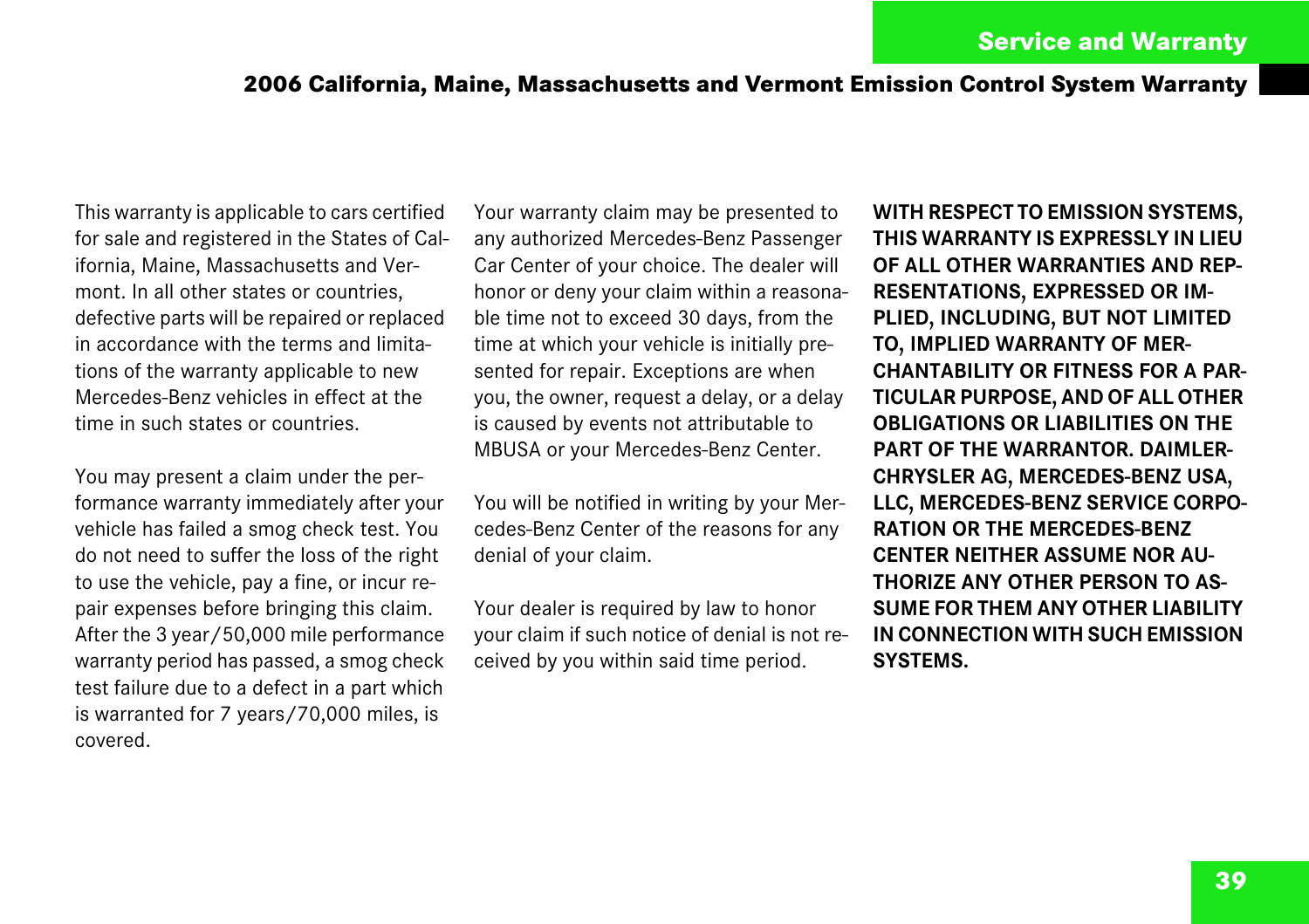This warranty is applicable to cars certified for sale and registered in the States of California, Maine, Massachusetts and Vermont. In all other states or countries, defective parts will be repaired or replaced in accordance with the terms and limitations of the warranty applicable to new Mercedes-Benz vehicles in effect at the time in such states or countries.

You may present a claim under the performance warranty immediately after your vehicle has failed a smog check test. You do not need to suffer the loss of the right to use the vehicle, pay a fine, or incur repair expenses before bringing this claim. After the 3 year/50,000 mile performance warranty period has passed, a smog check test failure due to a defect in a part which is warranted for 7 years/70,000 miles, is covered.

Your warranty claim may be presented to any authorized Mercedes-Benz Passenger Car Center of your choice. The dealer will honor or deny your claim within a reasonable time not to exceed 30 days, from the time at which your vehicle is initially presented for repair. Exceptions are when you, the owner, request a delay, or a delay is caused by events not attributable to MBUSA or your Mercedes-Benz Center.

You will be notified in writing by your Mercedes-Benz Center of the reasons for any denial of your claim.

Your dealer is required by law to honor your claim if such notice of denial is not received by you within said time period.

**WITH RESPECT TO EMISSION SYSTEMS, THIS WARRANTY IS EXPRESSLY IN LIEU OF ALL OTHER WARRANTIES AND REPRESENTATIONS, EXPRESSED OR IMPLIED, INCLUDING, BUT NOT LIMITED TO, IMPLIED WARRANTY OF MERCHANTABILITY OR FITNESS FOR A PARTICULAR PURPOSE, AND OF ALL OTHER OBLIGATIONS OR LIABILITIES ON THE PART OF THE WARRANTOR. DAIMLERCHRYSLER AG, MERCEDES-BENZ USA, LLC, MERCEDES-BENZ SERVICE CORPORATION OR THE MERCEDES-BENZ CENTER NEITHER ASSUME NOR AUTHORIZE ANY OTHER PERSON TO ASSUME FOR THEM ANY OTHER LIABILITY IN CONNECTION WITH SUCH EMISSION SYSTEMS.**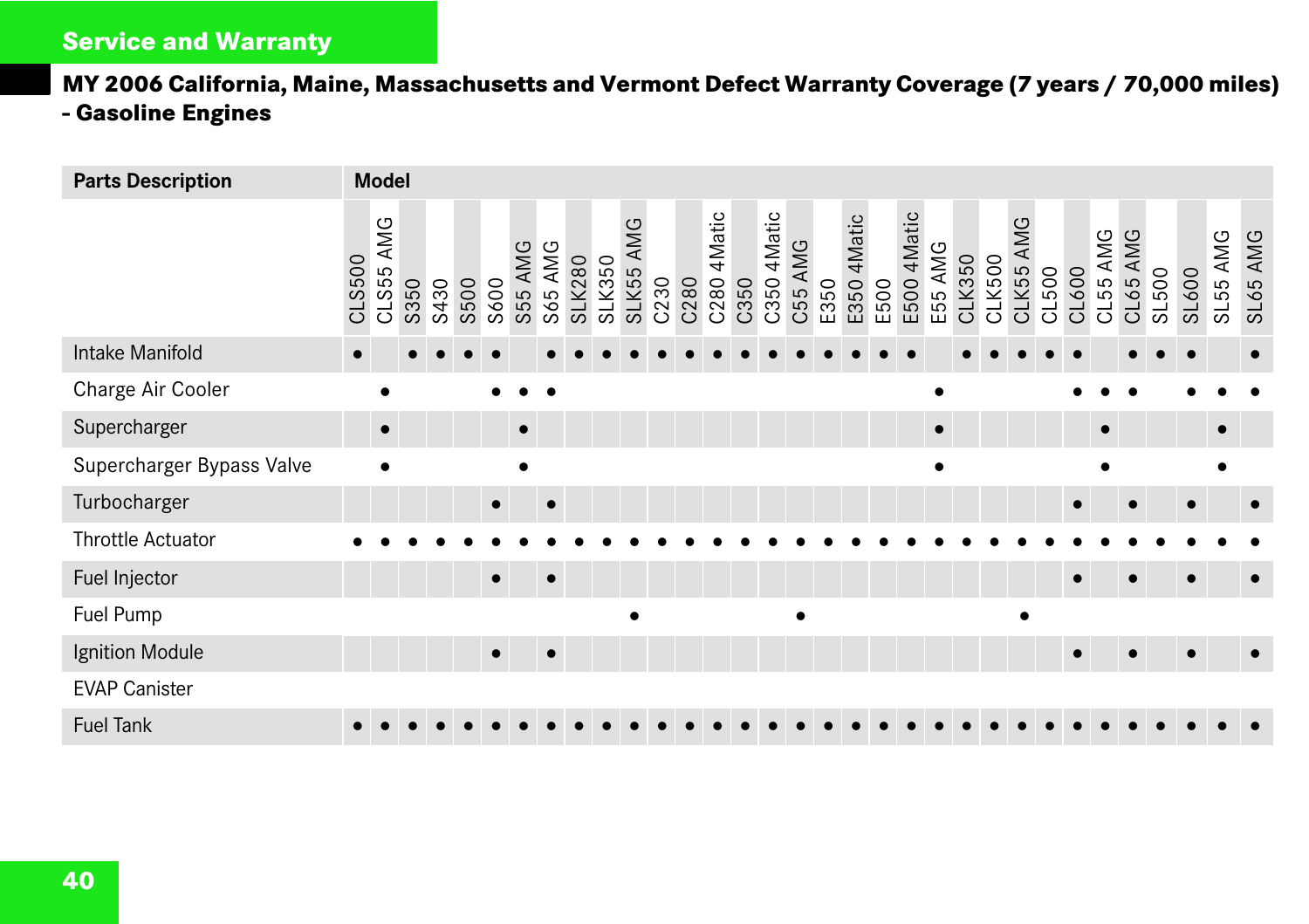# Service and Warranty

## MY 2006 California, Maine, Massachusetts and Vermont Defect Warranty Coverage (7 years / 70,000 miles) - Gasoline Engines

| Parts Description | Model | | | | | | | | | | | | | | | | | | | | | | | | | | | | | | | | |
|---|---|---|---|---|---|---|---|---|---|---|---|---|---|---|---|---|---|---|---|---|---|---|---|---|---|---|---|---|---|---|---|---|---|
| | CLS500 | CLS55 AMG | S350 | S430 | S500 | S600 | S55 AMG | S65 AMG | SLK280 | SLK350 | SLK55 AMG | C230 | C280 | C280 4Matic | C350 | C350 4Matic | C55 AMG | E350 | E350 4Matic | E500 | E500 4Matic | E55 AMG | CLK350 | CLK500 | CLK55 AMG | CL500 | CL600 | CL55 AMG | CL65 AMG | SL500 | SL600 | SL55 AMG | SL65 AMG |
| Intake Manifold | • | | • | • | • | • | | • | • | • | • | • | • | • | • | • | • | • | • | • | • | | • | • | • | • | • | | • | • | • | | • |
| Charge Air Cooler | | • | | | | • | • | • | | | | | | | | | | | | | | • | | | | | • | • | • | | • | • | • |
| Supercharger | | • | | | | | • | | | | | | | | | | | | | | | • | | | | | | • | | | | • | |
| Supercharger Bypass Valve | | • | | | | | • | | | | | | | | | | | | | | | • | | | | | | • | | | | • | |
| Turbocharger | | | | | | • | | • | | | | | | | | | | | | | | | | | | | • | | • | | • | | • |
| Throttle Actuator | • | • | • | • | • | • | • | • | • | • | • | • | • | • | • | • | • | • | • | • | • | • | • | • | • | • | • | • | • | • | • | • | • |
| Fuel Injector | | | | | | • | | • | | | | | | | | | | | | | | | | | | | • | | • | | • | | • |
| Fuel Pump | | | | | | | | | | | • | | | | | | • | | | | | | | | • | | | | | | | | |
| Ignition Module | | | | | | • | | • | | | | | | | | | | | | | | | | | | | • | | • | | • | | • |
| EVAP Canister | | | | | | | | | | | | | | | | | | | | | | | | | | | | | | | | | |
| Fuel Tank | • | • | • | • | • | • | • | • | • | • | • | • | • | • | • | • | • | • | • | • | • | • | • | • | • | • | • | • | • | • | • | • | • |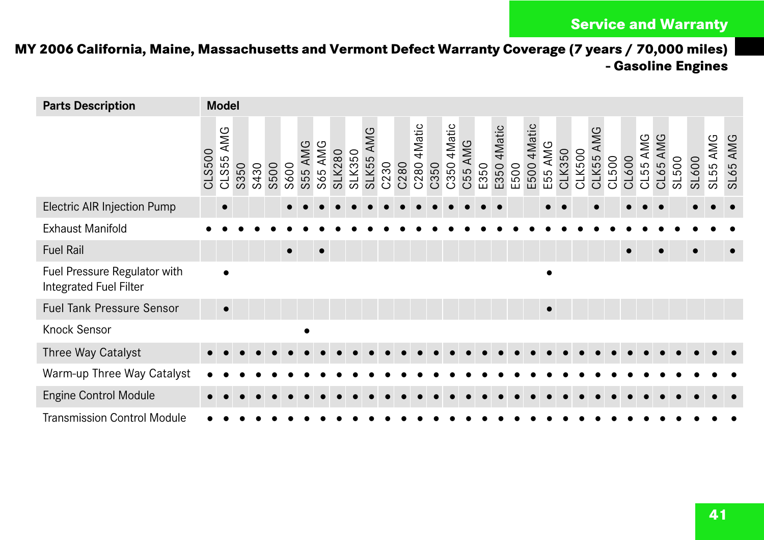## MY 2006 California, Maine, Massachusetts and Vermont Defect Warranty Coverage (7 years / 70,000 miles) - Gasoline Engines

| Parts Description | CLS500 | CLS55 AMG | S350 | S430 | S500 | S600 | S55 AMG | S65 AMG | SLK280 | SLK350 | SLK55 AMG | C230 | C280 | C280 4Matic | C350 | C350 4Matic | C55 AMG | E350 | E350 4Matic | E500 | E500 4Matic | E55 AMG | CLK350 | CLK500 | CLK55 AMG | CL500 | CL600 | CL55 AMG | CL65 AMG | SL500 | SL600 | SL55 AMG | SL65 AMG |
|---|---|---|---|---|---|---|---|---|---|---|---|---|---|---|---|---|---|---|---|---|---|---|---|---|---|---|---|---|---|---|---|---|---|
| Electric AIR Injection Pump | | • | | | | • | • | • | • | • | • | • | • | • | • | • | • | • | • | | | • | • | | • | | • | • | • | | • | • | • |
| Exhaust Manifold | • | • | • | • | • | • | • | • | • | • | • | • | • | • | • | • | • | • | • | • | • | • | • | • | • | • | • | • | • | • | • | • | • |
| Fuel Rail | | | | | | • | | • | | | | | | | | | | | | | | | | | | | • | | • | | • | | • |
| Fuel Pressure Regulator with Integrated Fuel Filter | | • | | | | | | | | | | | | | | | | | | | | • | | | | | | | | | | | |
| Fuel Tank Pressure Sensor | | • | | | | | | | | | | | | | | | | | | | | • | | | | | | | | | | | |
| Knock Sensor | | | | | | | • | | | | | | | | | | | | | | | | | | | | | | | | | | |
| Three Way Catalyst | • | • | • | • | • | • | • | • | • | • | • | • | • | • | • | • | • | • | • | • | • | • | • | • | • | • | • | • | • | • | • | • | • |
| Warm-up Three Way Catalyst | • | • | • | • | • | • | • | • | • | • | • | • | • | • | • | • | • | • | • | • | • | • | • | • | • | • | • | • | • | • | • | • | • |
| Engine Control Module | • | • | • | • | • | • | • | • | • | • | • | • | • | • | • | • | • | • | • | • | • | • | • | • | • | • | • | • | • | • | • | • | • |
| Transmission Control Module | • | • | • | • | • | • | • | • | • | • | • | • | • | • | • | • | • | • | • | • | • | • | • | • | • | • | • | • | • | • | • | • | • |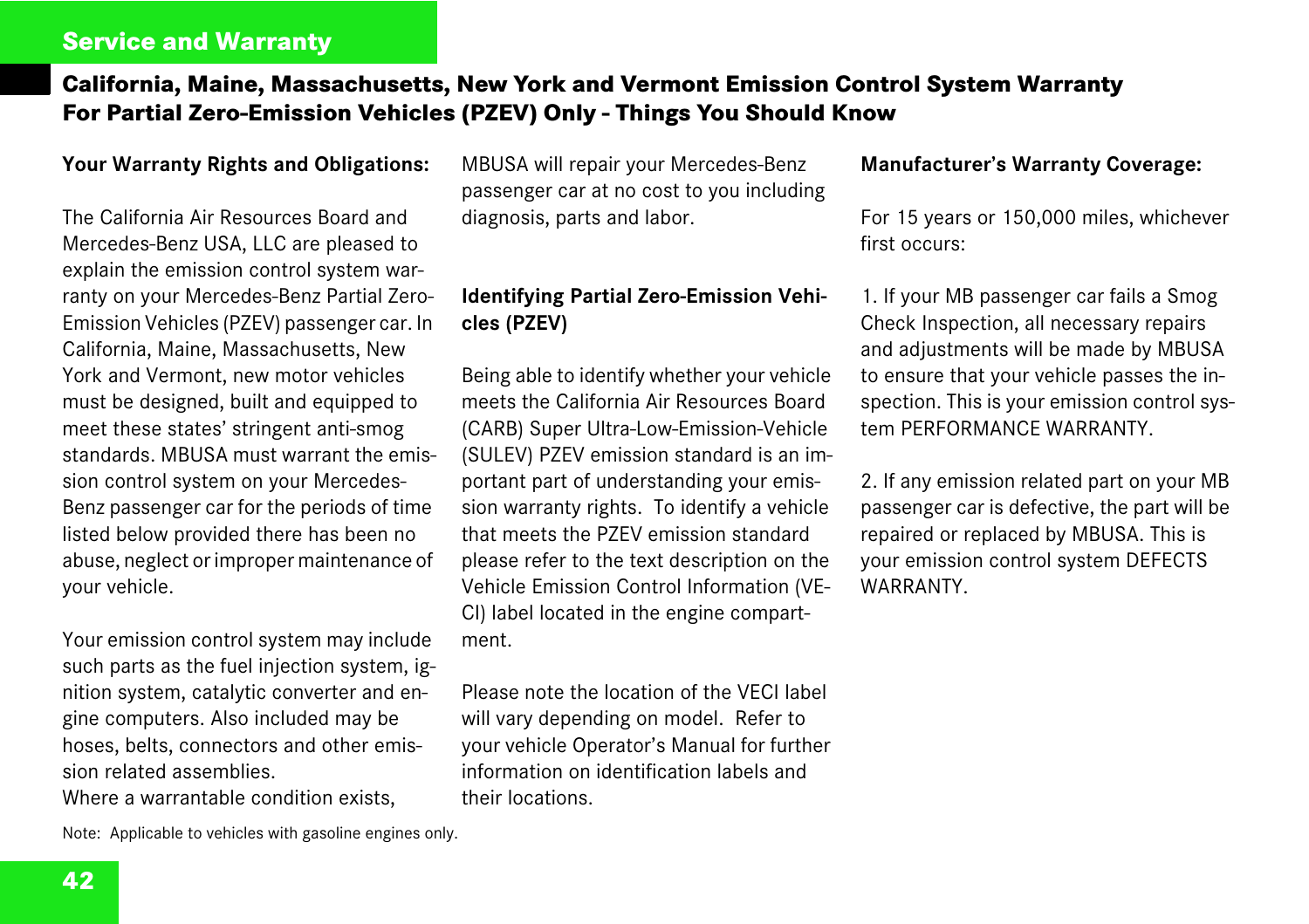## California, Maine, Massachusetts, New York and Vermont Emission Control System Warranty For Partial Zero-Emission Vehicles (PZEV) Only - Things You Should Know

**Your Warranty Rights and Obligations:**

The California Air Resources Board and Mercedes-Benz USA, LLC are pleased to explain the emission control system warranty on your Mercedes-Benz Partial Zero-Emission Vehicles (PZEV) passenger car. In California, Maine, Massachusetts, New York and Vermont, new motor vehicles must be designed, built and equipped to meet these states' stringent anti-smog standards. MBUSA must warrant the emission control system on your Mercedes-Benz passenger car for the periods of time listed below provided there has been no abuse, neglect or improper maintenance of your vehicle.

Your emission control system may include such parts as the fuel injection system, ignition system, catalytic converter and engine computers. Also included may be hoses, belts, connectors and other emission related assemblies.
Where a warrantable condition exists, MBUSA will repair your Mercedes-Benz passenger car at no cost to you including diagnosis, parts and labor.

**Identifying Partial Zero-Emission Vehicles (PZEV)**

Being able to identify whether your vehicle meets the California Air Resources Board (CARB) Super Ultra-Low-Emission-Vehicle (SULEV) PZEV emission standard is an important part of understanding your emission warranty rights. To identify a vehicle that meets the PZEV emission standard please refer to the text description on the Vehicle Emission Control Information (VECI) label located in the engine compartment.

Please note the location of the VECI label will vary depending on model. Refer to your vehicle Operator's Manual for further information on identification labels and their locations.

**Manufacturer's Warranty Coverage:**

For 15 years or 150,000 miles, whichever first occurs:

1. If your MB passenger car fails a Smog Check Inspection, all necessary repairs and adjustments will be made by MBUSA to ensure that your vehicle passes the inspection. This is your emission control system PERFORMANCE WARRANTY.

2. If any emission related part on your MB passenger car is defective, the part will be repaired or replaced by MBUSA. This is your emission control system DEFECTS WARRANTY.

Note: Applicable to vehicles with gasoline engines only.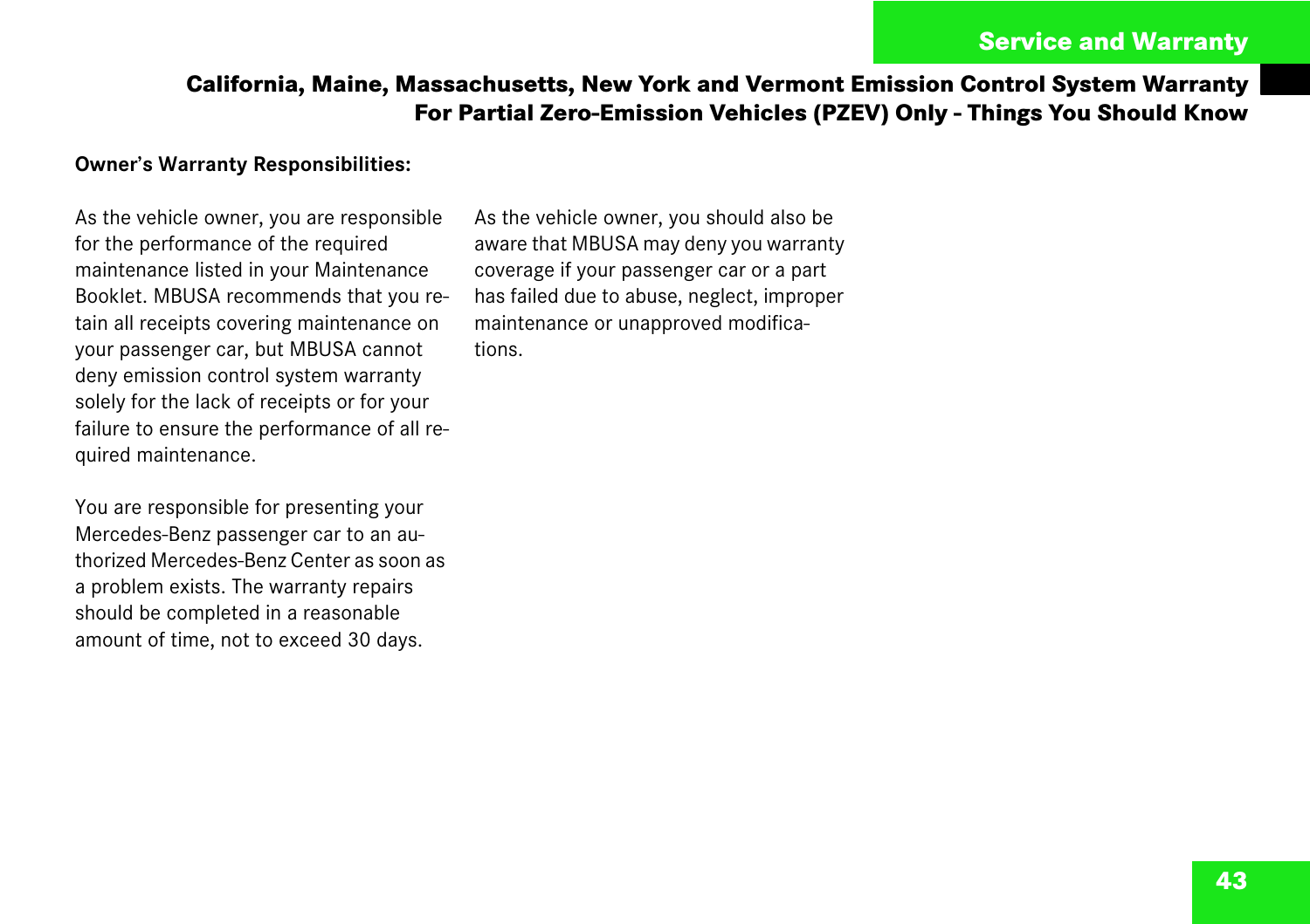## California, Maine, Massachusetts, New York and Vermont Emission Control System Warranty For Partial Zero-Emission Vehicles (PZEV) Only - Things You Should Know

**Owner's Warranty Responsibilities:**

As the vehicle owner, you are responsible for the performance of the required maintenance listed in your Maintenance Booklet. MBUSA recommends that you retain all receipts covering maintenance on your passenger car, but MBUSA cannot deny emission control system warranty solely for the lack of receipts or for your failure to ensure the performance of all required maintenance.

You are responsible for presenting your Mercedes-Benz passenger car to an authorized Mercedes-Benz Center as soon as a problem exists. The warranty repairs should be completed in a reasonable amount of time, not to exceed 30 days.

As the vehicle owner, you should also be aware that MBUSA may deny you warranty coverage if your passenger car or a part has failed due to abuse, neglect, improper maintenance or unapproved modifications.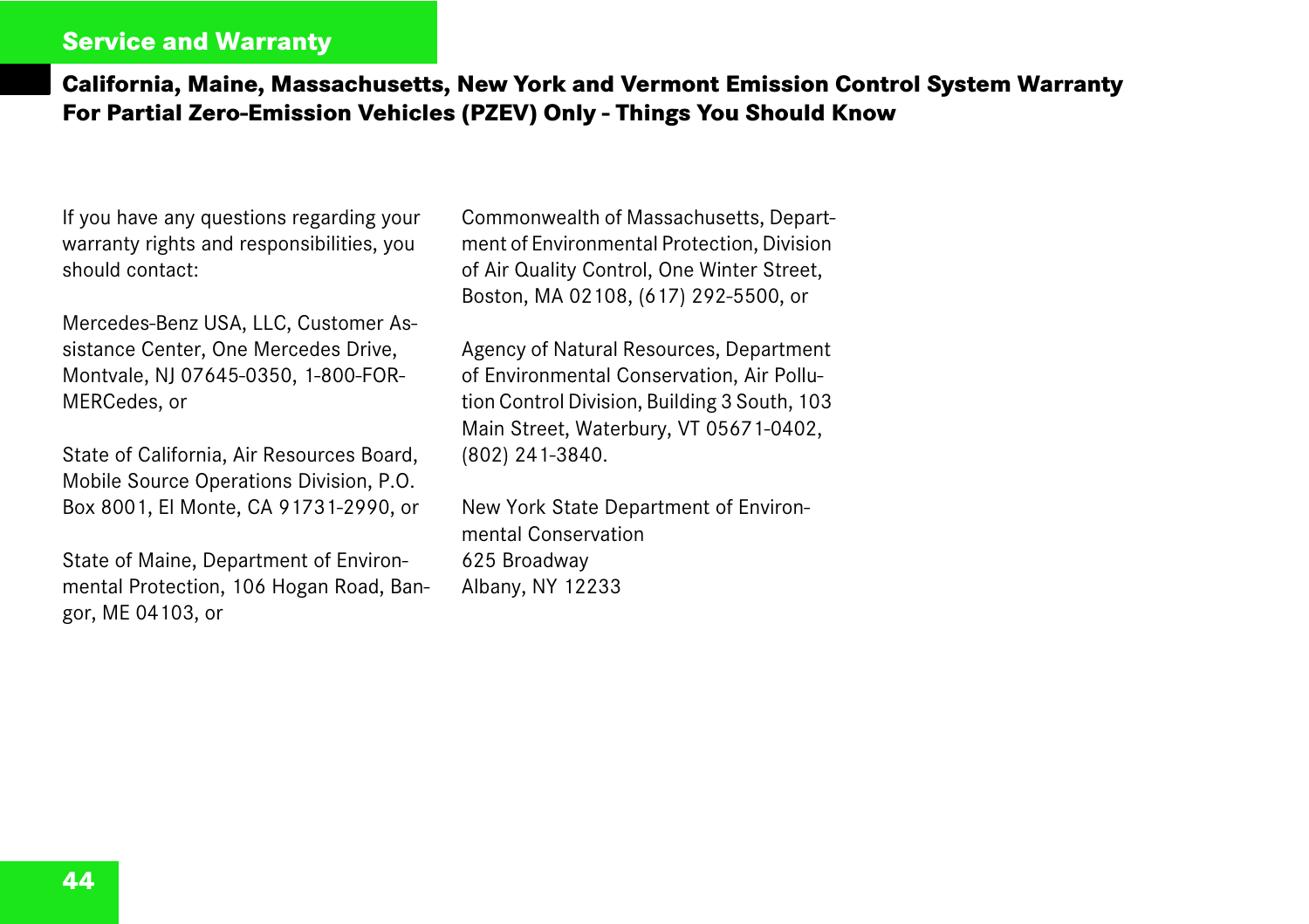## California, Maine, Massachusetts, New York and Vermont Emission Control System Warranty For Partial Zero-Emission Vehicles (PZEV) Only - Things You Should Know

If you have any questions regarding your warranty rights and responsibilities, you should contact:

Mercedes-Benz USA, LLC, Customer Assistance Center, One Mercedes Drive, Montvale, NJ 07645-0350, 1-800-FOR-MERCedes, or

State of California, Air Resources Board, Mobile Source Operations Division, P.O. Box 8001, El Monte, CA 91731-2990, or

State of Maine, Department of Environmental Protection, 106 Hogan Road, Bangor, ME 04103, or

Commonwealth of Massachusetts, Department of Environmental Protection, Division of Air Quality Control, One Winter Street, Boston, MA 02108, (617) 292-5500, or

Agency of Natural Resources, Department of Environmental Conservation, Air Pollution Control Division, Building 3 South, 103 Main Street, Waterbury, VT 05671-0402, (802) 241-3840.

New York State Department of Environmental Conservation
625 Broadway
Albany, NY 12233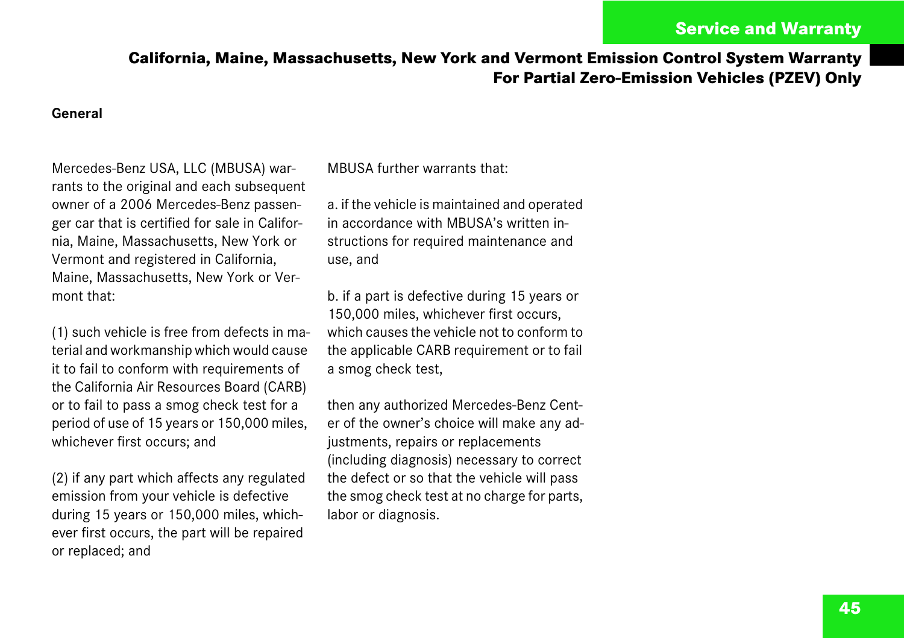## California, Maine, Massachusetts, New York and Vermont Emission Control System Warranty For Partial Zero-Emission Vehicles (PZEV) Only

### General

Mercedes-Benz USA, LLC (MBUSA) warrants to the original and each subsequent owner of a 2006 Mercedes-Benz passenger car that is certified for sale in California, Maine, Massachusetts, New York or Vermont and registered in California, Maine, Massachusetts, New York or Vermont that:

(1) such vehicle is free from defects in material and workmanship which would cause it to fail to conform with requirements of the California Air Resources Board (CARB) or to fail to pass a smog check test for a period of use of 15 years or 150,000 miles, whichever first occurs; and

(2) if any part which affects any regulated emission from your vehicle is defective during 15 years or 150,000 miles, whichever first occurs, the part will be repaired or replaced; and

MBUSA further warrants that:

a. if the vehicle is maintained and operated in accordance with MBUSA's written instructions for required maintenance and use, and

b. if a part is defective during 15 years or 150,000 miles, whichever first occurs, which causes the vehicle not to conform to the applicable CARB requirement or to fail a smog check test,

then any authorized Mercedes-Benz Center of the owner's choice will make any adjustments, repairs or replacements (including diagnosis) necessary to correct the defect or so that the vehicle will pass the smog check test at no charge for parts, labor or diagnosis.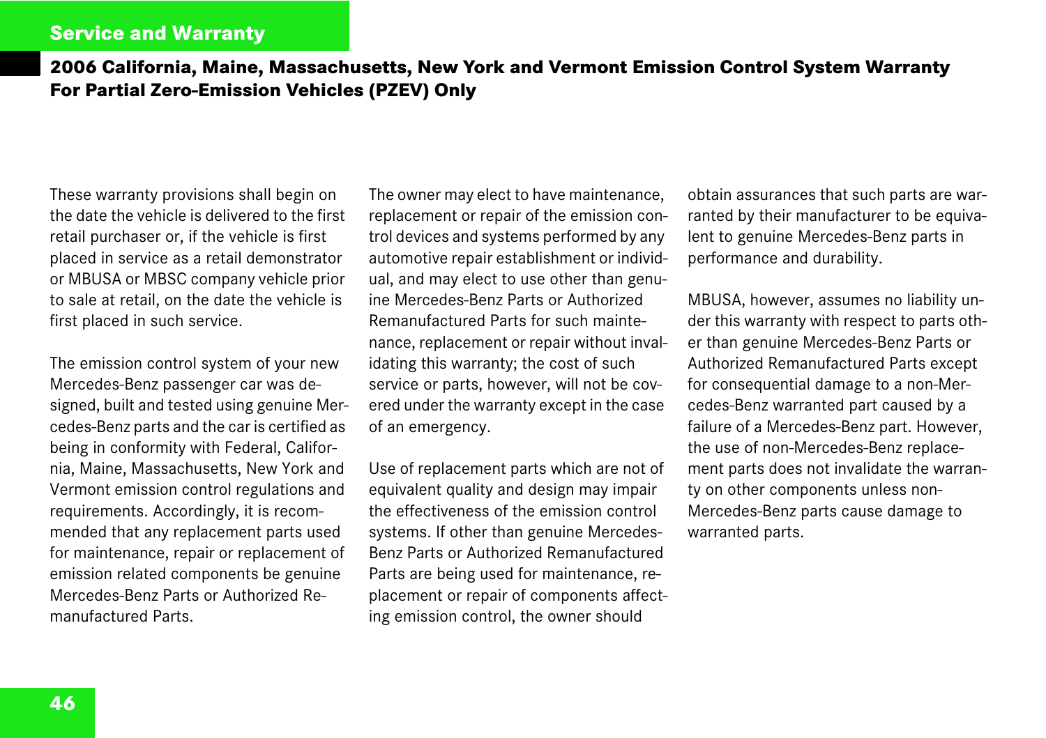## 2006 California, Maine, Massachusetts, New York and Vermont Emission Control System Warranty For Partial Zero-Emission Vehicles (PZEV) Only

These warranty provisions shall begin on the date the vehicle is delivered to the first retail purchaser or, if the vehicle is first placed in service as a retail demonstrator or MBUSA or MBSC company vehicle prior to sale at retail, on the date the vehicle is first placed in such service.

The emission control system of your new Mercedes-Benz passenger car was designed, built and tested using genuine Mercedes-Benz parts and the car is certified as being in conformity with Federal, California, Maine, Massachusetts, New York and Vermont emission control regulations and requirements. Accordingly, it is recommended that any replacement parts used for maintenance, repair or replacement of emission related components be genuine Mercedes-Benz Parts or Authorized Remanufactured Parts.

The owner may elect to have maintenance, replacement or repair of the emission control devices and systems performed by any automotive repair establishment or individual, and may elect to use other than genuine Mercedes-Benz Parts or Authorized Remanufactured Parts for such maintenance, replacement or repair without invalidating this warranty; the cost of such service or parts, however, will not be covered under the warranty except in the case of an emergency.

Use of replacement parts which are not of equivalent quality and design may impair the effectiveness of the emission control systems. If other than genuine Mercedes-Benz Parts or Authorized Remanufactured Parts are being used for maintenance, replacement or repair of components affecting emission control, the owner should obtain assurances that such parts are warranted by their manufacturer to be equivalent to genuine Mercedes-Benz parts in performance and durability.

MBUSA, however, assumes no liability under this warranty with respect to parts other than genuine Mercedes-Benz Parts or Authorized Remanufactured Parts except for consequential damage to a non-Mercedes-Benz warranted part caused by a failure of a Mercedes-Benz part. However, the use of non-Mercedes-Benz replacement parts does not invalidate the warranty on other components unless non-Mercedes-Benz parts cause damage to warranted parts.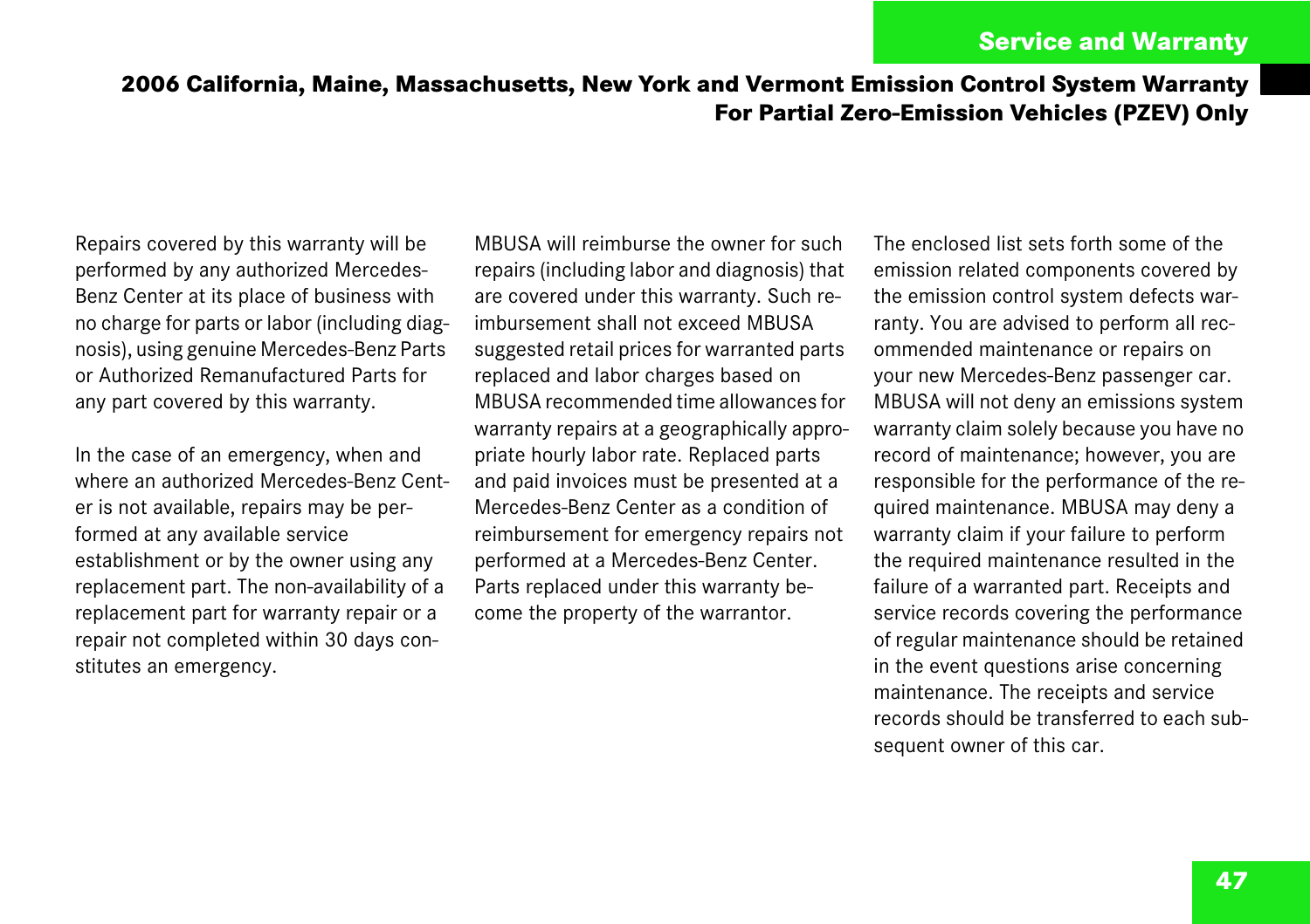## 2006 California, Maine, Massachusetts, New York and Vermont Emission Control System Warranty For Partial Zero-Emission Vehicles (PZEV) Only

Repairs covered by this warranty will be performed by any authorized Mercedes-Benz Center at its place of business with no charge for parts or labor (including diagnosis), using genuine Mercedes-Benz Parts or Authorized Remanufactured Parts for any part covered by this warranty.

In the case of an emergency, when and where an authorized Mercedes-Benz Center is not available, repairs may be performed at any available service establishment or by the owner using any replacement part. The non-availability of a replacement part for warranty repair or a repair not completed within 30 days constitutes an emergency.

MBUSA will reimburse the owner for such repairs (including labor and diagnosis) that are covered under this warranty. Such reimbursement shall not exceed MBUSA suggested retail prices for warranted parts replaced and labor charges based on MBUSA recommended time allowances for warranty repairs at a geographically appropriate hourly labor rate. Replaced parts and paid invoices must be presented at a Mercedes-Benz Center as a condition of reimbursement for emergency repairs not performed at a Mercedes-Benz Center. Parts replaced under this warranty become the property of the warrantor.

The enclosed list sets forth some of the emission related components covered by the emission control system defects warranty. You are advised to perform all recommended maintenance or repairs on your new Mercedes-Benz passenger car. MBUSA will not deny an emissions system warranty claim solely because you have no record of maintenance; however, you are responsible for the performance of the required maintenance. MBUSA may deny a warranty claim if your failure to perform the required maintenance resulted in the failure of a warranted part. Receipts and service records covering the performance of regular maintenance should be retained in the event questions arise concerning maintenance. The receipts and service records should be transferred to each subsequent owner of this car.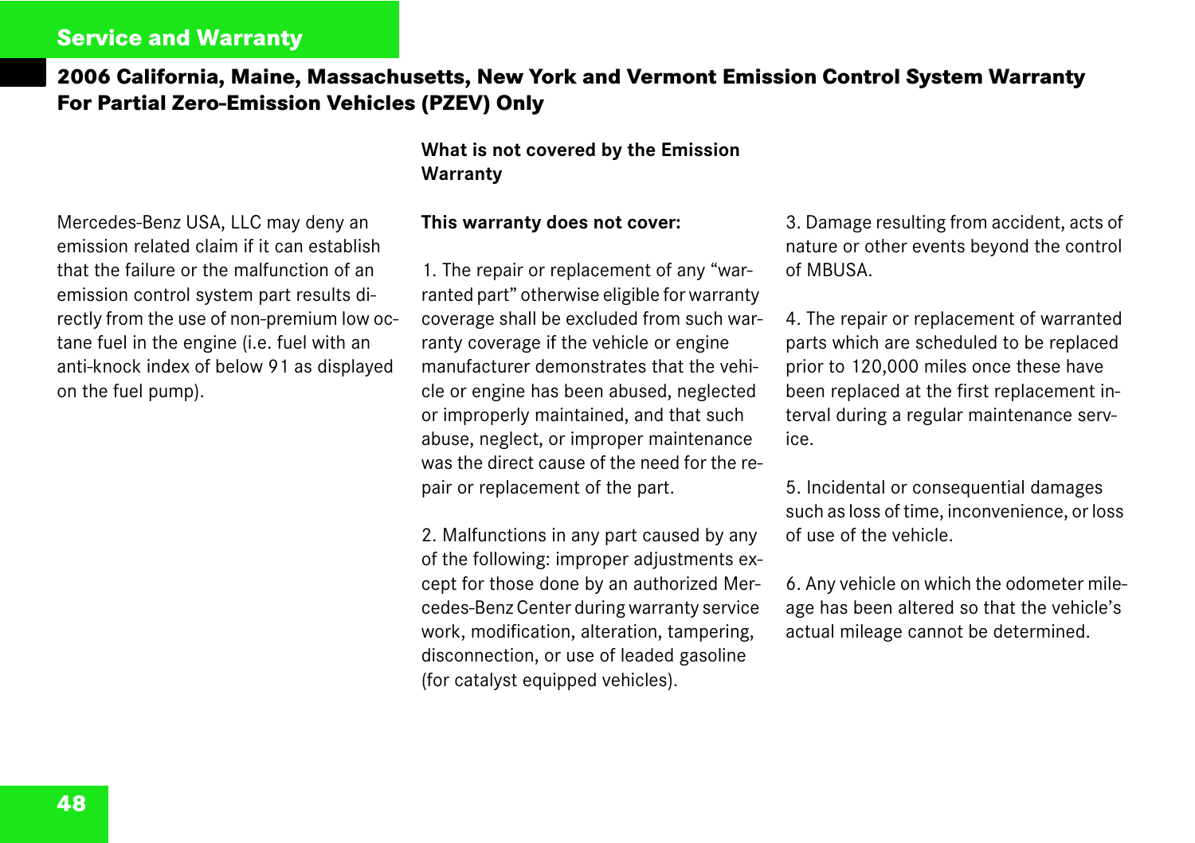## 2006 California, Maine, Massachusetts, New York and Vermont Emission Control System Warranty For Partial Zero-Emission Vehicles (PZEV) Only

Mercedes-Benz USA, LLC may deny an emission related claim if it can establish that the failure or the malfunction of an emission control system part results directly from the use of non-premium low octane fuel in the engine (i.e. fuel with an anti-knock index of below 91 as displayed on the fuel pump).

### What is not covered by the Emission Warranty

**This warranty does not cover:**

1. The repair or replacement of any “warranted part” otherwise eligible for warranty coverage shall be excluded from such warranty coverage if the vehicle or engine manufacturer demonstrates that the vehicle or engine has been abused, neglected or improperly maintained, and that such abuse, neglect, or improper maintenance was the direct cause of the need for the repair or replacement of the part.

2. Malfunctions in any part caused by any of the following: improper adjustments except for those done by an authorized Mercedes-Benz Center during warranty service work, modification, alteration, tampering, disconnection, or use of leaded gasoline (for catalyst equipped vehicles).

3. Damage resulting from accident, acts of nature or other events beyond the control of MBUSA.

4. The repair or replacement of warranted parts which are scheduled to be replaced prior to 120,000 miles once these have been replaced at the first replacement interval during a regular maintenance service.

5. Incidental or consequential damages such as loss of time, inconvenience, or loss of use of the vehicle.

6. Any vehicle on which the odometer mileage has been altered so that the vehicle’s actual mileage cannot be determined.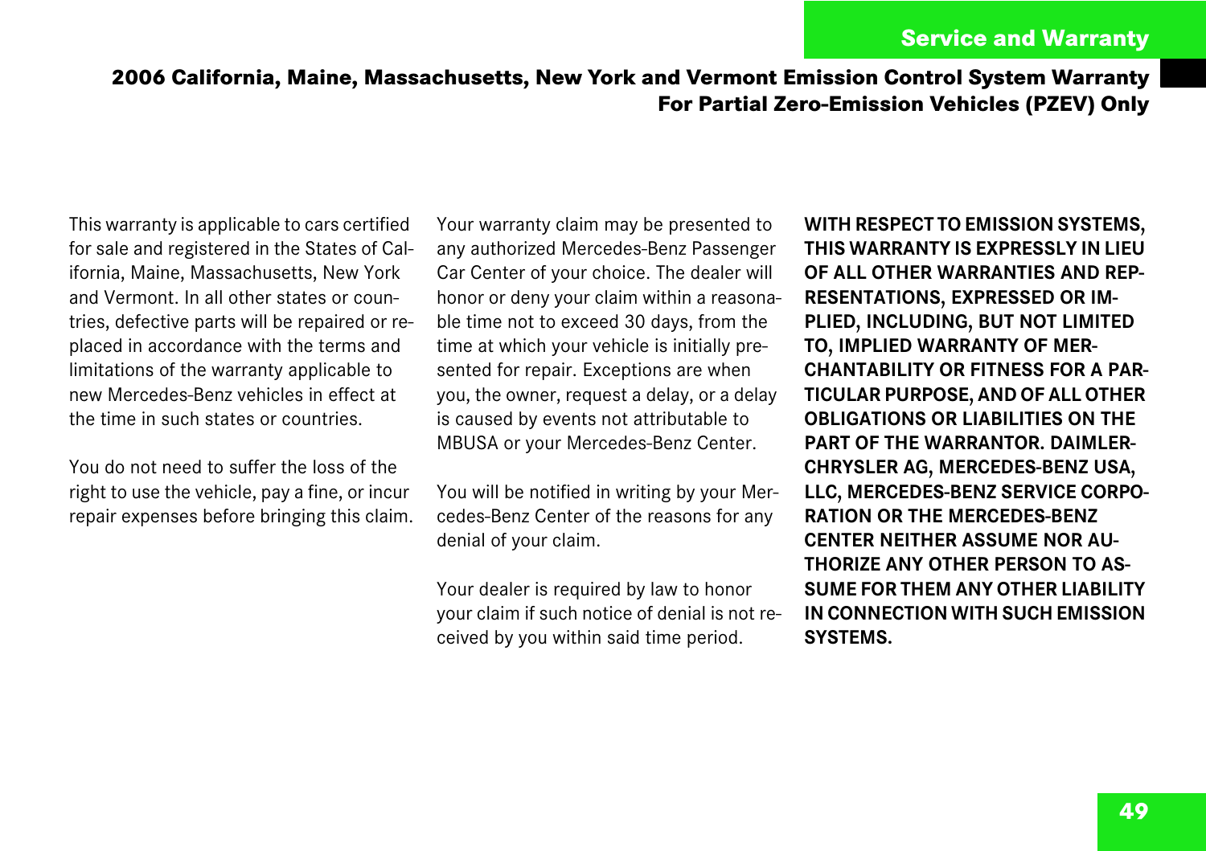## 2006 California, Maine, Massachusetts, New York and Vermont Emission Control System Warranty For Partial Zero-Emission Vehicles (PZEV) Only

This warranty is applicable to cars certified for sale and registered in the States of California, Maine, Massachusetts, New York and Vermont. In all other states or countries, defective parts will be repaired or replaced in accordance with the terms and limitations of the warranty applicable to new Mercedes-Benz vehicles in effect at the time in such states or countries.

You do not need to suffer the loss of the right to use the vehicle, pay a fine, or incur repair expenses before bringing this claim.

Your warranty claim may be presented to any authorized Mercedes-Benz Passenger Car Center of your choice. The dealer will honor or deny your claim within a reasonable time not to exceed 30 days, from the time at which your vehicle is initially presented for repair. Exceptions are when you, the owner, request a delay, or a delay is caused by events not attributable to MBUSA or your Mercedes-Benz Center.

You will be notified in writing by your Mercedes-Benz Center of the reasons for any denial of your claim.

Your dealer is required by law to honor your claim if such notice of denial is not received by you within said time period.

**WITH RESPECT TO EMISSION SYSTEMS, THIS WARRANTY IS EXPRESSLY IN LIEU OF ALL OTHER WARRANTIES AND REPRESENTATIONS, EXPRESSED OR IMPLIED, INCLUDING, BUT NOT LIMITED TO, IMPLIED WARRANTY OF MERCHANTABILITY OR FITNESS FOR A PARTICULAR PURPOSE, AND OF ALL OTHER OBLIGATIONS OR LIABILITIES ON THE PART OF THE WARRANTOR. DAIMLERCHRYSLER AG, MERCEDES-BENZ USA, LLC, MERCEDES-BENZ SERVICE CORPORATION OR THE MERCEDES-BENZ CENTER NEITHER ASSUME NOR AUTHORIZE ANY OTHER PERSON TO ASSUME FOR THEM ANY OTHER LIABILITY IN CONNECTION WITH SUCH EMISSION SYSTEMS.**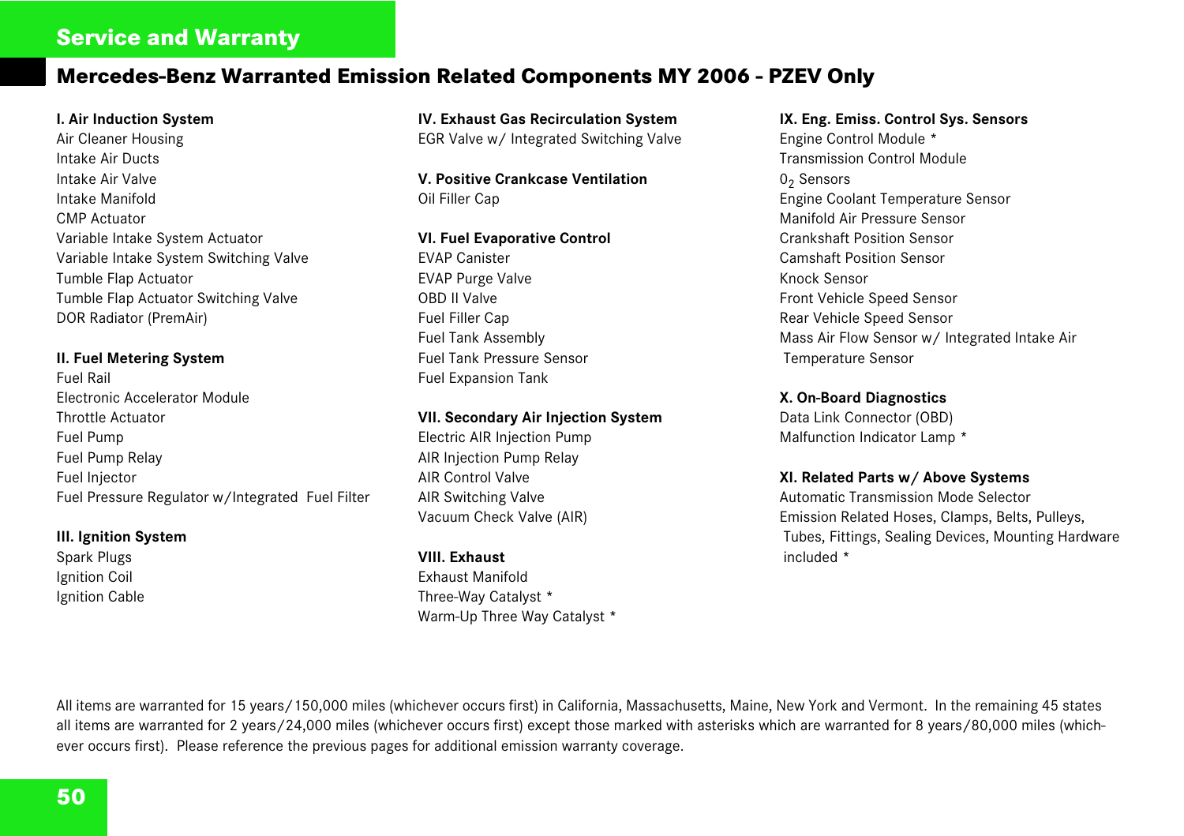## Service and Warranty

## Mercedes-Benz Warranted Emission Related Components MY 2006 - PZEV Only

**I. Air Induction System**

Air Cleaner Housing
Intake Air Ducts
Intake Air Valve
Intake Manifold
CMP Actuator
Variable Intake System Actuator
Variable Intake System Switching Valve
Tumble Flap Actuator
Tumble Flap Actuator Switching Valve
DOR Radiator (PremAir)

**II. Fuel Metering System**

Fuel Rail
Electronic Accelerator Module
Throttle Actuator
Fuel Pump
Fuel Pump Relay
Fuel Injector
Fuel Pressure Regulator w/Integrated Fuel Filter

**III. Ignition System**

Spark Plugs
Ignition Coil
Ignition Cable

**IV. Exhaust Gas Recirculation System**

EGR Valve w/ Integrated Switching Valve

**V. Positive Crankcase Ventilation**

Oil Filler Cap

**VI. Fuel Evaporative Control**

EVAP Canister
EVAP Purge Valve
OBD II Valve
Fuel Filler Cap
Fuel Tank Assembly
Fuel Tank Pressure Sensor
Fuel Expansion Tank

**VII. Secondary Air Injection System**

Electric AIR Injection Pump
AIR Injection Pump Relay
AIR Control Valve
AIR Switching Valve
Vacuum Check Valve (AIR)

**VIII. Exhaust**

Exhaust Manifold
Three-Way Catalyst *
Warm-Up Three Way Catalyst *

**IX. Eng. Emiss. Control Sys. Sensors**

Engine Control Module *
Transmission Control Module
$0_2$ Sensors
Engine Coolant Temperature Sensor
Manifold Air Pressure Sensor
Crankshaft Position Sensor
Camshaft Position Sensor
Knock Sensor
Front Vehicle Speed Sensor
Rear Vehicle Speed Sensor
Mass Air Flow Sensor w/ Integrated Intake Air Temperature Sensor

**X. On-Board Diagnostics**

Data Link Connector (OBD)
Malfunction Indicator Lamp *

**XI. Related Parts w/ Above Systems**

Automatic Transmission Mode Selector
Emission Related Hoses, Clamps, Belts, Pulleys, Tubes, Fittings, Sealing Devices, Mounting Hardware included *

All items are warranted for 15 years/150,000 miles (whichever occurs first) in California, Massachusetts, Maine, New York and Vermont. In the remaining 45 states all items are warranted for 2 years/24,000 miles (whichever occurs first) except those marked with asterisks which are warranted for 8 years/80,000 miles (whichever occurs first). Please reference the previous pages for additional emission warranty coverage.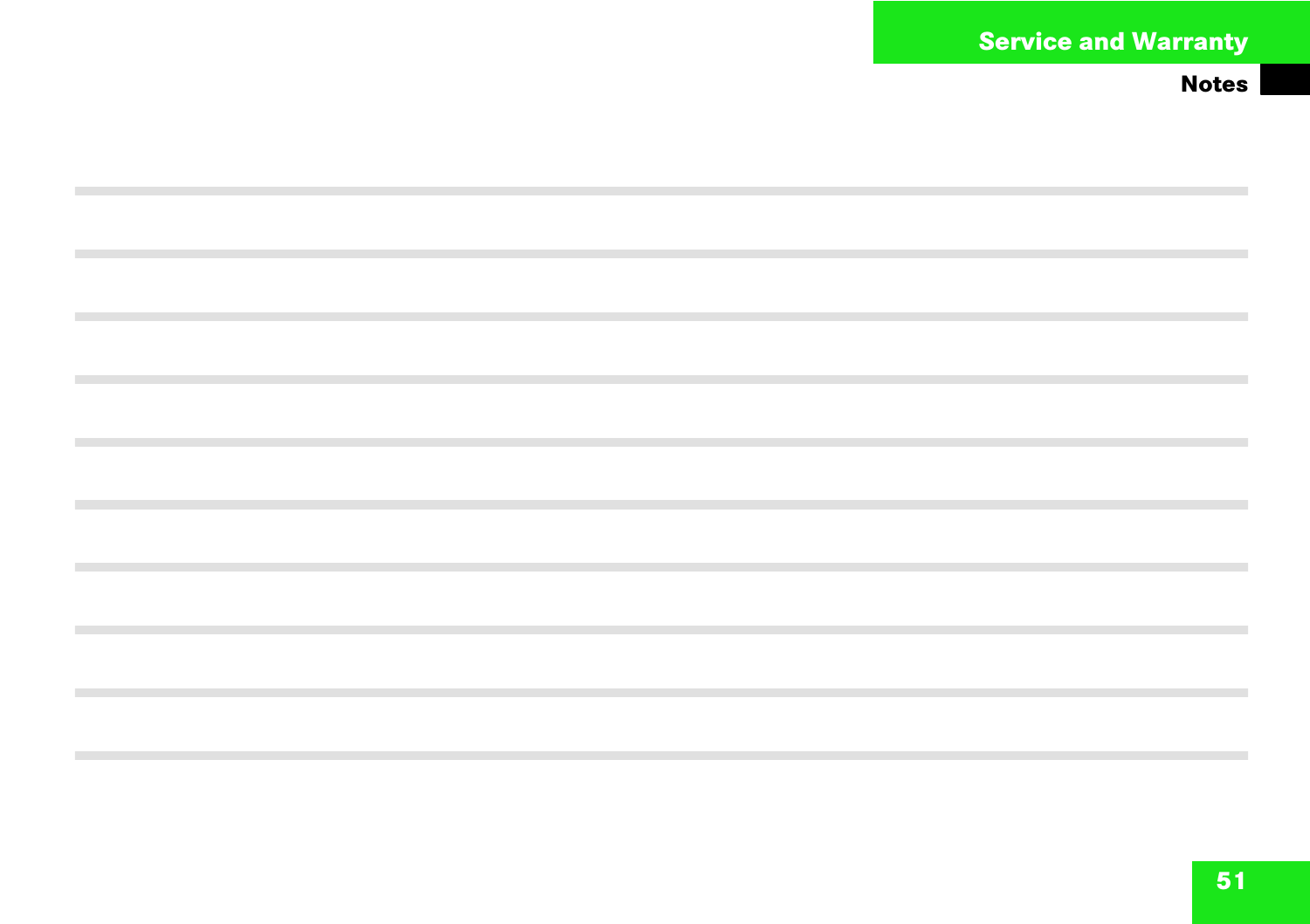## Notes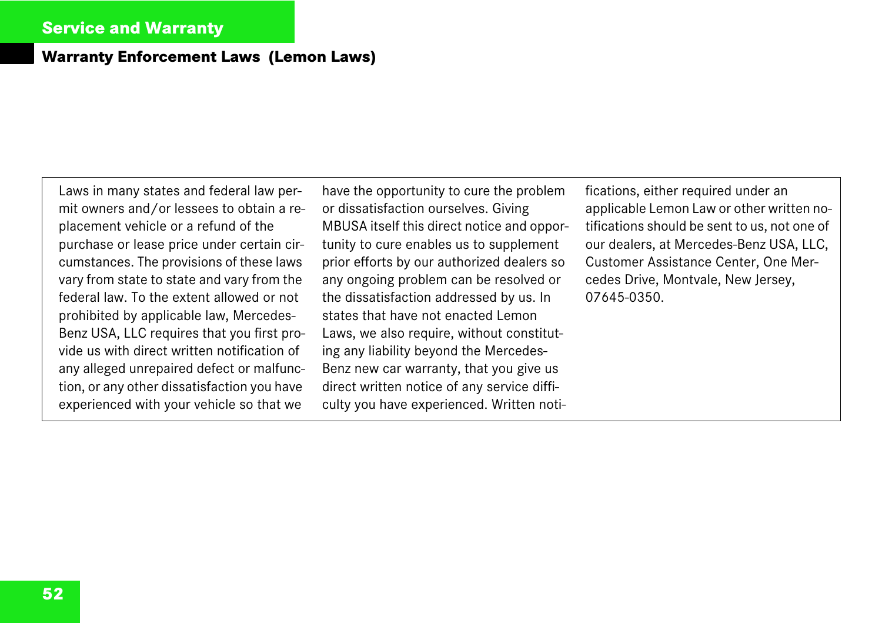## Warranty Enforcement Laws (Lemon Laws)

Laws in many states and federal law permit owners and/or lessees to obtain a replacement vehicle or a refund of the purchase or lease price under certain circumstances. The provisions of these laws vary from state to state and vary from the federal law. To the extent allowed or not prohibited by applicable law, Mercedes-Benz USA, LLC requires that you first provide us with direct written notification of any alleged unrepaired defect or malfunction, or any other dissatisfaction you have experienced with your vehicle so that we have the opportunity to cure the problem or dissatisfaction ourselves. Giving MBUSA itself this direct notice and opportunity to cure enables us to supplement prior efforts by our authorized dealers so any ongoing problem can be resolved or the dissatisfaction addressed by us. In states that have not enacted Lemon Laws, we also require, without constituting any liability beyond the Mercedes-Benz new car warranty, that you give us direct written notice of any service difficulty you have experienced. Written notifications, either required under an applicable Lemon Law or other written notifications should be sent to us, not one of our dealers, at Mercedes-Benz USA, LLC, Customer Assistance Center, One Mercedes Drive, Montvale, New Jersey, 07645-0350.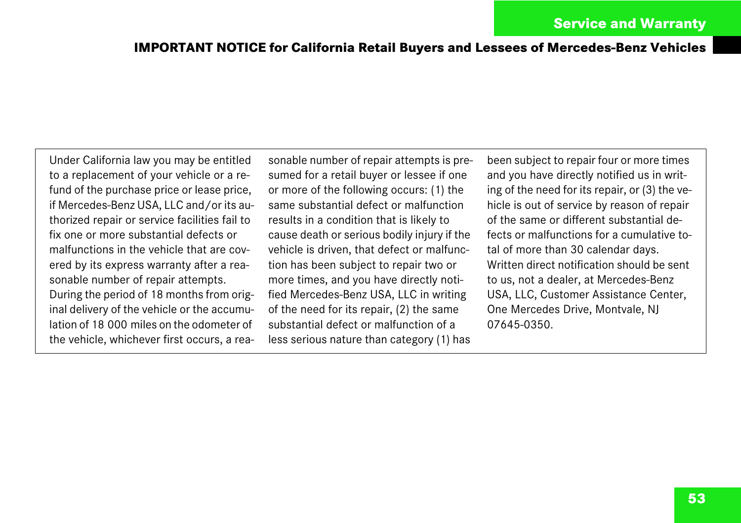## IMPORTANT NOTICE for California Retail Buyers and Lessees of Mercedes-Benz Vehicles

Under California law you may be entitled to a replacement of your vehicle or a refund of the purchase price or lease price, if Mercedes-Benz USA, LLC and/or its authorized repair or service facilities fail to fix one or more substantial defects or malfunctions in the vehicle that are covered by its express warranty after a reasonable number of repair attempts. During the period of 18 months from original delivery of the vehicle or the accumulation of 18 000 miles on the odometer of the vehicle, whichever first occurs, a reasonable number of repair attempts is presumed for a retail buyer or lessee if one or more of the following occurs: (1) the same substantial defect or malfunction results in a condition that is likely to cause death or serious bodily injury if the vehicle is driven, that defect or malfunction has been subject to repair two or more times, and you have directly notified Mercedes-Benz USA, LLC in writing of the need for its repair, (2) the same substantial defect or malfunction of a less serious nature than category (1) has been subject to repair four or more times and you have directly notified us in writing of the need for its repair, or (3) the vehicle is out of service by reason of repair of the same or different substantial defects or malfunctions for a cumulative total of more than 30 calendar days. Written direct notification should be sent to us, not a dealer, at Mercedes-Benz USA, LLC, Customer Assistance Center, One Mercedes Drive, Montvale, NJ 07645-0350.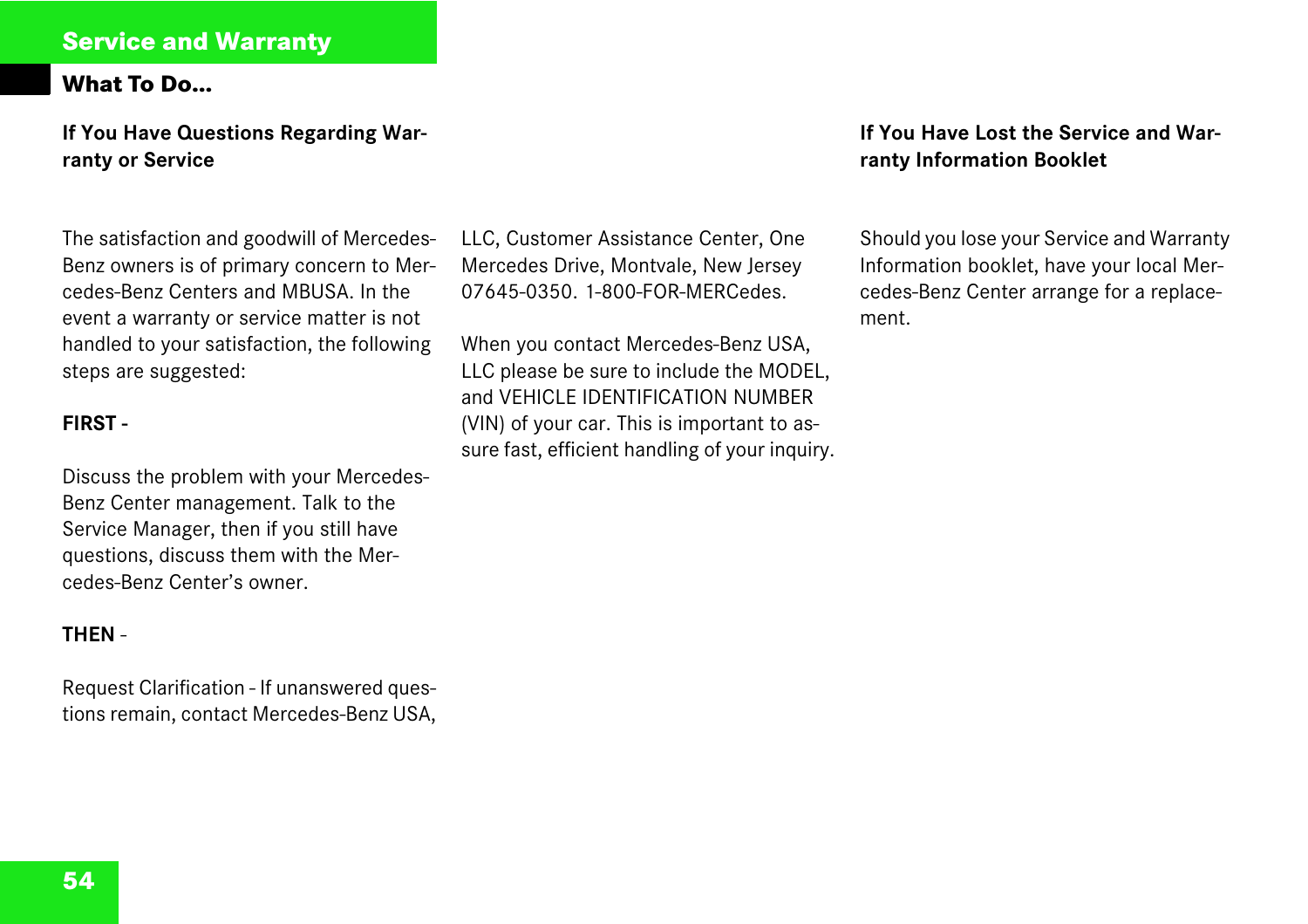## What To Do...

### If You Have Questions Regarding Warranty or Service

The satisfaction and goodwill of Mercedes-Benz owners is of primary concern to Mercedes-Benz Centers and MBUSA. In the event a warranty or service matter is not handled to your satisfaction, the following steps are suggested:

**FIRST** -

Discuss the problem with your Mercedes-Benz Center management. Talk to the Service Manager, then if you still have questions, discuss them with the Mercedes-Benz Center's owner.

**THEN** -

Request Clarification - If unanswered questions remain, contact Mercedes-Benz USA, LLC, Customer Assistance Center, One Mercedes Drive, Montvale, New Jersey 07645-0350. 1-800-FOR-MERCedes.

When you contact Mercedes-Benz USA, LLC please be sure to include the MODEL, and VEHICLE IDENTIFICATION NUMBER (VIN) of your car. This is important to assure fast, efficient handling of your inquiry.

### If You Have Lost the Service and Warranty Information Booklet

Should you lose your Service and Warranty Information booklet, have your local Mercedes-Benz Center arrange for a replacement.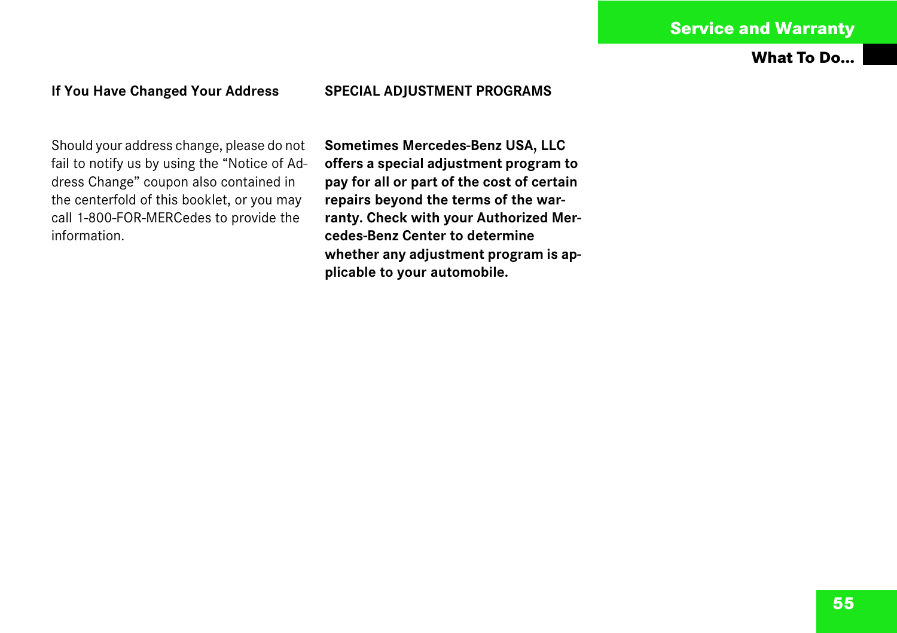### If You Have Changed Your Address

Should your address change, please do not fail to notify us by using the “Notice of Address Change” coupon also contained in the centerfold of this booklet, or you may call 1-800-FOR-MERCedes to provide the information.

### SPECIAL ADJUSTMENT PROGRAMS

**Sometimes Mercedes-Benz USA, LLC offers a special adjustment program to pay for all or part of the cost of certain repairs beyond the terms of the warranty. Check with your Authorized Mercedes-Benz Center to determine whether any adjustment program is applicable to your automobile.**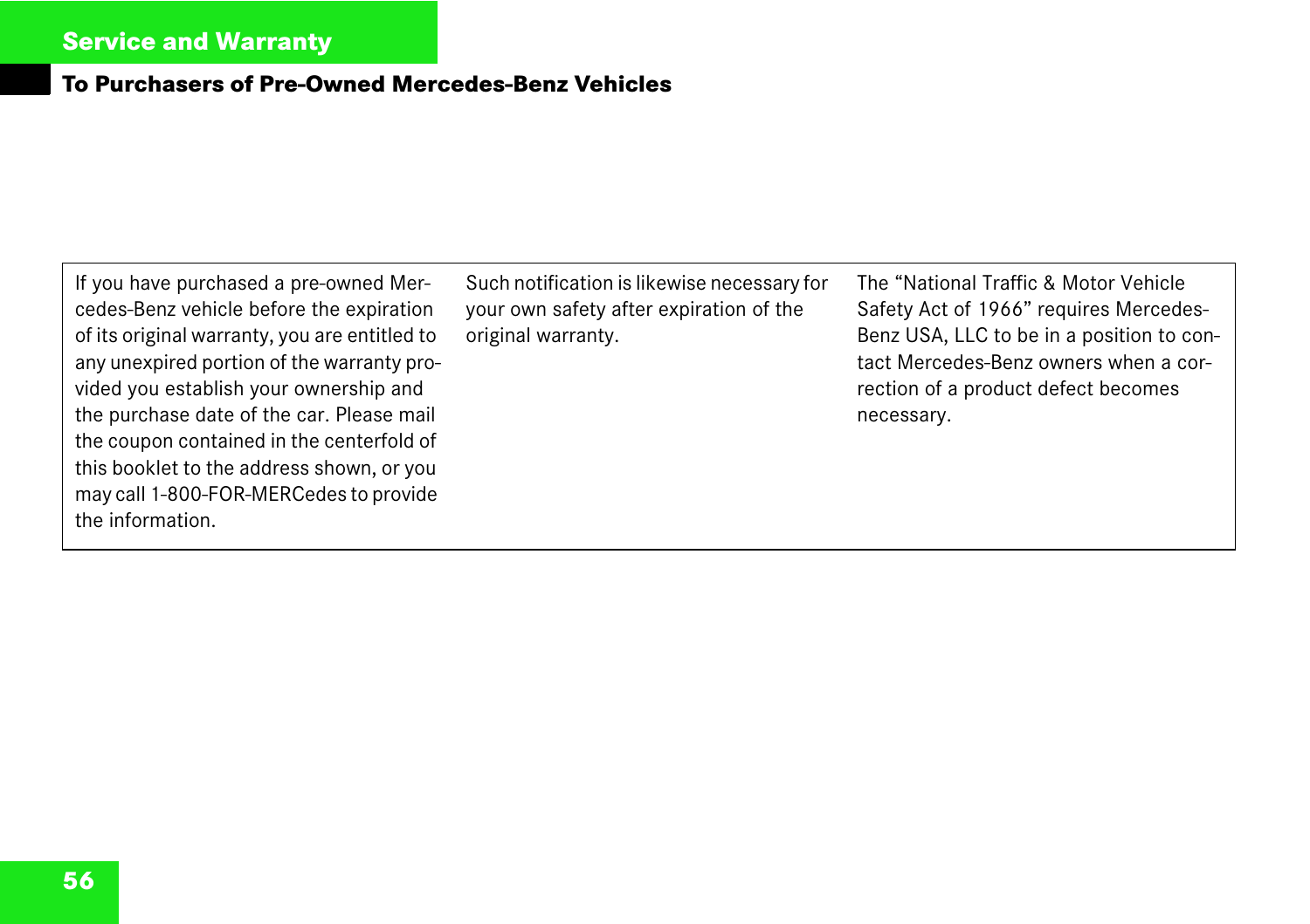## Service and Warranty

### To Purchasers of Pre-Owned Mercedes-Benz Vehicles

If you have purchased a pre-owned Mercedes-Benz vehicle before the expiration of its original warranty, you are entitled to any unexpired portion of the warranty provided you establish your ownership and the purchase date of the car. Please mail the coupon contained in the centerfold of this booklet to the address shown, or you may call 1-800-FOR-MERCedes to provide the information.

Such notification is likewise necessary for your own safety after expiration of the original warranty.

The “National Traffic & Motor Vehicle Safety Act of 1966” requires Mercedes-Benz USA, LLC to be in a position to contact Mercedes-Benz owners when a correction of a product defect becomes necessary.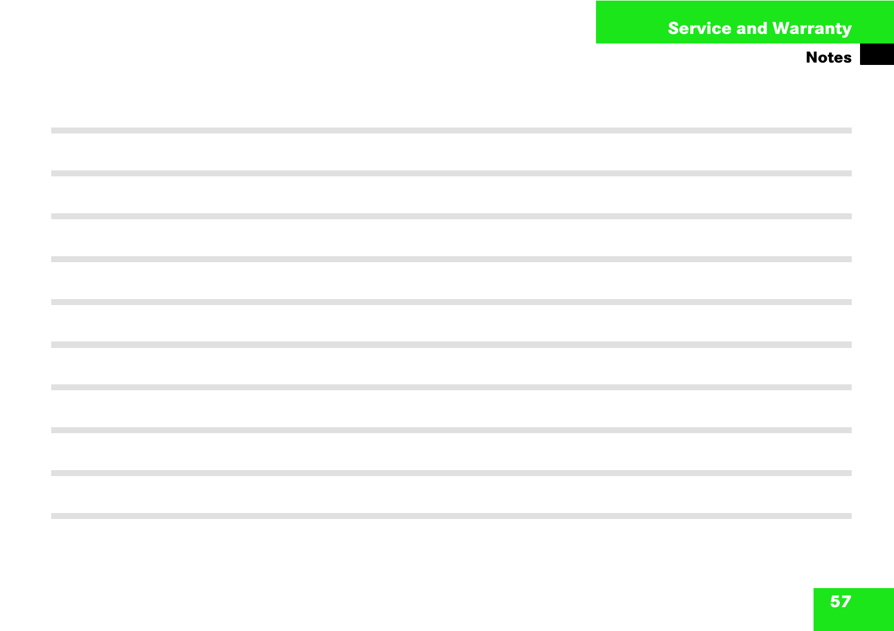## Notes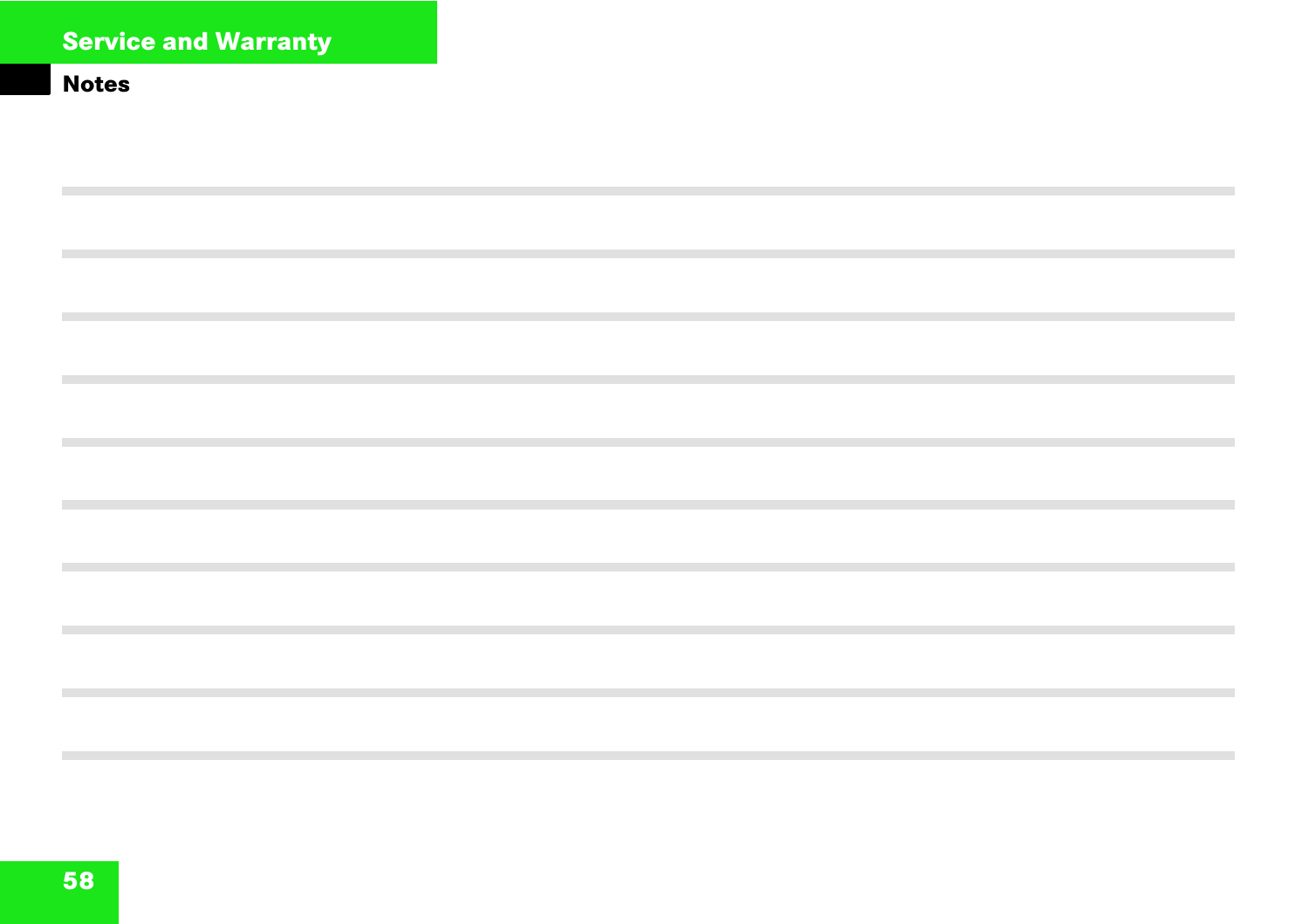## Notes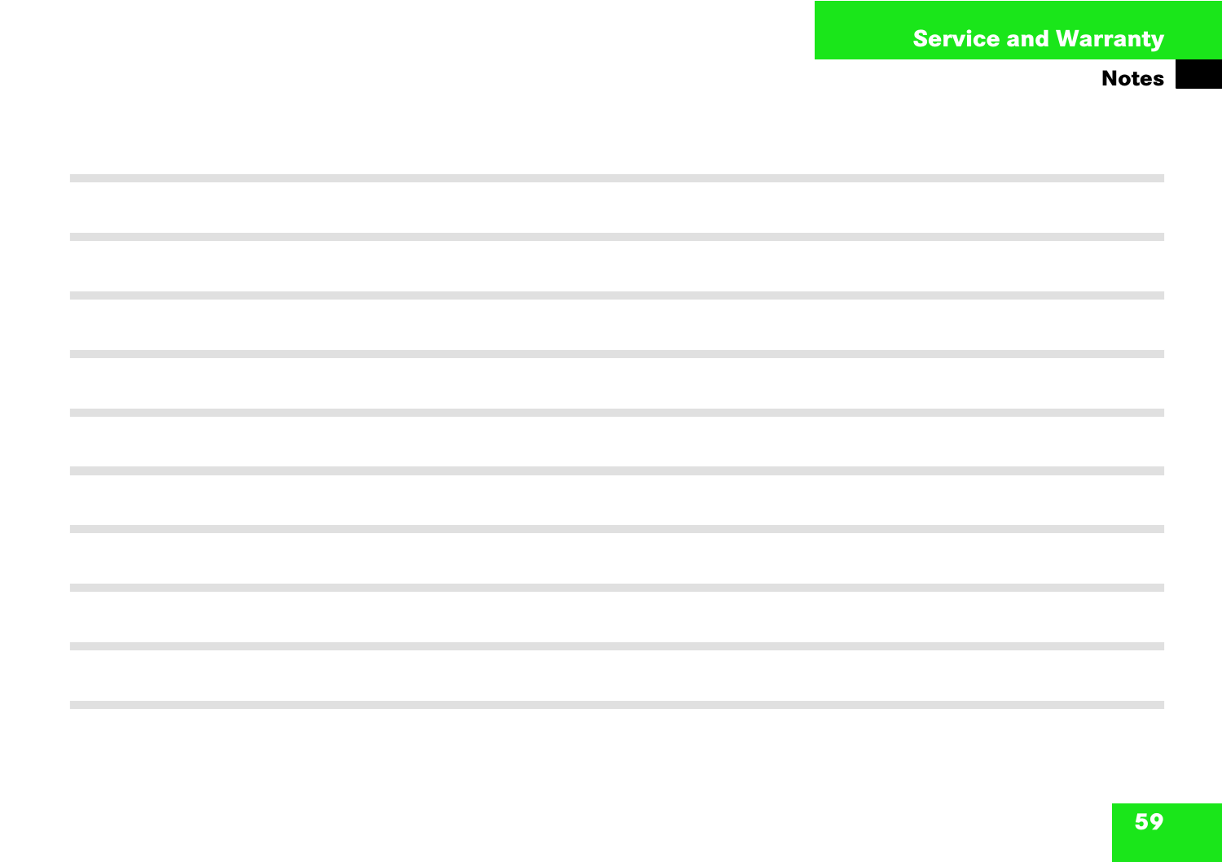## Notes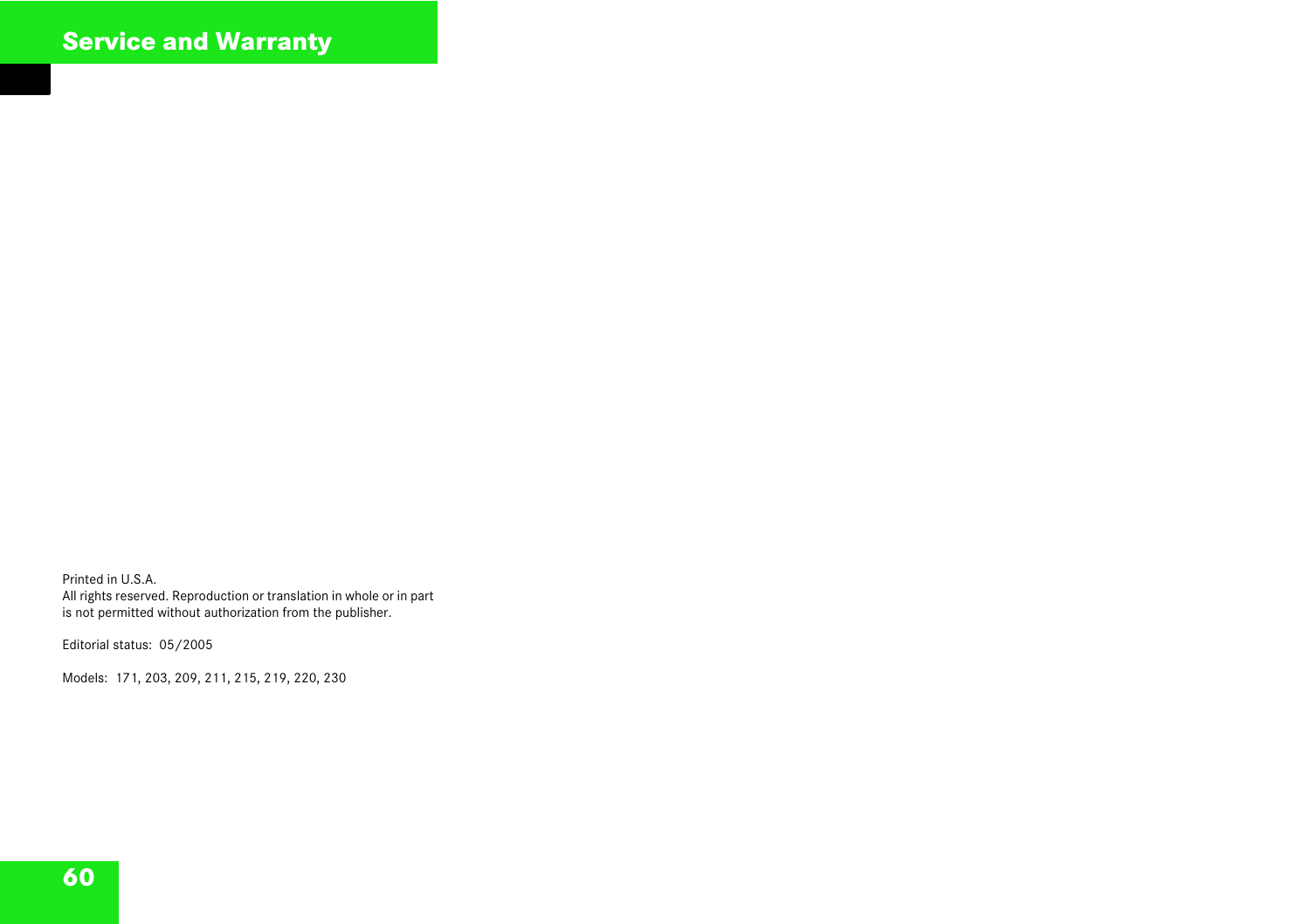Printed in U.S.A.
All rights reserved. Reproduction or translation in whole or in part is not permitted without authorization from the publisher.

Editorial status: 05/2005

Models: 171, 203, 209, 211, 215, 219, 220, 230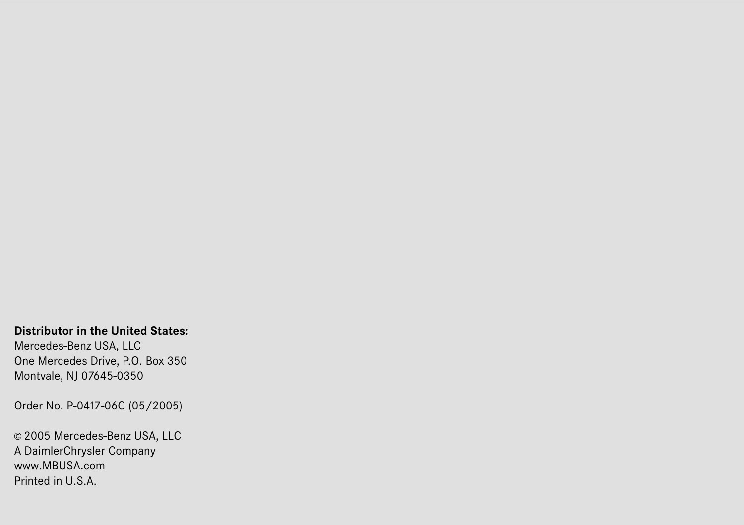**Distributor in the United States:**
Mercedes-Benz USA, LLC
One Mercedes Drive, P.O. Box 350
Montvale, NJ 07645-0350

Order No. P-0417-06C (05/2005)

© 2005 Mercedes-Benz USA, LLC
A DaimlerChrysler Company
www.MBUSA.com
Printed in U.S.A.